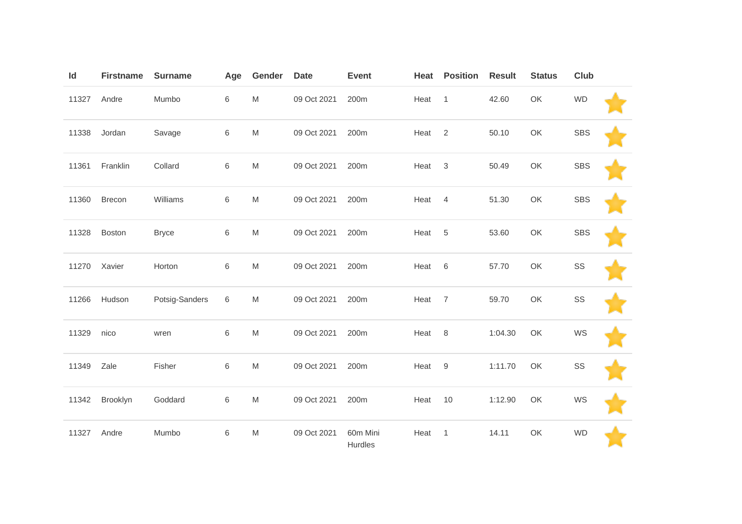| Id | Firstname | Surname | Age | Gender | Date | Event | Heat | Position | Result | Status | Club | |
|---|---|---|---|---|---|---|---|---|---|---|---|---|
| 11327 | Andre | Mumbo | 6 | M | 09 Oct 2021 | 200m | Heat | 1 | 42.60 | OK | WD | |
| 11338 | Jordan | Savage | 6 | M | 09 Oct 2021 | 200m | Heat | 2 | 50.10 | OK | SBS | |
| 11361 | Franklin | Collard | 6 | M | 09 Oct 2021 | 200m | Heat | 3 | 50.49 | OK | SBS | |
| 11360 | Brecon | Williams | 6 | M | 09 Oct 2021 | 200m | Heat | 4 | 51.30 | OK | SBS | |
| 11328 | Boston | Bryce | 6 | M | 09 Oct 2021 | 200m | Heat | 5 | 53.60 | OK | SBS | |
| 11270 | Xavier | Horton | 6 | M | 09 Oct 2021 | 200m | Heat | 6 | 57.70 | OK | SS | |
| 11266 | Hudson | Potsig-Sanders | 6 | M | 09 Oct 2021 | 200m | Heat | 7 | 59.70 | OK | SS | |
| 11329 | nico | wren | 6 | M | 09 Oct 2021 | 200m | Heat | 8 | 1:04.30 | OK | WS | |
| 11349 | Zale | Fisher | 6 | M | 09 Oct 2021 | 200m | Heat | 9 | 1:11.70 | OK | SS | |
| 11342 | Brooklyn | Goddard | 6 | M | 09 Oct 2021 | 200m | Heat | 10 | 1:12.90 | OK | WS | |
| 11327 | Andre | Mumbo | 6 | M | 09 Oct 2021 | 60m Mini Hurdles | Heat | 1 | 14.11 | OK | WD | |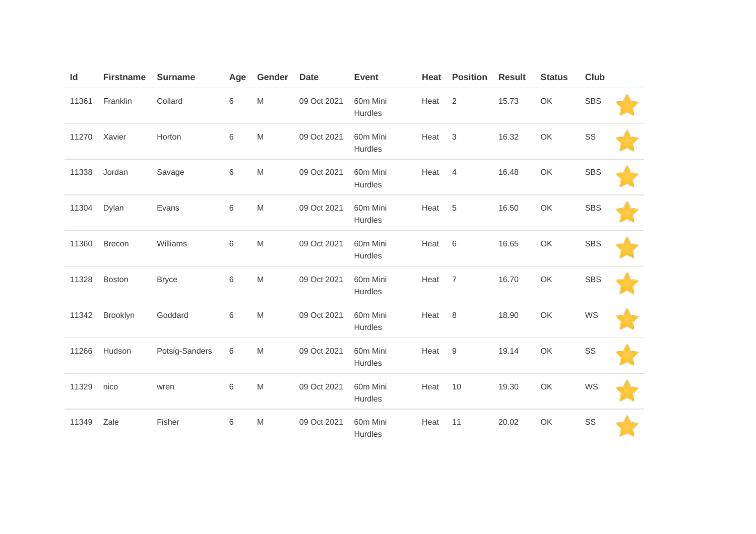| Id | Firstname | Surname | Age | Gender | Date | Event | Heat | Position | Result | Status | Club | |
|---|---|---|---|---|---|---|---|---|---|---|---|---|
| 11361 | Franklin | Collard | 6 | M | 09 Oct 2021 | 60m Mini Hurdles | Heat | 2 | 15.73 | OK | SBS | |
| 11270 | Xavier | Horton | 6 | M | 09 Oct 2021 | 60m Mini Hurdles | Heat | 3 | 16.32 | OK | SS | |
| 11338 | Jordan | Savage | 6 | M | 09 Oct 2021 | 60m Mini Hurdles | Heat | 4 | 16.48 | OK | SBS | |
| 11304 | Dylan | Evans | 6 | M | 09 Oct 2021 | 60m Mini Hurdles | Heat | 5 | 16.50 | OK | SBS | |
| 11360 | Brecon | Williams | 6 | M | 09 Oct 2021 | 60m Mini Hurdles | Heat | 6 | 16.65 | OK | SBS | |
| 11328 | Boston | Bryce | 6 | M | 09 Oct 2021 | 60m Mini Hurdles | Heat | 7 | 16.70 | OK | SBS | |
| 11342 | Brooklyn | Goddard | 6 | M | 09 Oct 2021 | 60m Mini Hurdles | Heat | 8 | 18.90 | OK | WS | |
| 11266 | Hudson | Potsig-Sanders | 6 | M | 09 Oct 2021 | 60m Mini Hurdles | Heat | 9 | 19.14 | OK | SS | |
| 11329 | nico | wren | 6 | M | 09 Oct 2021 | 60m Mini Hurdles | Heat | 10 | 19.30 | OK | WS | |
| 11349 | Zale | Fisher | 6 | M | 09 Oct 2021 | 60m Mini Hurdles | Heat | 11 | 20.02 | OK | SS | |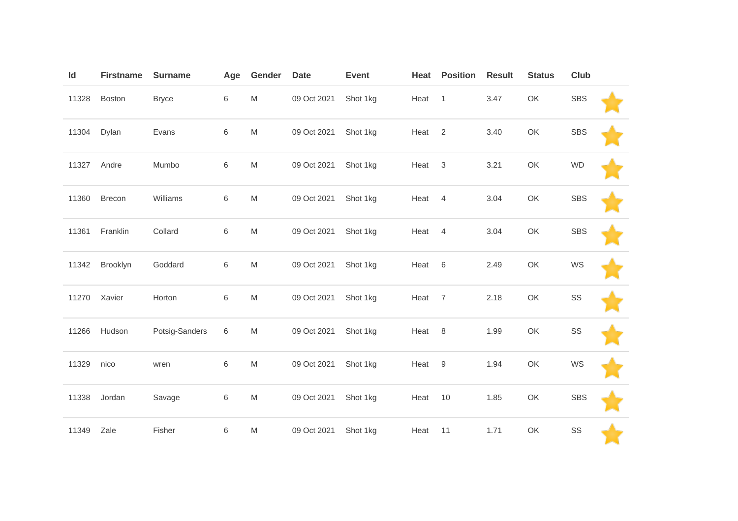| Id | Firstname | Surname | Age | Gender | Date | Event | Heat | Position | Result | Status | Club | |
|---|---|---|---|---|---|---|---|---|---|---|---|---|
| 11328 | Boston | Bryce | 6 | M | 09 Oct 2021 | Shot 1kg | Heat | 1 | 3.47 | OK | SBS | |
| 11304 | Dylan | Evans | 6 | M | 09 Oct 2021 | Shot 1kg | Heat | 2 | 3.40 | OK | SBS | |
| 11327 | Andre | Mumbo | 6 | M | 09 Oct 2021 | Shot 1kg | Heat | 3 | 3.21 | OK | WD | |
| 11360 | Brecon | Williams | 6 | M | 09 Oct 2021 | Shot 1kg | Heat | 4 | 3.04 | OK | SBS | |
| 11361 | Franklin | Collard | 6 | M | 09 Oct 2021 | Shot 1kg | Heat | 4 | 3.04 | OK | SBS | |
| 11342 | Brooklyn | Goddard | 6 | M | 09 Oct 2021 | Shot 1kg | Heat | 6 | 2.49 | OK | WS | |
| 11270 | Xavier | Horton | 6 | M | 09 Oct 2021 | Shot 1kg | Heat | 7 | 2.18 | OK | SS | |
| 11266 | Hudson | Potsig-Sanders | 6 | M | 09 Oct 2021 | Shot 1kg | Heat | 8 | 1.99 | OK | SS | |
| 11329 | nico | wren | 6 | M | 09 Oct 2021 | Shot 1kg | Heat | 9 | 1.94 | OK | WS | |
| 11338 | Jordan | Savage | 6 | M | 09 Oct 2021 | Shot 1kg | Heat | 10 | 1.85 | OK | SBS | |
| 11349 | Zale | Fisher | 6 | M | 09 Oct 2021 | Shot 1kg | Heat | 11 | 1.71 | OK | SS | |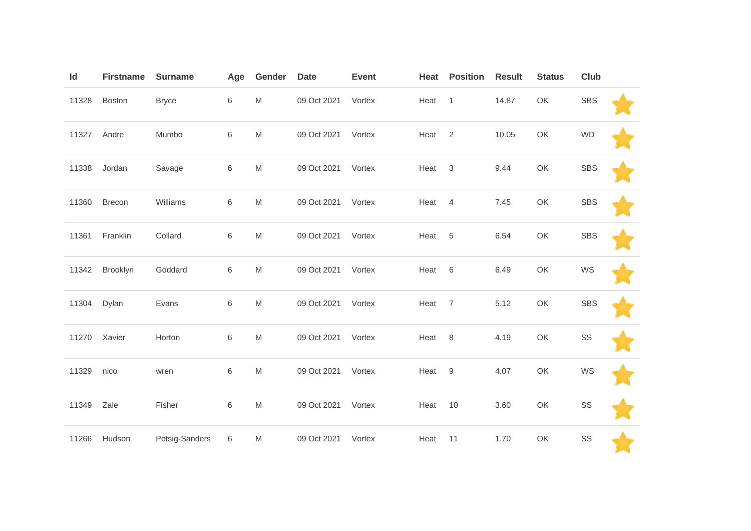| Id | Firstname | Surname | Age | Gender | Date | Event | Heat | Position | Result | Status | Club | |
|---|---|---|---|---|---|---|---|---|---|---|---|---|
| 11328 | Boston | Bryce | 6 | M | 09 Oct 2021 | Vortex | Heat | 1 | 14.87 | OK | SBS | ⭐ |
| 11327 | Andre | Mumbo | 6 | M | 09 Oct 2021 | Vortex | Heat | 2 | 10.05 | OK | WD | ⭐ |
| 11338 | Jordan | Savage | 6 | M | 09 Oct 2021 | Vortex | Heat | 3 | 9.44 | OK | SBS | ⭐ |
| 11360 | Brecon | Williams | 6 | M | 09 Oct 2021 | Vortex | Heat | 4 | 7.45 | OK | SBS | ⭐ |
| 11361 | Franklin | Collard | 6 | M | 09 Oct 2021 | Vortex | Heat | 5 | 6.54 | OK | SBS | ⭐ |
| 11342 | Brooklyn | Goddard | 6 | M | 09 Oct 2021 | Vortex | Heat | 6 | 6.49 | OK | WS | ⭐ |
| 11304 | Dylan | Evans | 6 | M | 09 Oct 2021 | Vortex | Heat | 7 | 5.12 | OK | SBS | ⭐ |
| 11270 | Xavier | Horton | 6 | M | 09 Oct 2021 | Vortex | Heat | 8 | 4.19 | OK | SS | ⭐ |
| 11329 | nico | wren | 6 | M | 09 Oct 2021 | Vortex | Heat | 9 | 4.07 | OK | WS | ⭐ |
| 11349 | Zale | Fisher | 6 | M | 09 Oct 2021 | Vortex | Heat | 10 | 3.60 | OK | SS | ⭐ |
| 11266 | Hudson | Potsig-Sanders | 6 | M | 09 Oct 2021 | Vortex | Heat | 11 | 1.70 | OK | SS | ⭐ |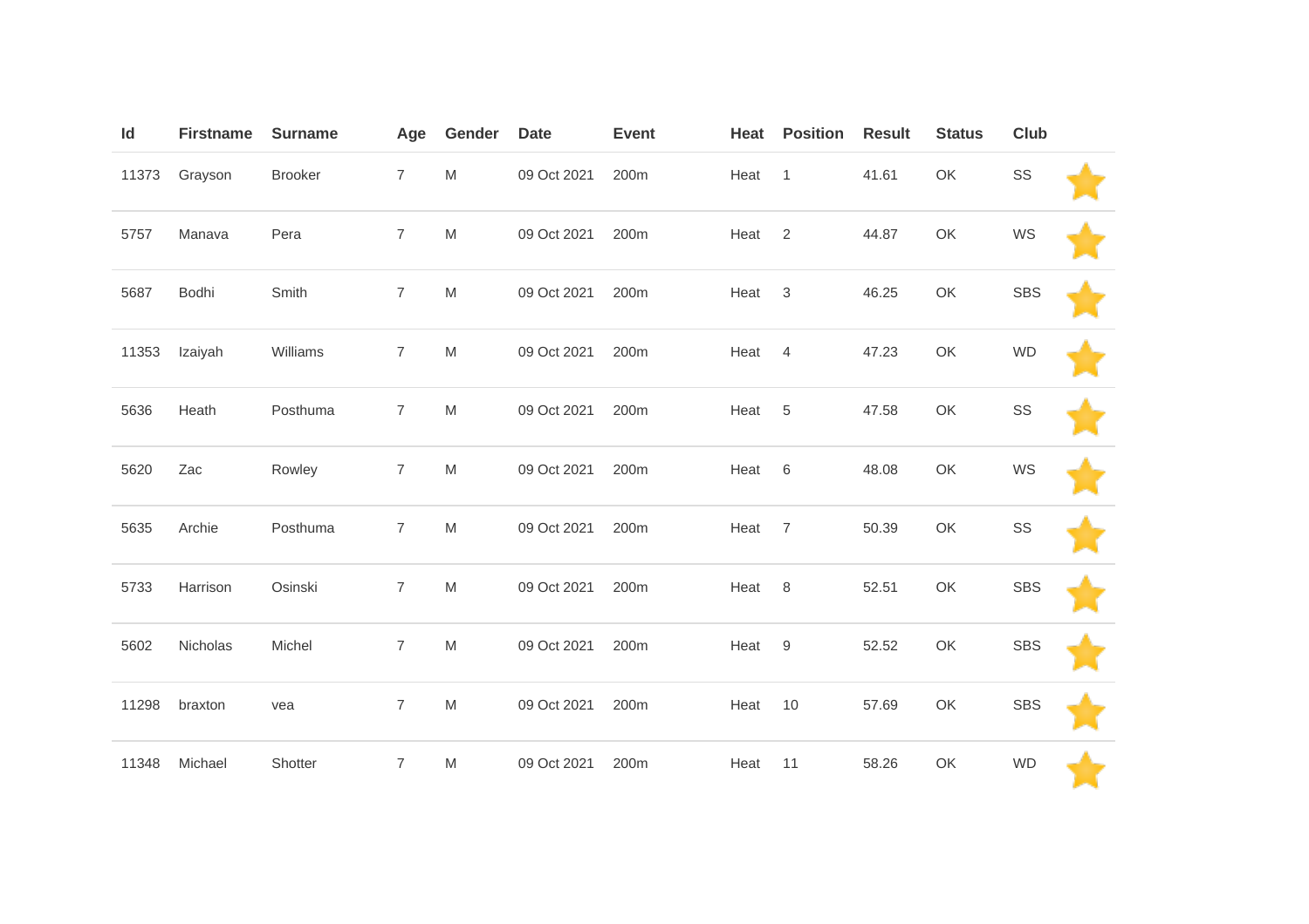| Id | Firstname | Surname | Age | Gender | Date | Event | Heat | Position | Result | Status | Club | |
|---|---|---|---|---|---|---|---|---|---|---|---|---|
| 11373 | Grayson | Brooker | 7 | M | 09 Oct 2021 | 200m | Heat | 1 | 41.61 | OK | SS | |
| 5757 | Manava | Pera | 7 | M | 09 Oct 2021 | 200m | Heat | 2 | 44.87 | OK | WS | |
| 5687 | Bodhi | Smith | 7 | M | 09 Oct 2021 | 200m | Heat | 3 | 46.25 | OK | SBS | |
| 11353 | Izaiyah | Williams | 7 | M | 09 Oct 2021 | 200m | Heat | 4 | 47.23 | OK | WD | |
| 5636 | Heath | Posthuma | 7 | M | 09 Oct 2021 | 200m | Heat | 5 | 47.58 | OK | SS | |
| 5620 | Zac | Rowley | 7 | M | 09 Oct 2021 | 200m | Heat | 6 | 48.08 | OK | WS | |
| 5635 | Archie | Posthuma | 7 | M | 09 Oct 2021 | 200m | Heat | 7 | 50.39 | OK | SS | |
| 5733 | Harrison | Osinski | 7 | M | 09 Oct 2021 | 200m | Heat | 8 | 52.51 | OK | SBS | |
| 5602 | Nicholas | Michel | 7 | M | 09 Oct 2021 | 200m | Heat | 9 | 52.52 | OK | SBS | |
| 11298 | braxton | vea | 7 | M | 09 Oct 2021 | 200m | Heat | 10 | 57.69 | OK | SBS | |
| 11348 | Michael | Shotter | 7 | M | 09 Oct 2021 | 200m | Heat | 11 | 58.26 | OK | WD | |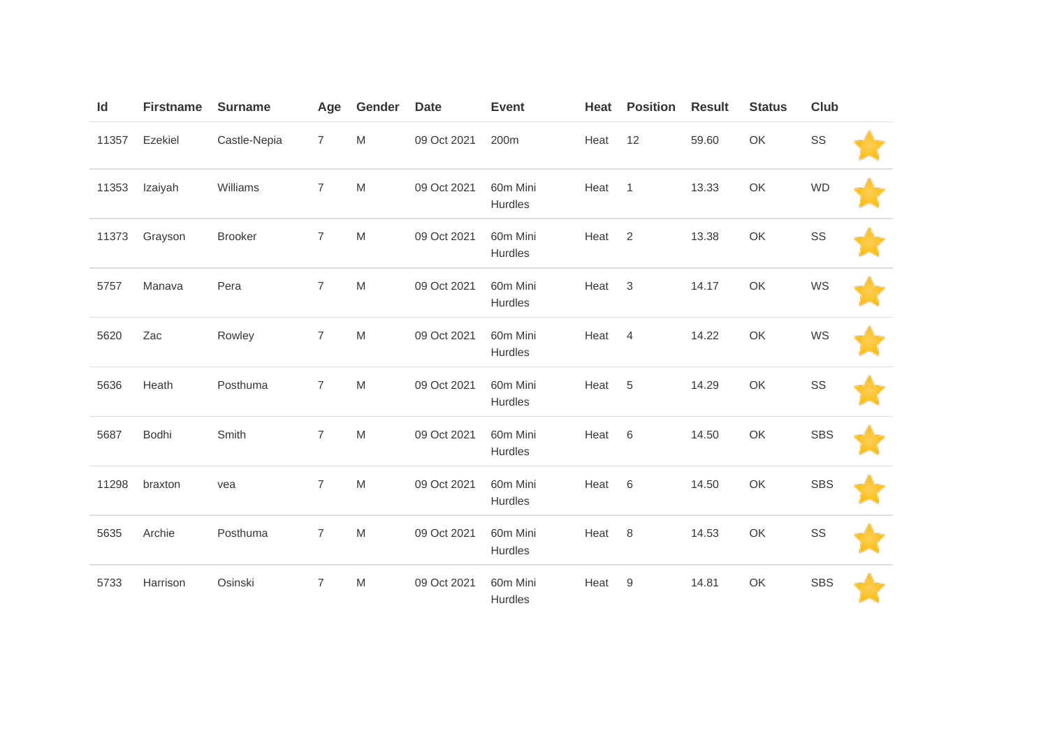| Id | Firstname | Surname | Age | Gender | Date | Event | Heat | Position | Result | Status | Club | |
|---|---|---|---|---|---|---|---|---|---|---|---|---|
| 11357 | Ezekiel | Castle-Nepia | 7 | M | 09 Oct 2021 | 200m | Heat | 12 | 59.60 | OK | SS | |
| 11353 | Izaiyah | Williams | 7 | M | 09 Oct 2021 | 60m Mini Hurdles | Heat | 1 | 13.33 | OK | WD | |
| 11373 | Grayson | Brooker | 7 | M | 09 Oct 2021 | 60m Mini Hurdles | Heat | 2 | 13.38 | OK | SS | |
| 5757 | Manava | Pera | 7 | M | 09 Oct 2021 | 60m Mini Hurdles | Heat | 3 | 14.17 | OK | WS | |
| 5620 | Zac | Rowley | 7 | M | 09 Oct 2021 | 60m Mini Hurdles | Heat | 4 | 14.22 | OK | WS | |
| 5636 | Heath | Posthuma | 7 | M | 09 Oct 2021 | 60m Mini Hurdles | Heat | 5 | 14.29 | OK | SS | |
| 5687 | Bodhi | Smith | 7 | M | 09 Oct 2021 | 60m Mini Hurdles | Heat | 6 | 14.50 | OK | SBS | |
| 11298 | braxton | vea | 7 | M | 09 Oct 2021 | 60m Mini Hurdles | Heat | 6 | 14.50 | OK | SBS | |
| 5635 | Archie | Posthuma | 7 | M | 09 Oct 2021 | 60m Mini Hurdles | Heat | 8 | 14.53 | OK | SS | |
| 5733 | Harrison | Osinski | 7 | M | 09 Oct 2021 | 60m Mini Hurdles | Heat | 9 | 14.81 | OK | SBS | |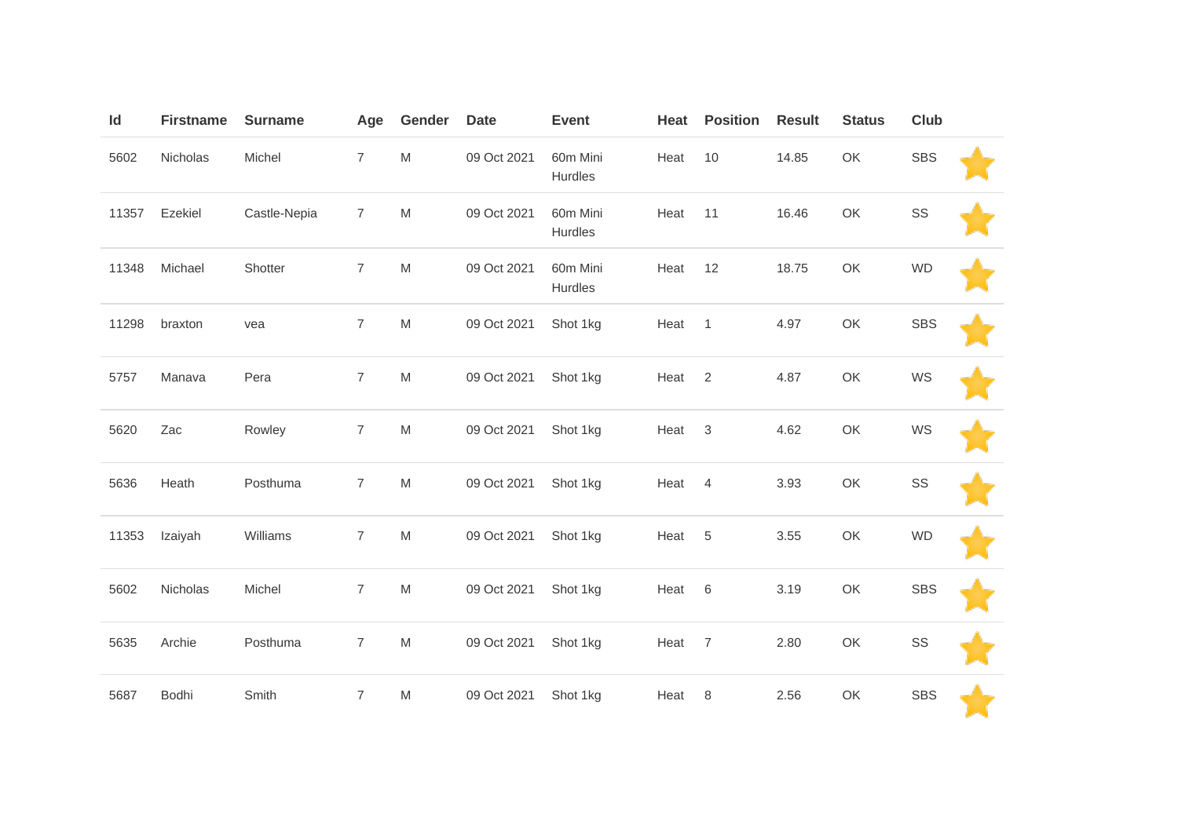| Id | Firstname | Surname | Age | Gender | Date | Event | Heat | Position | Result | Status | Club | |
|---|---|---|---|---|---|---|---|---|---|---|---|---|
| 5602 | Nicholas | Michel | 7 | M | 09 Oct 2021 | 60m Mini Hurdles | Heat | 10 | 14.85 | OK | SBS | |
| 11357 | Ezekiel | Castle-Nepia | 7 | M | 09 Oct 2021 | 60m Mini Hurdles | Heat | 11 | 16.46 | OK | SS | |
| 11348 | Michael | Shotter | 7 | M | 09 Oct 2021 | 60m Mini Hurdles | Heat | 12 | 18.75 | OK | WD | |
| 11298 | braxton | vea | 7 | M | 09 Oct 2021 | Shot 1kg | Heat | 1 | 4.97 | OK | SBS | |
| 5757 | Manava | Pera | 7 | M | 09 Oct 2021 | Shot 1kg | Heat | 2 | 4.87 | OK | WS | |
| 5620 | Zac | Rowley | 7 | M | 09 Oct 2021 | Shot 1kg | Heat | 3 | 4.62 | OK | WS | |
| 5636 | Heath | Posthuma | 7 | M | 09 Oct 2021 | Shot 1kg | Heat | 4 | 3.93 | OK | SS | |
| 11353 | Izaiyah | Williams | 7 | M | 09 Oct 2021 | Shot 1kg | Heat | 5 | 3.55 | OK | WD | |
| 5602 | Nicholas | Michel | 7 | M | 09 Oct 2021 | Shot 1kg | Heat | 6 | 3.19 | OK | SBS | |
| 5635 | Archie | Posthuma | 7 | M | 09 Oct 2021 | Shot 1kg | Heat | 7 | 2.80 | OK | SS | |
| 5687 | Bodhi | Smith | 7 | M | 09 Oct 2021 | Shot 1kg | Heat | 8 | 2.56 | OK | SBS | |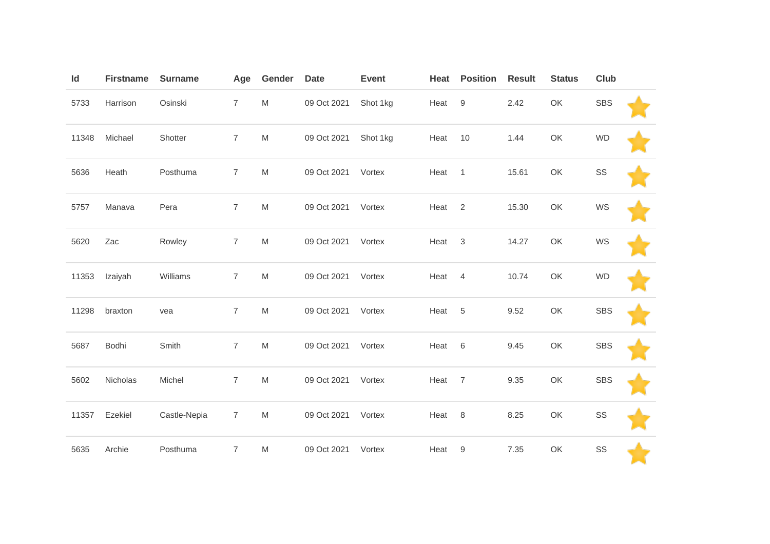| Id | Firstname | Surname | Age | Gender | Date | Event | Heat | Position | Result | Status | Club | |
|---|---|---|---|---|---|---|---|---|---|---|---|---|
| 5733 | Harrison | Osinski | 7 | M | 09 Oct 2021 | Shot 1kg | Heat | 9 | 2.42 | OK | SBS | |
| 11348 | Michael | Shotter | 7 | M | 09 Oct 2021 | Shot 1kg | Heat | 10 | 1.44 | OK | WD | |
| 5636 | Heath | Posthuma | 7 | M | 09 Oct 2021 | Vortex | Heat | 1 | 15.61 | OK | SS | |
| 5757 | Manava | Pera | 7 | M | 09 Oct 2021 | Vortex | Heat | 2 | 15.30 | OK | WS | |
| 5620 | Zac | Rowley | 7 | M | 09 Oct 2021 | Vortex | Heat | 3 | 14.27 | OK | WS | |
| 11353 | Izaiyah | Williams | 7 | M | 09 Oct 2021 | Vortex | Heat | 4 | 10.74 | OK | WD | |
| 11298 | braxton | vea | 7 | M | 09 Oct 2021 | Vortex | Heat | 5 | 9.52 | OK | SBS | |
| 5687 | Bodhi | Smith | 7 | M | 09 Oct 2021 | Vortex | Heat | 6 | 9.45 | OK | SBS | |
| 5602 | Nicholas | Michel | 7 | M | 09 Oct 2021 | Vortex | Heat | 7 | 9.35 | OK | SBS | |
| 11357 | Ezekiel | Castle-Nepia | 7 | M | 09 Oct 2021 | Vortex | Heat | 8 | 8.25 | OK | SS | |
| 5635 | Archie | Posthuma | 7 | M | 09 Oct 2021 | Vortex | Heat | 9 | 7.35 | OK | SS | |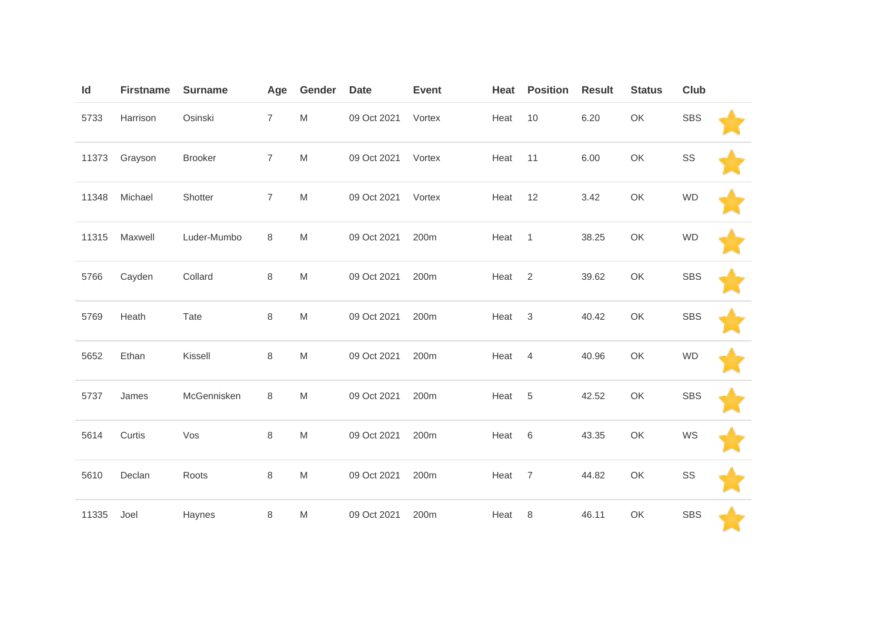| Id | Firstname | Surname | Age | Gender | Date | Event | Heat | Position | Result | Status | Club | |
|---|---|---|---|---|---|---|---|---|---|---|---|---|
| 5733 | Harrison | Osinski | 7 | M | 09 Oct 2021 | Vortex | Heat | 10 | 6.20 | OK | SBS | ⭐ |
| 11373 | Grayson | Brooker | 7 | M | 09 Oct 2021 | Vortex | Heat | 11 | 6.00 | OK | SS | ⭐ |
| 11348 | Michael | Shotter | 7 | M | 09 Oct 2021 | Vortex | Heat | 12 | 3.42 | OK | WD | ⭐ |
| 11315 | Maxwell | Luder-Mumbo | 8 | M | 09 Oct 2021 | 200m | Heat | 1 | 38.25 | OK | WD | ⭐ |
| 5766 | Cayden | Collard | 8 | M | 09 Oct 2021 | 200m | Heat | 2 | 39.62 | OK | SBS | ⭐ |
| 5769 | Heath | Tate | 8 | M | 09 Oct 2021 | 200m | Heat | 3 | 40.42 | OK | SBS | ⭐ |
| 5652 | Ethan | Kissell | 8 | M | 09 Oct 2021 | 200m | Heat | 4 | 40.96 | OK | WD | ⭐ |
| 5737 | James | McGennisken | 8 | M | 09 Oct 2021 | 200m | Heat | 5 | 42.52 | OK | SBS | ⭐ |
| 5614 | Curtis | Vos | 8 | M | 09 Oct 2021 | 200m | Heat | 6 | 43.35 | OK | WS | ⭐ |
| 5610 | Declan | Roots | 8 | M | 09 Oct 2021 | 200m | Heat | 7 | 44.82 | OK | SS | ⭐ |
| 11335 | Joel | Haynes | 8 | M | 09 Oct 2021 | 200m | Heat | 8 | 46.11 | OK | SBS | ⭐ |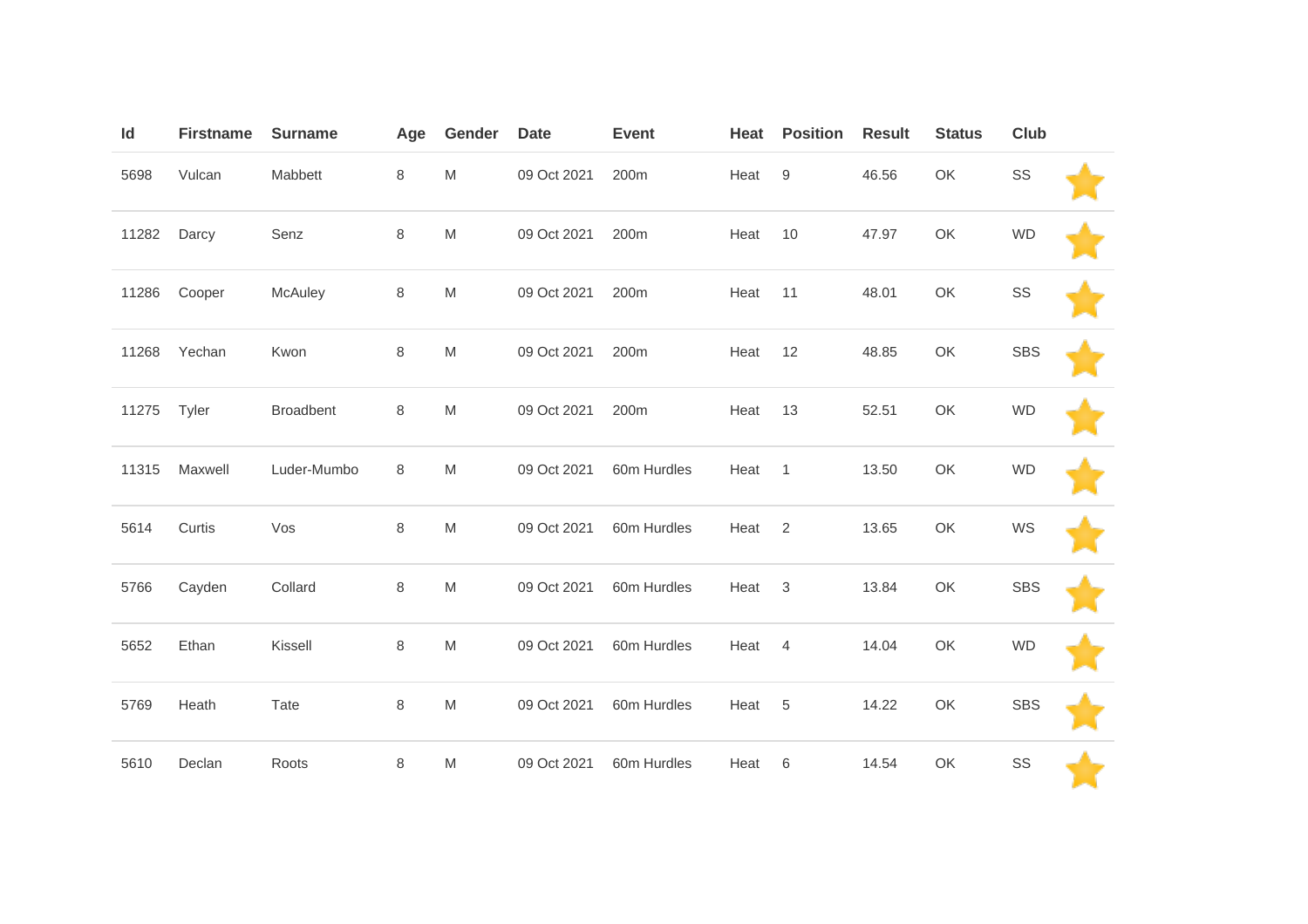| Id | Firstname | Surname | Age | Gender | Date | Event | Heat | Position | Result | Status | Club | |
|---|---|---|---|---|---|---|---|---|---|---|---|---|
| 5698 | Vulcan | Mabbett | 8 | M | 09 Oct 2021 | 200m | Heat | 9 | 46.56 | OK | SS | |
| 11282 | Darcy | Senz | 8 | M | 09 Oct 2021 | 200m | Heat | 10 | 47.97 | OK | WD | |
| 11286 | Cooper | McAuley | 8 | M | 09 Oct 2021 | 200m | Heat | 11 | 48.01 | OK | SS | |
| 11268 | Yechan | Kwon | 8 | M | 09 Oct 2021 | 200m | Heat | 12 | 48.85 | OK | SBS | |
| 11275 | Tyler | Broadbent | 8 | M | 09 Oct 2021 | 200m | Heat | 13 | 52.51 | OK | WD | |
| 11315 | Maxwell | Luder-Mumbo | 8 | M | 09 Oct 2021 | 60m Hurdles | Heat | 1 | 13.50 | OK | WD | |
| 5614 | Curtis | Vos | 8 | M | 09 Oct 2021 | 60m Hurdles | Heat | 2 | 13.65 | OK | WS | |
| 5766 | Cayden | Collard | 8 | M | 09 Oct 2021 | 60m Hurdles | Heat | 3 | 13.84 | OK | SBS | |
| 5652 | Ethan | Kissell | 8 | M | 09 Oct 2021 | 60m Hurdles | Heat | 4 | 14.04 | OK | WD | |
| 5769 | Heath | Tate | 8 | M | 09 Oct 2021 | 60m Hurdles | Heat | 5 | 14.22 | OK | SBS | |
| 5610 | Declan | Roots | 8 | M | 09 Oct 2021 | 60m Hurdles | Heat | 6 | 14.54 | OK | SS | |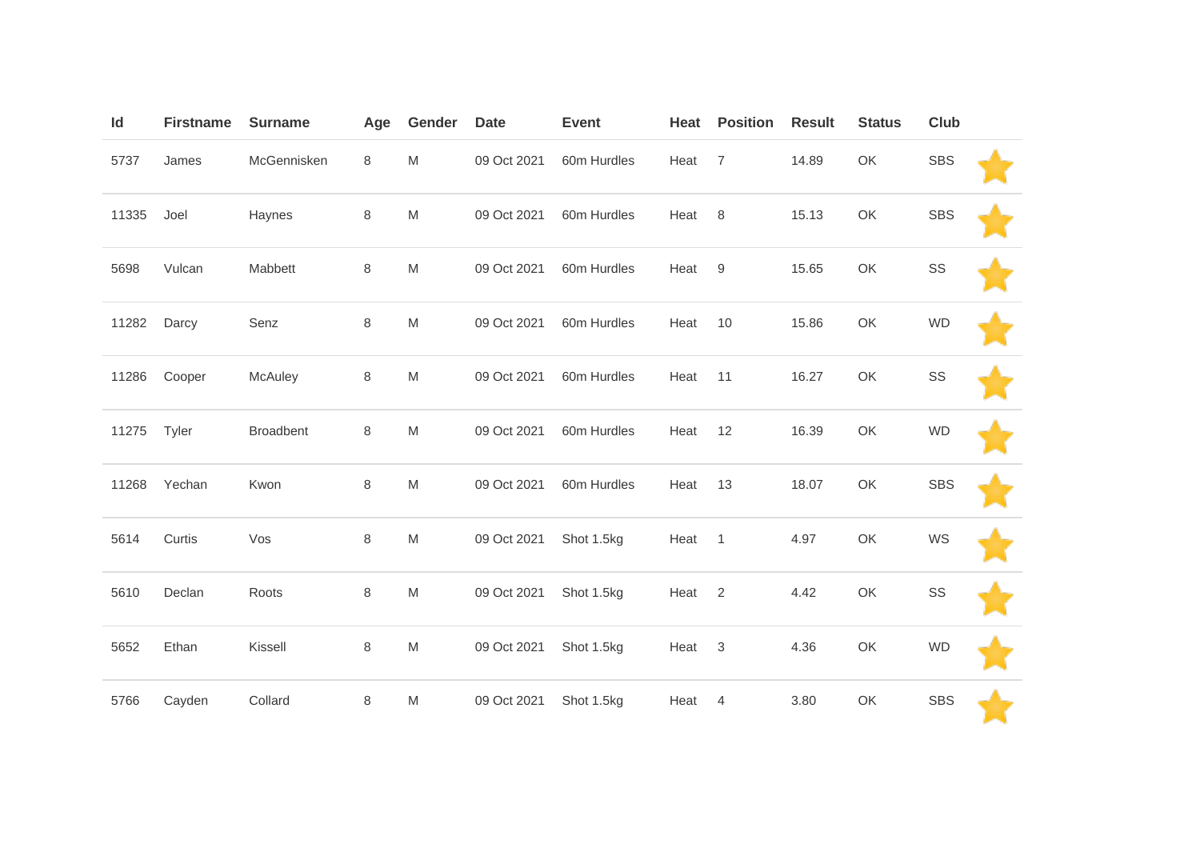| Id | Firstname | Surname | Age | Gender | Date | Event | Heat | Position | Result | Status | Club | |
|---|---|---|---|---|---|---|---|---|---|---|---|---|
| 5737 | James | McGennisken | 8 | M | 09 Oct 2021 | 60m Hurdles | Heat | 7 | 14.89 | OK | SBS | |
| 11335 | Joel | Haynes | 8 | M | 09 Oct 2021 | 60m Hurdles | Heat | 8 | 15.13 | OK | SBS | |
| 5698 | Vulcan | Mabbett | 8 | M | 09 Oct 2021 | 60m Hurdles | Heat | 9 | 15.65 | OK | SS | |
| 11282 | Darcy | Senz | 8 | M | 09 Oct 2021 | 60m Hurdles | Heat | 10 | 15.86 | OK | WD | |
| 11286 | Cooper | McAuley | 8 | M | 09 Oct 2021 | 60m Hurdles | Heat | 11 | 16.27 | OK | SS | |
| 11275 | Tyler | Broadbent | 8 | M | 09 Oct 2021 | 60m Hurdles | Heat | 12 | 16.39 | OK | WD | |
| 11268 | Yechan | Kwon | 8 | M | 09 Oct 2021 | 60m Hurdles | Heat | 13 | 18.07 | OK | SBS | |
| 5614 | Curtis | Vos | 8 | M | 09 Oct 2021 | Shot 1.5kg | Heat | 1 | 4.97 | OK | WS | |
| 5610 | Declan | Roots | 8 | M | 09 Oct 2021 | Shot 1.5kg | Heat | 2 | 4.42 | OK | SS | |
| 5652 | Ethan | Kissell | 8 | M | 09 Oct 2021 | Shot 1.5kg | Heat | 3 | 4.36 | OK | WD | |
| 5766 | Cayden | Collard | 8 | M | 09 Oct 2021 | Shot 1.5kg | Heat | 4 | 3.80 | OK | SBS | |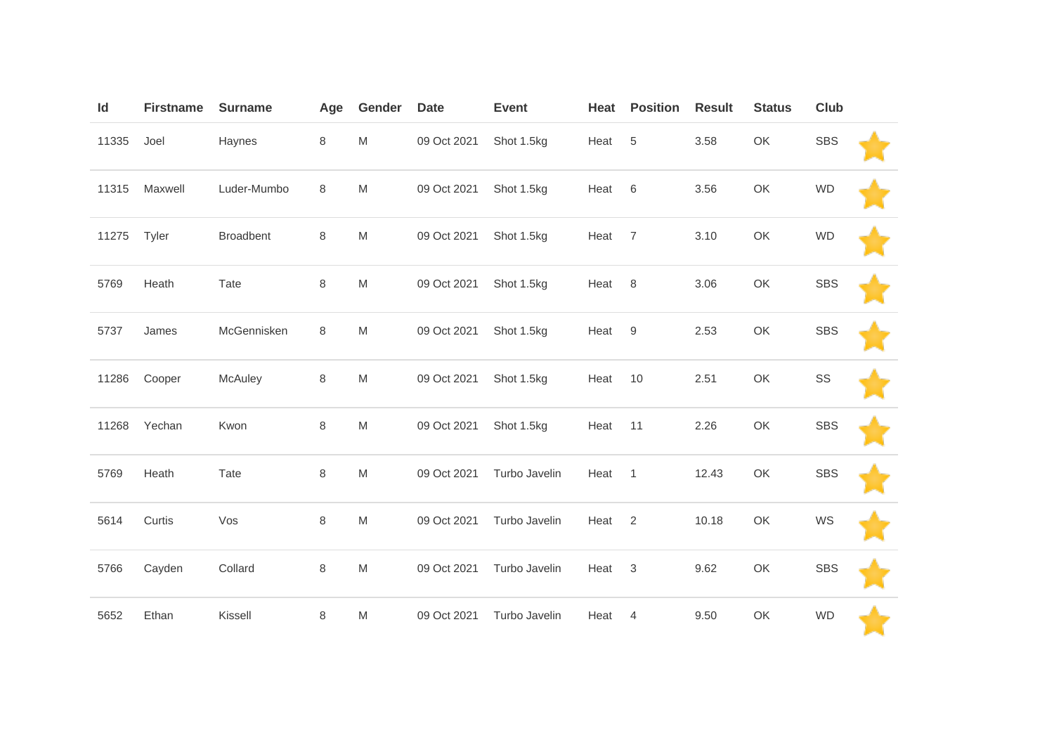| Id | Firstname | Surname | Age | Gender | Date | Event | Heat | Position | Result | Status | Club | |
|---|---|---|---|---|---|---|---|---|---|---|---|---|
| 11335 | Joel | Haynes | 8 | M | 09 Oct 2021 | Shot 1.5kg | Heat | 5 | 3.58 | OK | SBS | ⭐ |
| 11315 | Maxwell | Luder-Mumbo | 8 | M | 09 Oct 2021 | Shot 1.5kg | Heat | 6 | 3.56 | OK | WD | ⭐ |
| 11275 | Tyler | Broadbent | 8 | M | 09 Oct 2021 | Shot 1.5kg | Heat | 7 | 3.10 | OK | WD | ⭐ |
| 5769 | Heath | Tate | 8 | M | 09 Oct 2021 | Shot 1.5kg | Heat | 8 | 3.06 | OK | SBS | ⭐ |
| 5737 | James | McGennisken | 8 | M | 09 Oct 2021 | Shot 1.5kg | Heat | 9 | 2.53 | OK | SBS | ⭐ |
| 11286 | Cooper | McAuley | 8 | M | 09 Oct 2021 | Shot 1.5kg | Heat | 10 | 2.51 | OK | SS | ⭐ |
| 11268 | Yechan | Kwon | 8 | M | 09 Oct 2021 | Shot 1.5kg | Heat | 11 | 2.26 | OK | SBS | ⭐ |
| 5769 | Heath | Tate | 8 | M | 09 Oct 2021 | Turbo Javelin | Heat | 1 | 12.43 | OK | SBS | ⭐ |
| 5614 | Curtis | Vos | 8 | M | 09 Oct 2021 | Turbo Javelin | Heat | 2 | 10.18 | OK | WS | ⭐ |
| 5766 | Cayden | Collard | 8 | M | 09 Oct 2021 | Turbo Javelin | Heat | 3 | 9.62 | OK | SBS | ⭐ |
| 5652 | Ethan | Kissell | 8 | M | 09 Oct 2021 | Turbo Javelin | Heat | 4 | 9.50 | OK | WD | ⭐ |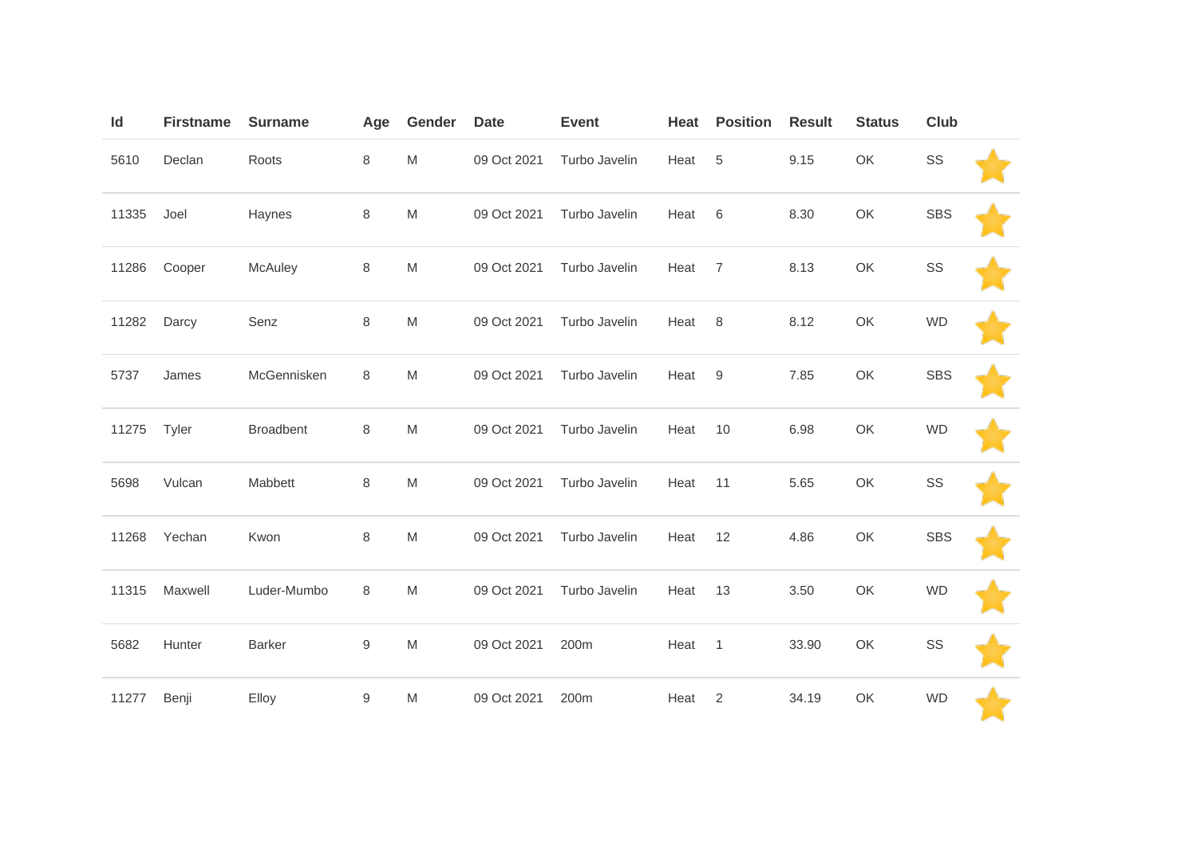| Id | Firstname | Surname | Age | Gender | Date | Event | Heat | Position | Result | Status | Club | |
|---|---|---|---|---|---|---|---|---|---|---|---|---|
| 5610 | Declan | Roots | 8 | M | 09 Oct 2021 | Turbo Javelin | Heat | 5 | 9.15 | OK | SS | |
| 11335 | Joel | Haynes | 8 | M | 09 Oct 2021 | Turbo Javelin | Heat | 6 | 8.30 | OK | SBS | |
| 11286 | Cooper | McAuley | 8 | M | 09 Oct 2021 | Turbo Javelin | Heat | 7 | 8.13 | OK | SS | |
| 11282 | Darcy | Senz | 8 | M | 09 Oct 2021 | Turbo Javelin | Heat | 8 | 8.12 | OK | WD | |
| 5737 | James | McGennisken | 8 | M | 09 Oct 2021 | Turbo Javelin | Heat | 9 | 7.85 | OK | SBS | |
| 11275 | Tyler | Broadbent | 8 | M | 09 Oct 2021 | Turbo Javelin | Heat | 10 | 6.98 | OK | WD | |
| 5698 | Vulcan | Mabbett | 8 | M | 09 Oct 2021 | Turbo Javelin | Heat | 11 | 5.65 | OK | SS | |
| 11268 | Yechan | Kwon | 8 | M | 09 Oct 2021 | Turbo Javelin | Heat | 12 | 4.86 | OK | SBS | |
| 11315 | Maxwell | Luder-Mumbo | 8 | M | 09 Oct 2021 | Turbo Javelin | Heat | 13 | 3.50 | OK | WD | |
| 5682 | Hunter | Barker | 9 | M | 09 Oct 2021 | 200m | Heat | 1 | 33.90 | OK | SS | |
| 11277 | Benji | Elloy | 9 | M | 09 Oct 2021 | 200m | Heat | 2 | 34.19 | OK | WD | |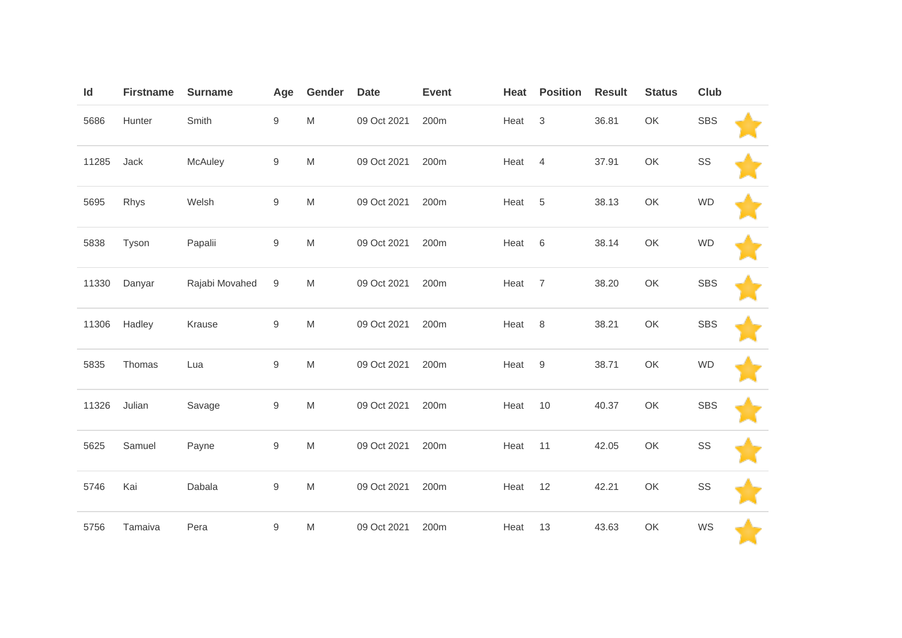| Id | Firstname | Surname | Age | Gender | Date | Event | Heat | Position | Result | Status | Club | |
|---|---|---|---|---|---|---|---|---|---|---|---|---|
| 5686 | Hunter | Smith | 9 | M | 09 Oct 2021 | 200m | Heat | 3 | 36.81 | OK | SBS | |
| 11285 | Jack | McAuley | 9 | M | 09 Oct 2021 | 200m | Heat | 4 | 37.91 | OK | SS | |
| 5695 | Rhys | Welsh | 9 | M | 09 Oct 2021 | 200m | Heat | 5 | 38.13 | OK | WD | |
| 5838 | Tyson | Papalii | 9 | M | 09 Oct 2021 | 200m | Heat | 6 | 38.14 | OK | WD | |
| 11330 | Danyar | Rajabi Movahed | 9 | M | 09 Oct 2021 | 200m | Heat | 7 | 38.20 | OK | SBS | |
| 11306 | Hadley | Krause | 9 | M | 09 Oct 2021 | 200m | Heat | 8 | 38.21 | OK | SBS | |
| 5835 | Thomas | Lua | 9 | M | 09 Oct 2021 | 200m | Heat | 9 | 38.71 | OK | WD | |
| 11326 | Julian | Savage | 9 | M | 09 Oct 2021 | 200m | Heat | 10 | 40.37 | OK | SBS | |
| 5625 | Samuel | Payne | 9 | M | 09 Oct 2021 | 200m | Heat | 11 | 42.05 | OK | SS | |
| 5746 | Kai | Dabala | 9 | M | 09 Oct 2021 | 200m | Heat | 12 | 42.21 | OK | SS | |
| 5756 | Tamaiva | Pera | 9 | M | 09 Oct 2021 | 200m | Heat | 13 | 43.63 | OK | WS | |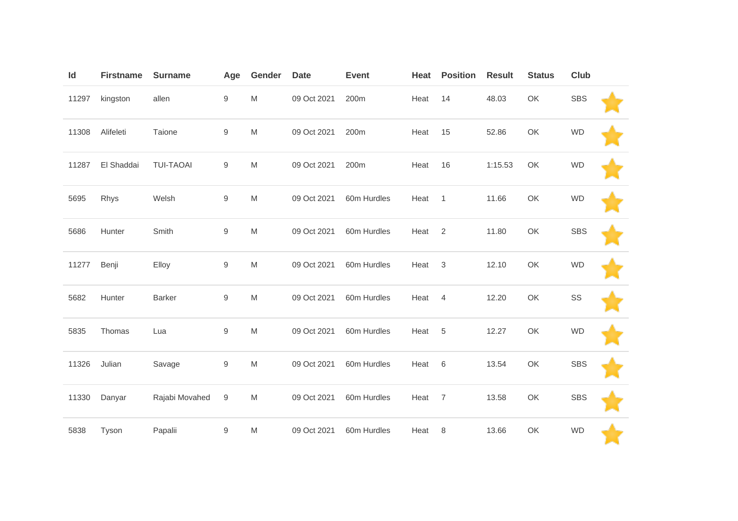| Id | Firstname | Surname | Age | Gender | Date | Event | Heat | Position | Result | Status | Club | |
|---|---|---|---|---|---|---|---|---|---|---|---|---|
| 11297 | kingston | allen | 9 | M | 09 Oct 2021 | 200m | Heat | 14 | 48.03 | OK | SBS | ⭐ |
| 11308 | Alifeleti | Taione | 9 | M | 09 Oct 2021 | 200m | Heat | 15 | 52.86 | OK | WD | ⭐ |
| 11287 | El Shaddai | TUI-TAOAI | 9 | M | 09 Oct 2021 | 200m | Heat | 16 | 1:15.53 | OK | WD | ⭐ |
| 5695 | Rhys | Welsh | 9 | M | 09 Oct 2021 | 60m Hurdles | Heat | 1 | 11.66 | OK | WD | ⭐ |
| 5686 | Hunter | Smith | 9 | M | 09 Oct 2021 | 60m Hurdles | Heat | 2 | 11.80 | OK | SBS | ⭐ |
| 11277 | Benji | Elloy | 9 | M | 09 Oct 2021 | 60m Hurdles | Heat | 3 | 12.10 | OK | WD | ⭐ |
| 5682 | Hunter | Barker | 9 | M | 09 Oct 2021 | 60m Hurdles | Heat | 4 | 12.20 | OK | SS | ⭐ |
| 5835 | Thomas | Lua | 9 | M | 09 Oct 2021 | 60m Hurdles | Heat | 5 | 12.27 | OK | WD | ⭐ |
| 11326 | Julian | Savage | 9 | M | 09 Oct 2021 | 60m Hurdles | Heat | 6 | 13.54 | OK | SBS | ⭐ |
| 11330 | Danyar | Rajabi Movahed | 9 | M | 09 Oct 2021 | 60m Hurdles | Heat | 7 | 13.58 | OK | SBS | ⭐ |
| 5838 | Tyson | Papalii | 9 | M | 09 Oct 2021 | 60m Hurdles | Heat | 8 | 13.66 | OK | WD | ⭐ |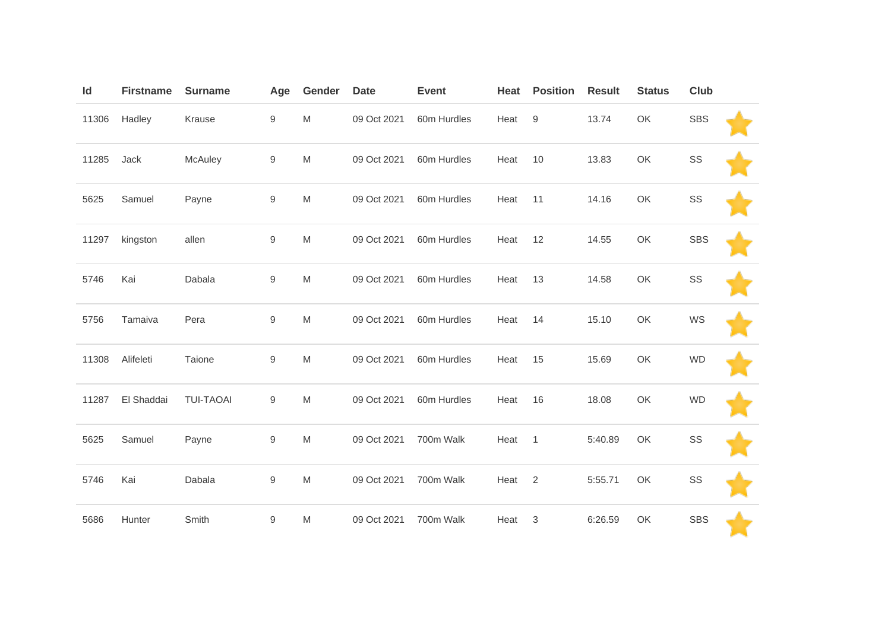| Id | Firstname | Surname | Age | Gender | Date | Event | Heat | Position | Result | Status | Club | |
|---|---|---|---|---|---|---|---|---|---|---|---|---|
| 11306 | Hadley | Krause | 9 | M | 09 Oct 2021 | 60m Hurdles | Heat | 9 | 13.74 | OK | SBS | |
| 11285 | Jack | McAuley | 9 | M | 09 Oct 2021 | 60m Hurdles | Heat | 10 | 13.83 | OK | SS | |
| 5625 | Samuel | Payne | 9 | M | 09 Oct 2021 | 60m Hurdles | Heat | 11 | 14.16 | OK | SS | |
| 11297 | kingston | allen | 9 | M | 09 Oct 2021 | 60m Hurdles | Heat | 12 | 14.55 | OK | SBS | |
| 5746 | Kai | Dabala | 9 | M | 09 Oct 2021 | 60m Hurdles | Heat | 13 | 14.58 | OK | SS | |
| 5756 | Tamaiva | Pera | 9 | M | 09 Oct 2021 | 60m Hurdles | Heat | 14 | 15.10 | OK | WS | |
| 11308 | Alifeleti | Taione | 9 | M | 09 Oct 2021 | 60m Hurdles | Heat | 15 | 15.69 | OK | WD | |
| 11287 | El Shaddai | TUI-TAOAI | 9 | M | 09 Oct 2021 | 60m Hurdles | Heat | 16 | 18.08 | OK | WD | |
| 5625 | Samuel | Payne | 9 | M | 09 Oct 2021 | 700m Walk | Heat | 1 | 5:40.89 | OK | SS | |
| 5746 | Kai | Dabala | 9 | M | 09 Oct 2021 | 700m Walk | Heat | 2 | 5:55.71 | OK | SS | |
| 5686 | Hunter | Smith | 9 | M | 09 Oct 2021 | 700m Walk | Heat | 3 | 6:26.59 | OK | SBS | |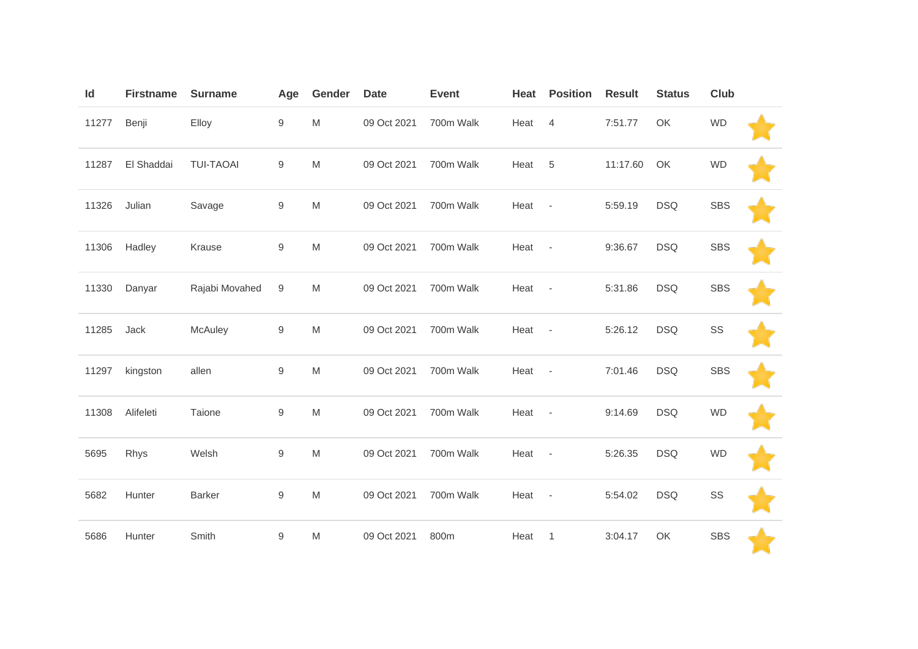| Id | Firstname | Surname | Age | Gender | Date | Event | Heat | Position | Result | Status | Club | |
|---|---|---|---|---|---|---|---|---|---|---|---|---|
| 11277 | Benji | Elloy | 9 | M | 09 Oct 2021 | 700m Walk | Heat | 4 | 7:51.77 | OK | WD | |
| 11287 | El Shaddai | TUI-TAOAI | 9 | M | 09 Oct 2021 | 700m Walk | Heat | 5 | 11:17.60 | OK | WD | |
| 11326 | Julian | Savage | 9 | M | 09 Oct 2021 | 700m Walk | Heat | - | 5:59.19 | DSQ | SBS | |
| 11306 | Hadley | Krause | 9 | M | 09 Oct 2021 | 700m Walk | Heat | - | 9:36.67 | DSQ | SBS | |
| 11330 | Danyar | Rajabi Movahed | 9 | M | 09 Oct 2021 | 700m Walk | Heat | - | 5:31.86 | DSQ | SBS | |
| 11285 | Jack | McAuley | 9 | M | 09 Oct 2021 | 700m Walk | Heat | - | 5:26.12 | DSQ | SS | |
| 11297 | kingston | allen | 9 | M | 09 Oct 2021 | 700m Walk | Heat | - | 7:01.46 | DSQ | SBS | |
| 11308 | Alifeleti | Taione | 9 | M | 09 Oct 2021 | 700m Walk | Heat | - | 9:14.69 | DSQ | WD | |
| 5695 | Rhys | Welsh | 9 | M | 09 Oct 2021 | 700m Walk | Heat | - | 5:26.35 | DSQ | WD | |
| 5682 | Hunter | Barker | 9 | M | 09 Oct 2021 | 700m Walk | Heat | - | 5:54.02 | DSQ | SS | |
| 5686 | Hunter | Smith | 9 | M | 09 Oct 2021 | 800m | Heat | 1 | 3:04.17 | OK | SBS | |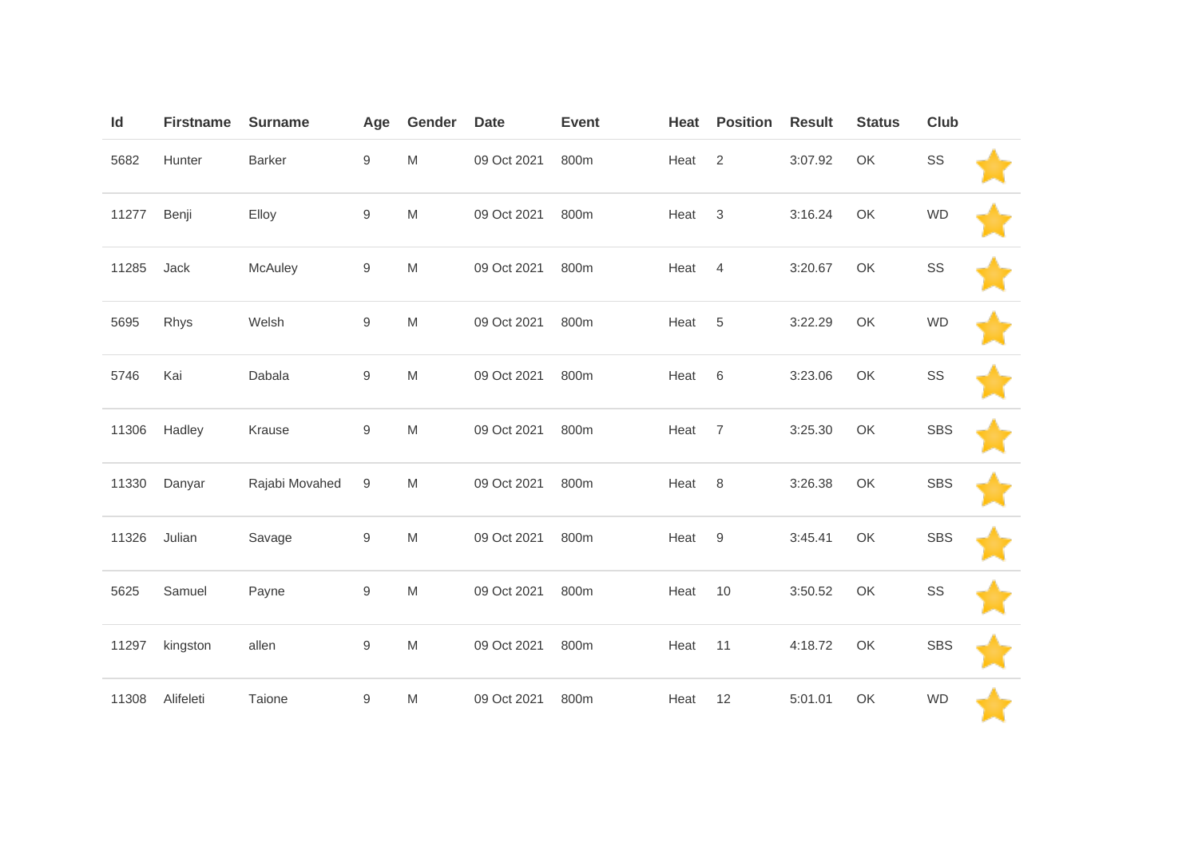| Id | Firstname | Surname | Age | Gender | Date | Event | Heat | Position | Result | Status | Club | |
|---|---|---|---|---|---|---|---|---|---|---|---|---|
| 5682 | Hunter | Barker | 9 | M | 09 Oct 2021 | 800m | Heat | 2 | 3:07.92 | OK | SS | |
| 11277 | Benji | Elloy | 9 | M | 09 Oct 2021 | 800m | Heat | 3 | 3:16.24 | OK | WD | |
| 11285 | Jack | McAuley | 9 | M | 09 Oct 2021 | 800m | Heat | 4 | 3:20.67 | OK | SS | |
| 5695 | Rhys | Welsh | 9 | M | 09 Oct 2021 | 800m | Heat | 5 | 3:22.29 | OK | WD | |
| 5746 | Kai | Dabala | 9 | M | 09 Oct 2021 | 800m | Heat | 6 | 3:23.06 | OK | SS | |
| 11306 | Hadley | Krause | 9 | M | 09 Oct 2021 | 800m | Heat | 7 | 3:25.30 | OK | SBS | |
| 11330 | Danyar | Rajabi Movahed | 9 | M | 09 Oct 2021 | 800m | Heat | 8 | 3:26.38 | OK | SBS | |
| 11326 | Julian | Savage | 9 | M | 09 Oct 2021 | 800m | Heat | 9 | 3:45.41 | OK | SBS | |
| 5625 | Samuel | Payne | 9 | M | 09 Oct 2021 | 800m | Heat | 10 | 3:50.52 | OK | SS | |
| 11297 | kingston | allen | 9 | M | 09 Oct 2021 | 800m | Heat | 11 | 4:18.72 | OK | SBS | |
| 11308 | Alifeleti | Taione | 9 | M | 09 Oct 2021 | 800m | Heat | 12 | 5:01.01 | OK | WD | |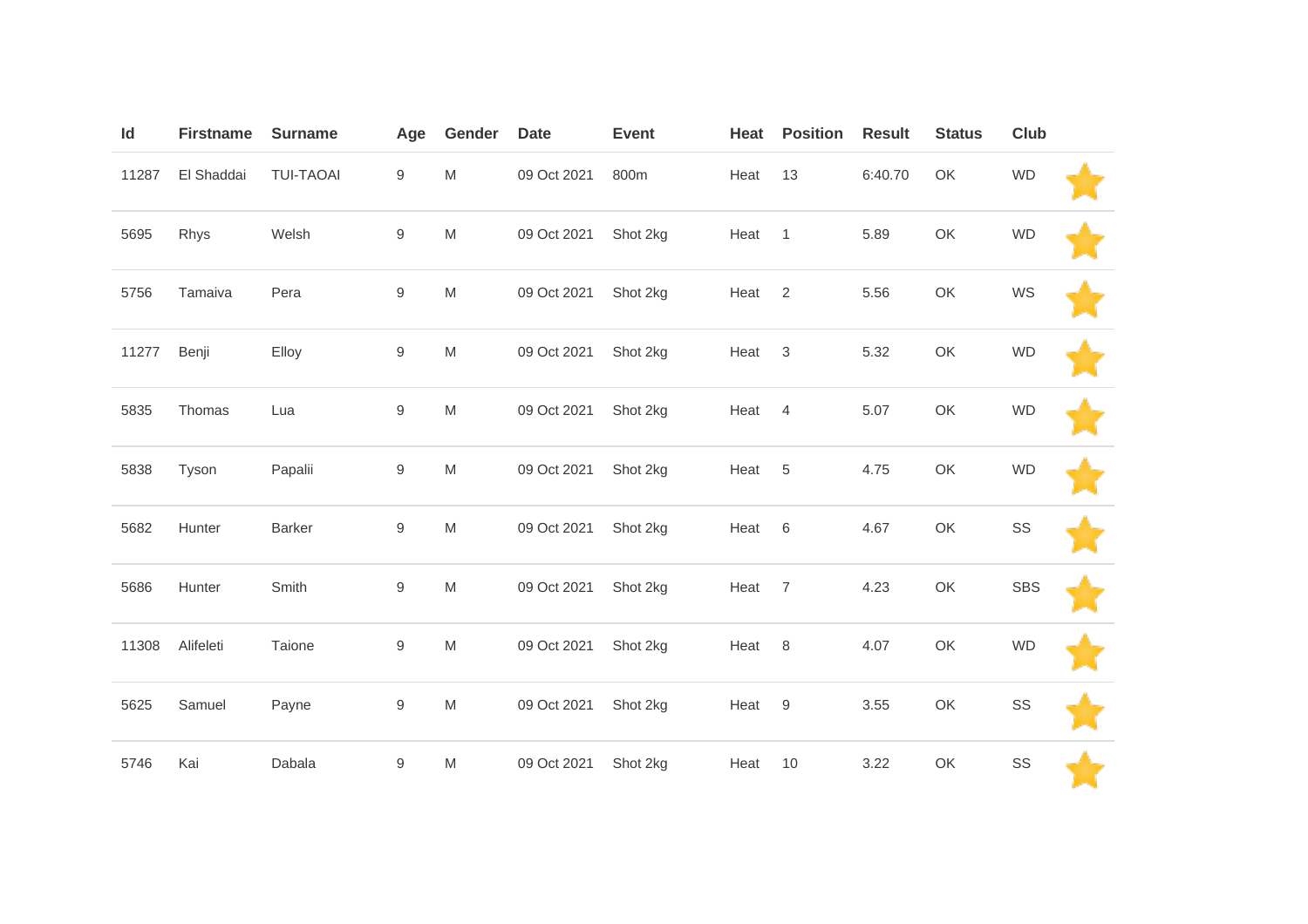| Id | Firstname | Surname | Age | Gender | Date | Event | Heat | Position | Result | Status | Club | |
|---|---|---|---|---|---|---|---|---|---|---|---|---|
| 11287 | El Shaddai | TUI-TAOAI | 9 | M | 09 Oct 2021 | 800m | Heat | 13 | 6:40.70 | OK | WD | |
| 5695 | Rhys | Welsh | 9 | M | 09 Oct 2021 | Shot 2kg | Heat | 1 | 5.89 | OK | WD | |
| 5756 | Tamaiva | Pera | 9 | M | 09 Oct 2021 | Shot 2kg | Heat | 2 | 5.56 | OK | WS | |
| 11277 | Benji | Elloy | 9 | M | 09 Oct 2021 | Shot 2kg | Heat | 3 | 5.32 | OK | WD | |
| 5835 | Thomas | Lua | 9 | M | 09 Oct 2021 | Shot 2kg | Heat | 4 | 5.07 | OK | WD | |
| 5838 | Tyson | Papalii | 9 | M | 09 Oct 2021 | Shot 2kg | Heat | 5 | 4.75 | OK | WD | |
| 5682 | Hunter | Barker | 9 | M | 09 Oct 2021 | Shot 2kg | Heat | 6 | 4.67 | OK | SS | |
| 5686 | Hunter | Smith | 9 | M | 09 Oct 2021 | Shot 2kg | Heat | 7 | 4.23 | OK | SBS | |
| 11308 | Alifeleti | Taione | 9 | M | 09 Oct 2021 | Shot 2kg | Heat | 8 | 4.07 | OK | WD | |
| 5625 | Samuel | Payne | 9 | M | 09 Oct 2021 | Shot 2kg | Heat | 9 | 3.55 | OK | SS | |
| 5746 | Kai | Dabala | 9 | M | 09 Oct 2021 | Shot 2kg | Heat | 10 | 3.22 | OK | SS | |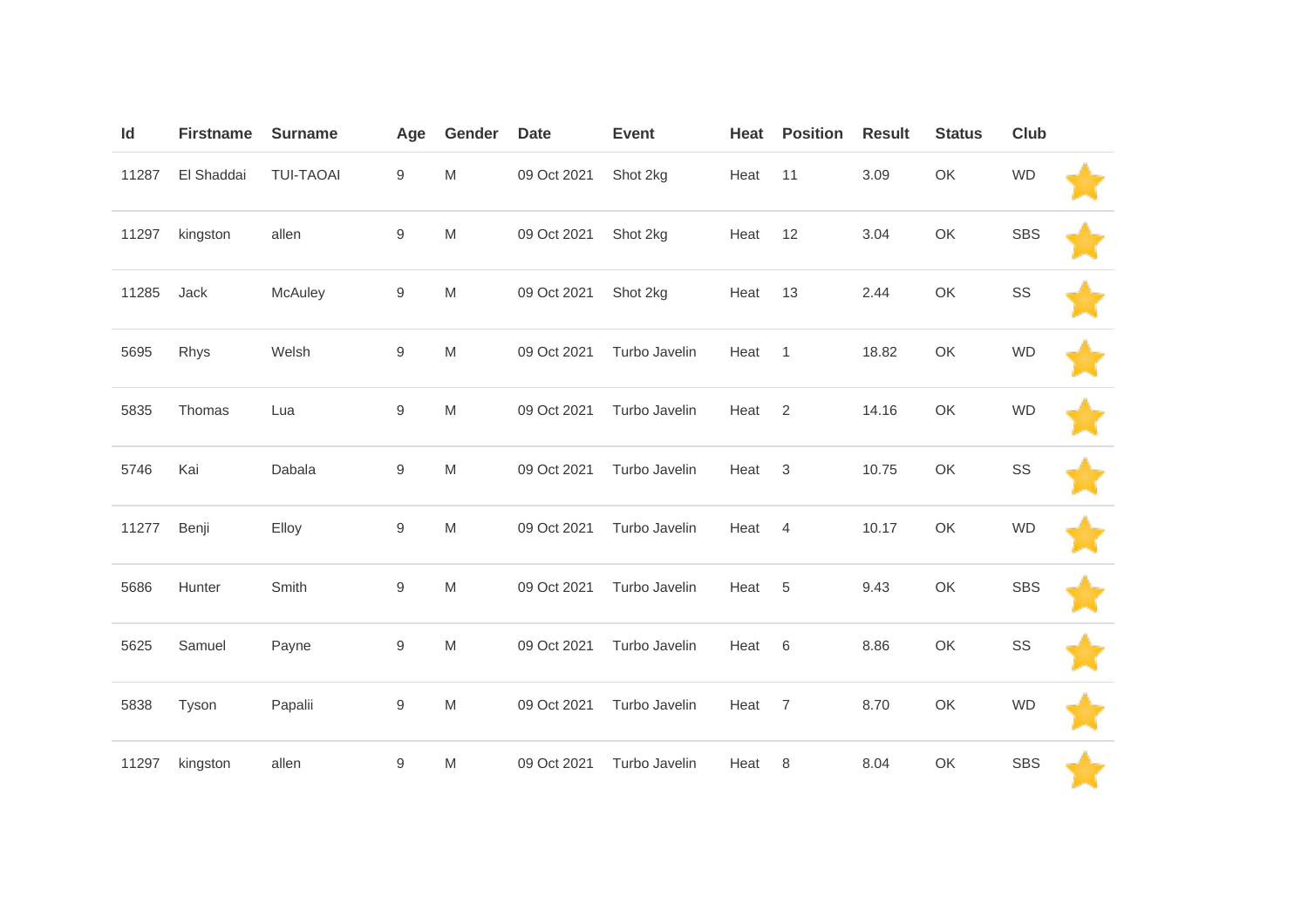| Id | Firstname | Surname | Age | Gender | Date | Event | Heat | Position | Result | Status | Club | |
|---|---|---|---|---|---|---|---|---|---|---|---|---|
| 11287 | El Shaddai | TUI-TAOAI | 9 | M | 09 Oct 2021 | Shot 2kg | Heat | 11 | 3.09 | OK | WD | ⭐ |
| 11297 | kingston | allen | 9 | M | 09 Oct 2021 | Shot 2kg | Heat | 12 | 3.04 | OK | SBS | ⭐ |
| 11285 | Jack | McAuley | 9 | M | 09 Oct 2021 | Shot 2kg | Heat | 13 | 2.44 | OK | SS | ⭐ |
| 5695 | Rhys | Welsh | 9 | M | 09 Oct 2021 | Turbo Javelin | Heat | 1 | 18.82 | OK | WD | ⭐ |
| 5835 | Thomas | Lua | 9 | M | 09 Oct 2021 | Turbo Javelin | Heat | 2 | 14.16 | OK | WD | ⭐ |
| 5746 | Kai | Dabala | 9 | M | 09 Oct 2021 | Turbo Javelin | Heat | 3 | 10.75 | OK | SS | ⭐ |
| 11277 | Benji | Elloy | 9 | M | 09 Oct 2021 | Turbo Javelin | Heat | 4 | 10.17 | OK | WD | ⭐ |
| 5686 | Hunter | Smith | 9 | M | 09 Oct 2021 | Turbo Javelin | Heat | 5 | 9.43 | OK | SBS | ⭐ |
| 5625 | Samuel | Payne | 9 | M | 09 Oct 2021 | Turbo Javelin | Heat | 6 | 8.86 | OK | SS | ⭐ |
| 5838 | Tyson | Papalii | 9 | M | 09 Oct 2021 | Turbo Javelin | Heat | 7 | 8.70 | OK | WD | ⭐ |
| 11297 | kingston | allen | 9 | M | 09 Oct 2021 | Turbo Javelin | Heat | 8 | 8.04 | OK | SBS | ⭐ |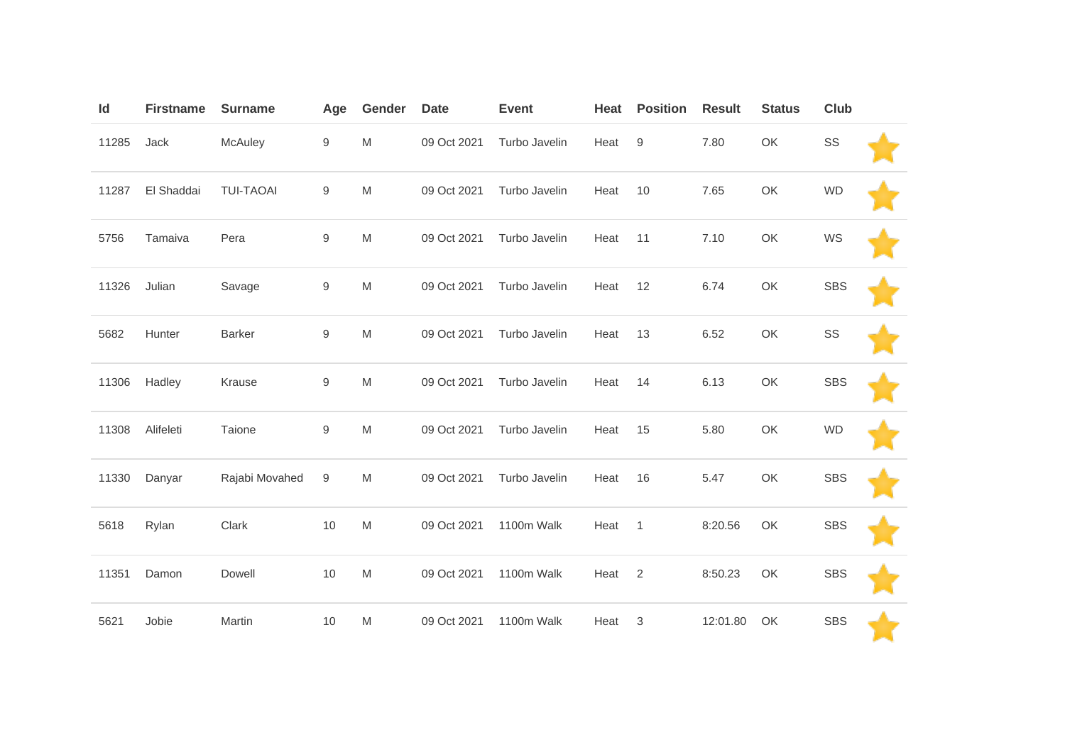| Id | Firstname | Surname | Age | Gender | Date | Event | Heat | Position | Result | Status | Club | |
|---|---|---|---|---|---|---|---|---|---|---|---|---|
| 11285 | Jack | McAuley | 9 | M | 09 Oct 2021 | Turbo Javelin | Heat | 9 | 7.80 | OK | SS | ⭐ |
| 11287 | El Shaddai | TUI-TAOAI | 9 | M | 09 Oct 2021 | Turbo Javelin | Heat | 10 | 7.65 | OK | WD | ⭐ |
| 5756 | Tamaiva | Pera | 9 | M | 09 Oct 2021 | Turbo Javelin | Heat | 11 | 7.10 | OK | WS | ⭐ |
| 11326 | Julian | Savage | 9 | M | 09 Oct 2021 | Turbo Javelin | Heat | 12 | 6.74 | OK | SBS | ⭐ |
| 5682 | Hunter | Barker | 9 | M | 09 Oct 2021 | Turbo Javelin | Heat | 13 | 6.52 | OK | SS | ⭐ |
| 11306 | Hadley | Krause | 9 | M | 09 Oct 2021 | Turbo Javelin | Heat | 14 | 6.13 | OK | SBS | ⭐ |
| 11308 | Alifeleti | Taione | 9 | M | 09 Oct 2021 | Turbo Javelin | Heat | 15 | 5.80 | OK | WD | ⭐ |
| 11330 | Danyar | Rajabi Movahed | 9 | M | 09 Oct 2021 | Turbo Javelin | Heat | 16 | 5.47 | OK | SBS | ⭐ |
| 5618 | Rylan | Clark | 10 | M | 09 Oct 2021 | 1100m Walk | Heat | 1 | 8:20.56 | OK | SBS | ⭐ |
| 11351 | Damon | Dowell | 10 | M | 09 Oct 2021 | 1100m Walk | Heat | 2 | 8:50.23 | OK | SBS | ⭐ |
| 5621 | Jobie | Martin | 10 | M | 09 Oct 2021 | 1100m Walk | Heat | 3 | 12:01.80 | OK | SBS | ⭐ |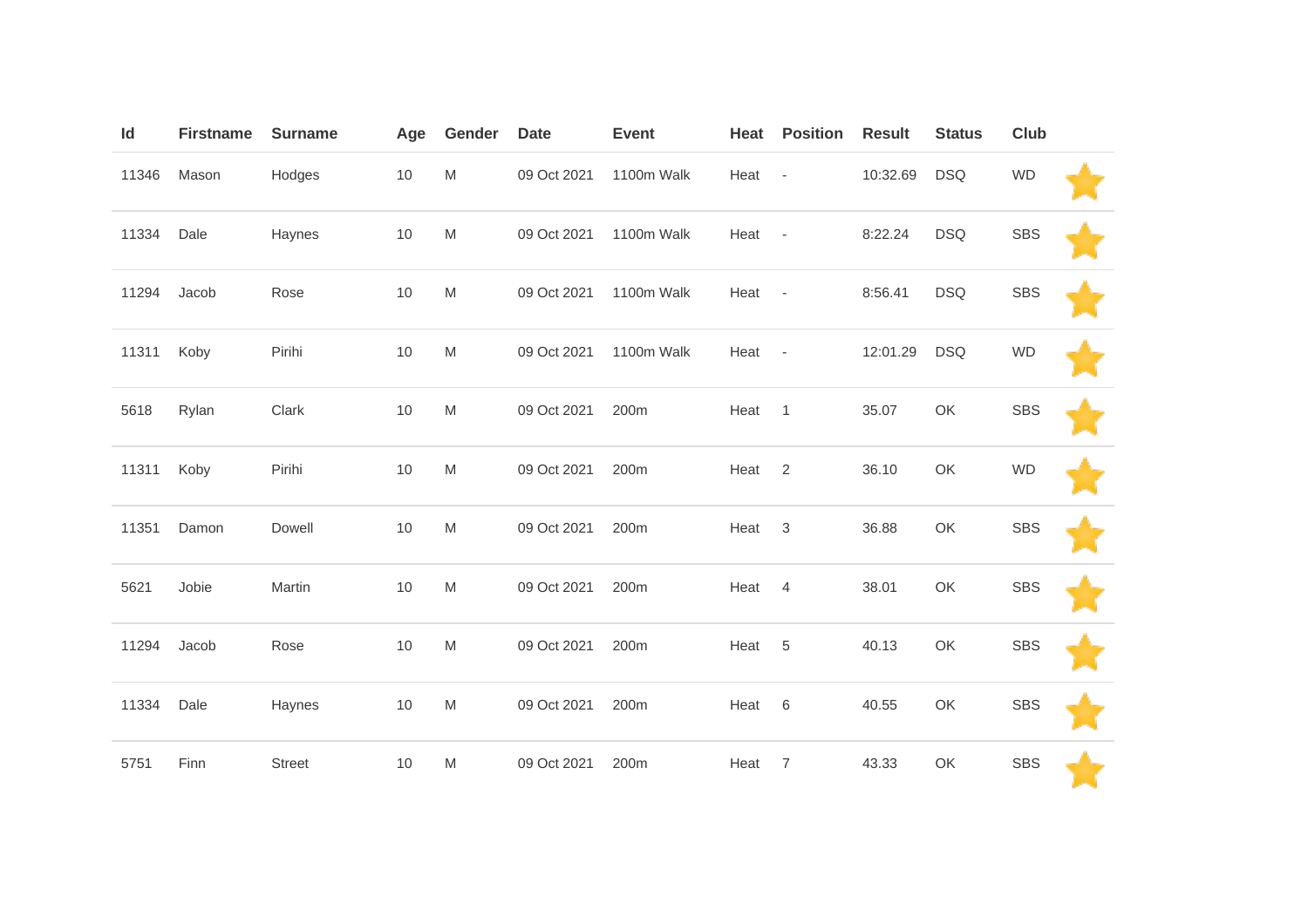| Id | Firstname | Surname | Age | Gender | Date | Event | Heat | Position | Result | Status | Club | |
|---|---|---|---|---|---|---|---|---|---|---|---|---|
| 11346 | Mason | Hodges | 10 | M | 09 Oct 2021 | 1100m Walk | Heat | - | 10:32.69 | DSQ | WD | |
| 11334 | Dale | Haynes | 10 | M | 09 Oct 2021 | 1100m Walk | Heat | - | 8:22.24 | DSQ | SBS | |
| 11294 | Jacob | Rose | 10 | M | 09 Oct 2021 | 1100m Walk | Heat | - | 8:56.41 | DSQ | SBS | |
| 11311 | Koby | Pirihi | 10 | M | 09 Oct 2021 | 1100m Walk | Heat | - | 12:01.29 | DSQ | WD | |
| 5618 | Rylan | Clark | 10 | M | 09 Oct 2021 | 200m | Heat | 1 | 35.07 | OK | SBS | |
| 11311 | Koby | Pirihi | 10 | M | 09 Oct 2021 | 200m | Heat | 2 | 36.10 | OK | WD | |
| 11351 | Damon | Dowell | 10 | M | 09 Oct 2021 | 200m | Heat | 3 | 36.88 | OK | SBS | |
| 5621 | Jobie | Martin | 10 | M | 09 Oct 2021 | 200m | Heat | 4 | 38.01 | OK | SBS | |
| 11294 | Jacob | Rose | 10 | M | 09 Oct 2021 | 200m | Heat | 5 | 40.13 | OK | SBS | |
| 11334 | Dale | Haynes | 10 | M | 09 Oct 2021 | 200m | Heat | 6 | 40.55 | OK | SBS | |
| 5751 | Finn | Street | 10 | M | 09 Oct 2021 | 200m | Heat | 7 | 43.33 | OK | SBS | |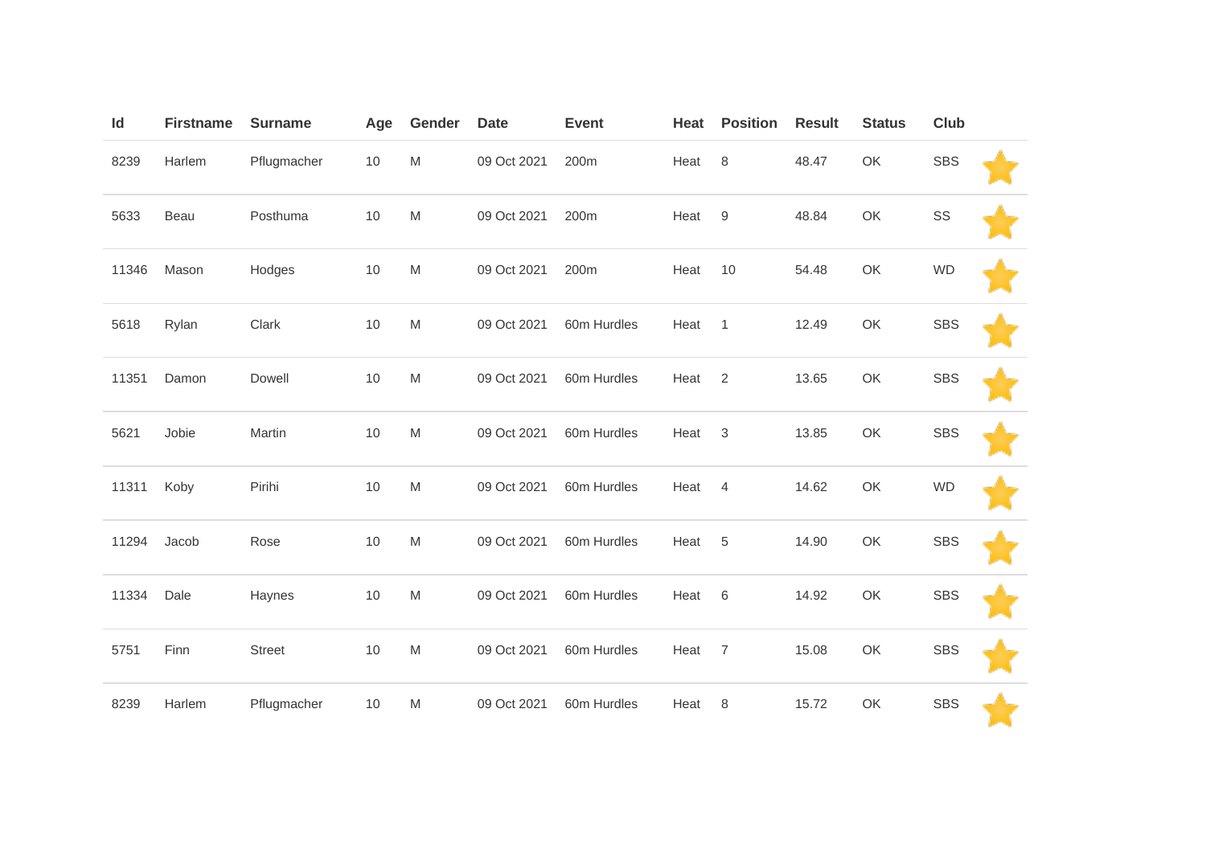| Id | Firstname | Surname | Age | Gender | Date | Event | Heat | Position | Result | Status | Club | |
|---|---|---|---|---|---|---|---|---|---|---|---|---|
| 8239 | Harlem | Pflugmacher | 10 | M | 09 Oct 2021 | 200m | Heat | 8 | 48.47 | OK | SBS | |
| 5633 | Beau | Posthuma | 10 | M | 09 Oct 2021 | 200m | Heat | 9 | 48.84 | OK | SS | |
| 11346 | Mason | Hodges | 10 | M | 09 Oct 2021 | 200m | Heat | 10 | 54.48 | OK | WD | |
| 5618 | Rylan | Clark | 10 | M | 09 Oct 2021 | 60m Hurdles | Heat | 1 | 12.49 | OK | SBS | |
| 11351 | Damon | Dowell | 10 | M | 09 Oct 2021 | 60m Hurdles | Heat | 2 | 13.65 | OK | SBS | |
| 5621 | Jobie | Martin | 10 | M | 09 Oct 2021 | 60m Hurdles | Heat | 3 | 13.85 | OK | SBS | |
| 11311 | Koby | Pirihi | 10 | M | 09 Oct 2021 | 60m Hurdles | Heat | 4 | 14.62 | OK | WD | |
| 11294 | Jacob | Rose | 10 | M | 09 Oct 2021 | 60m Hurdles | Heat | 5 | 14.90 | OK | SBS | |
| 11334 | Dale | Haynes | 10 | M | 09 Oct 2021 | 60m Hurdles | Heat | 6 | 14.92 | OK | SBS | |
| 5751 | Finn | Street | 10 | M | 09 Oct 2021 | 60m Hurdles | Heat | 7 | 15.08 | OK | SBS | |
| 8239 | Harlem | Pflugmacher | 10 | M | 09 Oct 2021 | 60m Hurdles | Heat | 8 | 15.72 | OK | SBS | |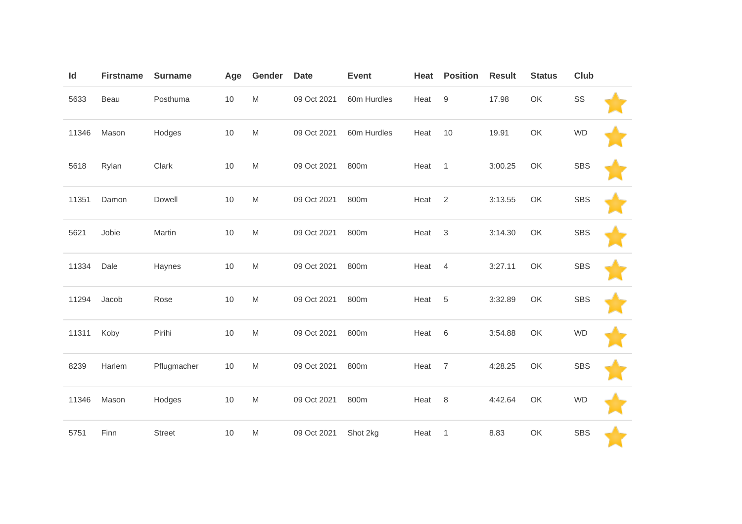| Id | Firstname | Surname | Age | Gender | Date | Event | Heat | Position | Result | Status | Club | |
|---|---|---|---|---|---|---|---|---|---|---|---|---|
| 5633 | Beau | Posthuma | 10 | M | 09 Oct 2021 | 60m Hurdles | Heat | 9 | 17.98 | OK | SS | |
| 11346 | Mason | Hodges | 10 | M | 09 Oct 2021 | 60m Hurdles | Heat | 10 | 19.91 | OK | WD | |
| 5618 | Rylan | Clark | 10 | M | 09 Oct 2021 | 800m | Heat | 1 | 3:00.25 | OK | SBS | |
| 11351 | Damon | Dowell | 10 | M | 09 Oct 2021 | 800m | Heat | 2 | 3:13.55 | OK | SBS | |
| 5621 | Jobie | Martin | 10 | M | 09 Oct 2021 | 800m | Heat | 3 | 3:14.30 | OK | SBS | |
| 11334 | Dale | Haynes | 10 | M | 09 Oct 2021 | 800m | Heat | 4 | 3:27.11 | OK | SBS | |
| 11294 | Jacob | Rose | 10 | M | 09 Oct 2021 | 800m | Heat | 5 | 3:32.89 | OK | SBS | |
| 11311 | Koby | Pirihi | 10 | M | 09 Oct 2021 | 800m | Heat | 6 | 3:54.88 | OK | WD | |
| 8239 | Harlem | Pflugmacher | 10 | M | 09 Oct 2021 | 800m | Heat | 7 | 4:28.25 | OK | SBS | |
| 11346 | Mason | Hodges | 10 | M | 09 Oct 2021 | 800m | Heat | 8 | 4:42.64 | OK | WD | |
| 5751 | Finn | Street | 10 | M | 09 Oct 2021 | Shot 2kg | Heat | 1 | 8.83 | OK | SBS | |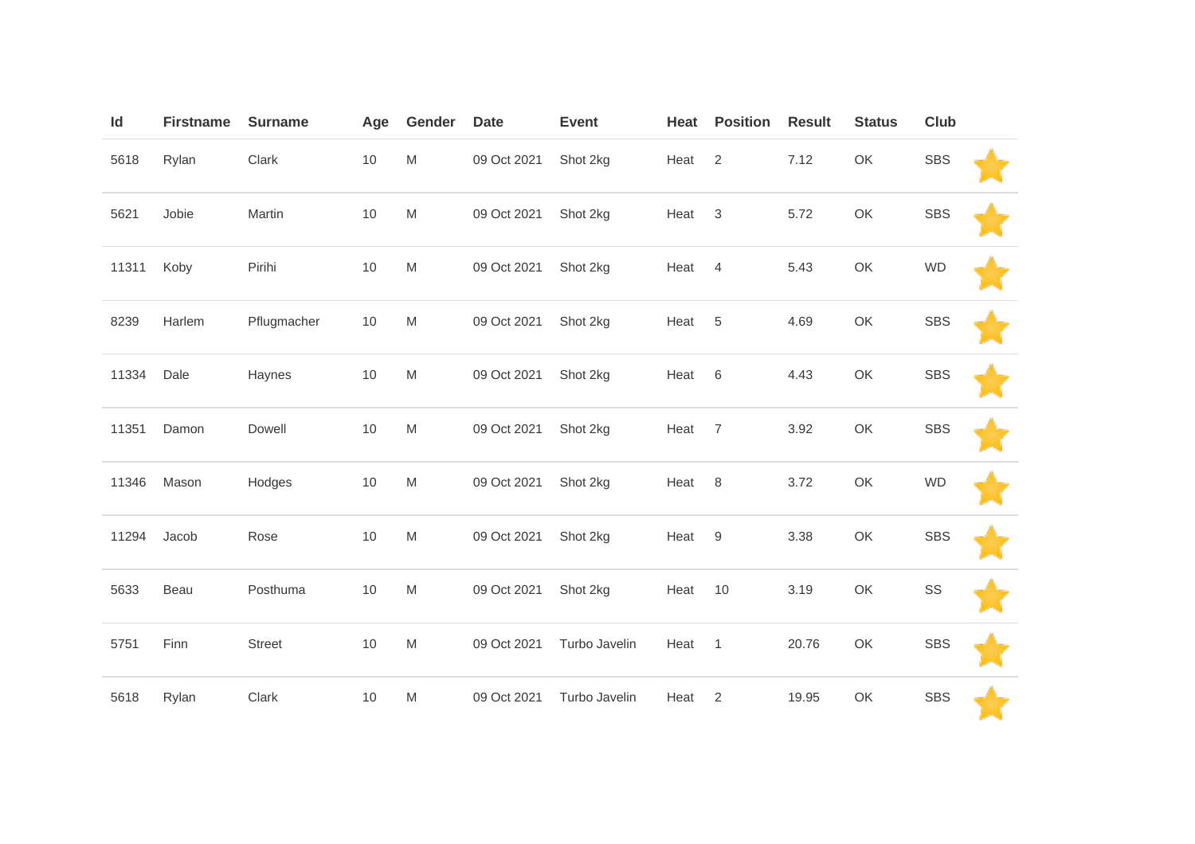| Id | Firstname | Surname | Age | Gender | Date | Event | Heat | Position | Result | Status | Club | |
|---|---|---|---|---|---|---|---|---|---|---|---|---|
| 5618 | Rylan | Clark | 10 | M | 09 Oct 2021 | Shot 2kg | Heat | 2 | 7.12 | OK | SBS | |
| 5621 | Jobie | Martin | 10 | M | 09 Oct 2021 | Shot 2kg | Heat | 3 | 5.72 | OK | SBS | |
| 11311 | Koby | Pirihi | 10 | M | 09 Oct 2021 | Shot 2kg | Heat | 4 | 5.43 | OK | WD | |
| 8239 | Harlem | Pflugmacher | 10 | M | 09 Oct 2021 | Shot 2kg | Heat | 5 | 4.69 | OK | SBS | |
| 11334 | Dale | Haynes | 10 | M | 09 Oct 2021 | Shot 2kg | Heat | 6 | 4.43 | OK | SBS | |
| 11351 | Damon | Dowell | 10 | M | 09 Oct 2021 | Shot 2kg | Heat | 7 | 3.92 | OK | SBS | |
| 11346 | Mason | Hodges | 10 | M | 09 Oct 2021 | Shot 2kg | Heat | 8 | 3.72 | OK | WD | |
| 11294 | Jacob | Rose | 10 | M | 09 Oct 2021 | Shot 2kg | Heat | 9 | 3.38 | OK | SBS | |
| 5633 | Beau | Posthuma | 10 | M | 09 Oct 2021 | Shot 2kg | Heat | 10 | 3.19 | OK | SS | |
| 5751 | Finn | Street | 10 | M | 09 Oct 2021 | Turbo Javelin | Heat | 1 | 20.76 | OK | SBS | |
| 5618 | Rylan | Clark | 10 | M | 09 Oct 2021 | Turbo Javelin | Heat | 2 | 19.95 | OK | SBS | |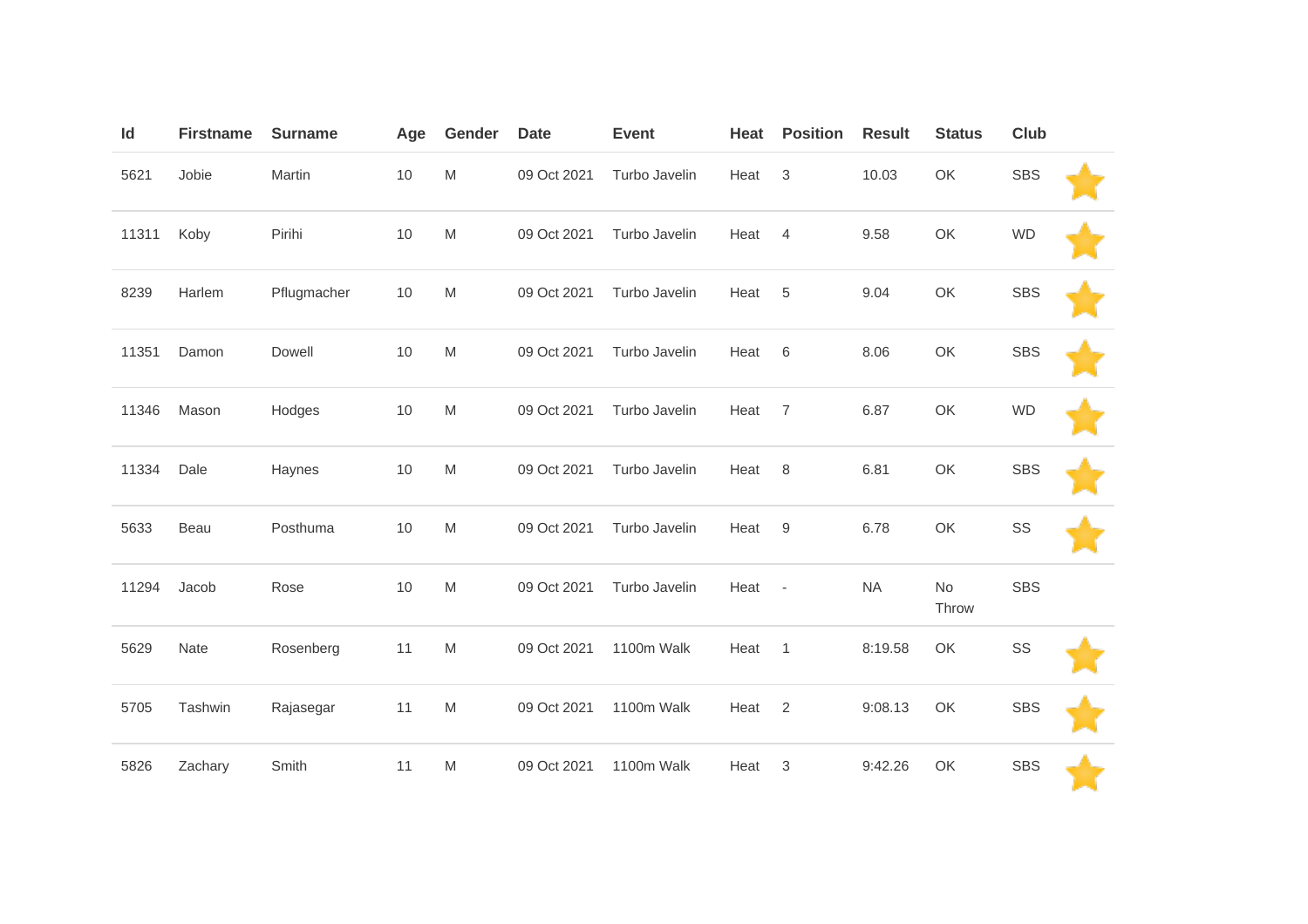| Id | Firstname | Surname | Age | Gender | Date | Event | Heat | Position | Result | Status | Club | |
|---|---|---|---|---|---|---|---|---|---|---|---|---|
| 5621 | Jobie | Martin | 10 | M | 09 Oct 2021 | Turbo Javelin | Heat | 3 | 10.03 | OK | SBS | ⭐ |
| 11311 | Koby | Pirihi | 10 | M | 09 Oct 2021 | Turbo Javelin | Heat | 4 | 9.58 | OK | WD | ⭐ |
| 8239 | Harlem | Pflugmacher | 10 | M | 09 Oct 2021 | Turbo Javelin | Heat | 5 | 9.04 | OK | SBS | ⭐ |
| 11351 | Damon | Dowell | 10 | M | 09 Oct 2021 | Turbo Javelin | Heat | 6 | 8.06 | OK | SBS | ⭐ |
| 11346 | Mason | Hodges | 10 | M | 09 Oct 2021 | Turbo Javelin | Heat | 7 | 6.87 | OK | WD | ⭐ |
| 11334 | Dale | Haynes | 10 | M | 09 Oct 2021 | Turbo Javelin | Heat | 8 | 6.81 | OK | SBS | ⭐ |
| 5633 | Beau | Posthuma | 10 | M | 09 Oct 2021 | Turbo Javelin | Heat | 9 | 6.78 | OK | SS | ⭐ |
| 11294 | Jacob | Rose | 10 | M | 09 Oct 2021 | Turbo Javelin | Heat | - | NA | No Throw | SBS | |
| 5629 | Nate | Rosenberg | 11 | M | 09 Oct 2021 | 1100m Walk | Heat | 1 | 8:19.58 | OK | SS | ⭐ |
| 5705 | Tashwin | Rajasegar | 11 | M | 09 Oct 2021 | 1100m Walk | Heat | 2 | 9:08.13 | OK | SBS | ⭐ |
| 5826 | Zachary | Smith | 11 | M | 09 Oct 2021 | 1100m Walk | Heat | 3 | 9:42.26 | OK | SBS | ⭐ |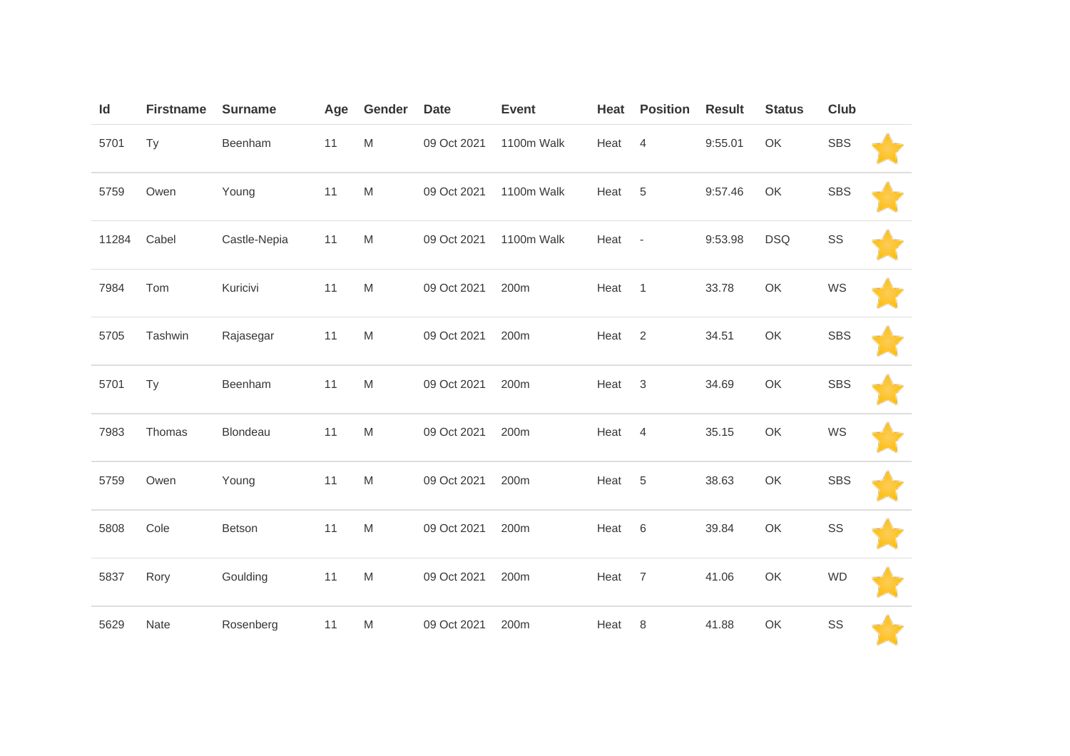| Id | Firstname | Surname | Age | Gender | Date | Event | Heat | Position | Result | Status | Club | |
|---|---|---|---|---|---|---|---|---|---|---|---|---|
| 5701 | Ty | Beenham | 11 | M | 09 Oct 2021 | 1100m Walk | Heat | 4 | 9:55.01 | OK | SBS | |
| 5759 | Owen | Young | 11 | M | 09 Oct 2021 | 1100m Walk | Heat | 5 | 9:57.46 | OK | SBS | |
| 11284 | Cabel | Castle-Nepia | 11 | M | 09 Oct 2021 | 1100m Walk | Heat | - | 9:53.98 | DSQ | SS | |
| 7984 | Tom | Kuricivi | 11 | M | 09 Oct 2021 | 200m | Heat | 1 | 33.78 | OK | WS | |
| 5705 | Tashwin | Rajasegar | 11 | M | 09 Oct 2021 | 200m | Heat | 2 | 34.51 | OK | SBS | |
| 5701 | Ty | Beenham | 11 | M | 09 Oct 2021 | 200m | Heat | 3 | 34.69 | OK | SBS | |
| 7983 | Thomas | Blondeau | 11 | M | 09 Oct 2021 | 200m | Heat | 4 | 35.15 | OK | WS | |
| 5759 | Owen | Young | 11 | M | 09 Oct 2021 | 200m | Heat | 5 | 38.63 | OK | SBS | |
| 5808 | Cole | Betson | 11 | M | 09 Oct 2021 | 200m | Heat | 6 | 39.84 | OK | SS | |
| 5837 | Rory | Goulding | 11 | M | 09 Oct 2021 | 200m | Heat | 7 | 41.06 | OK | WD | |
| 5629 | Nate | Rosenberg | 11 | M | 09 Oct 2021 | 200m | Heat | 8 | 41.88 | OK | SS | |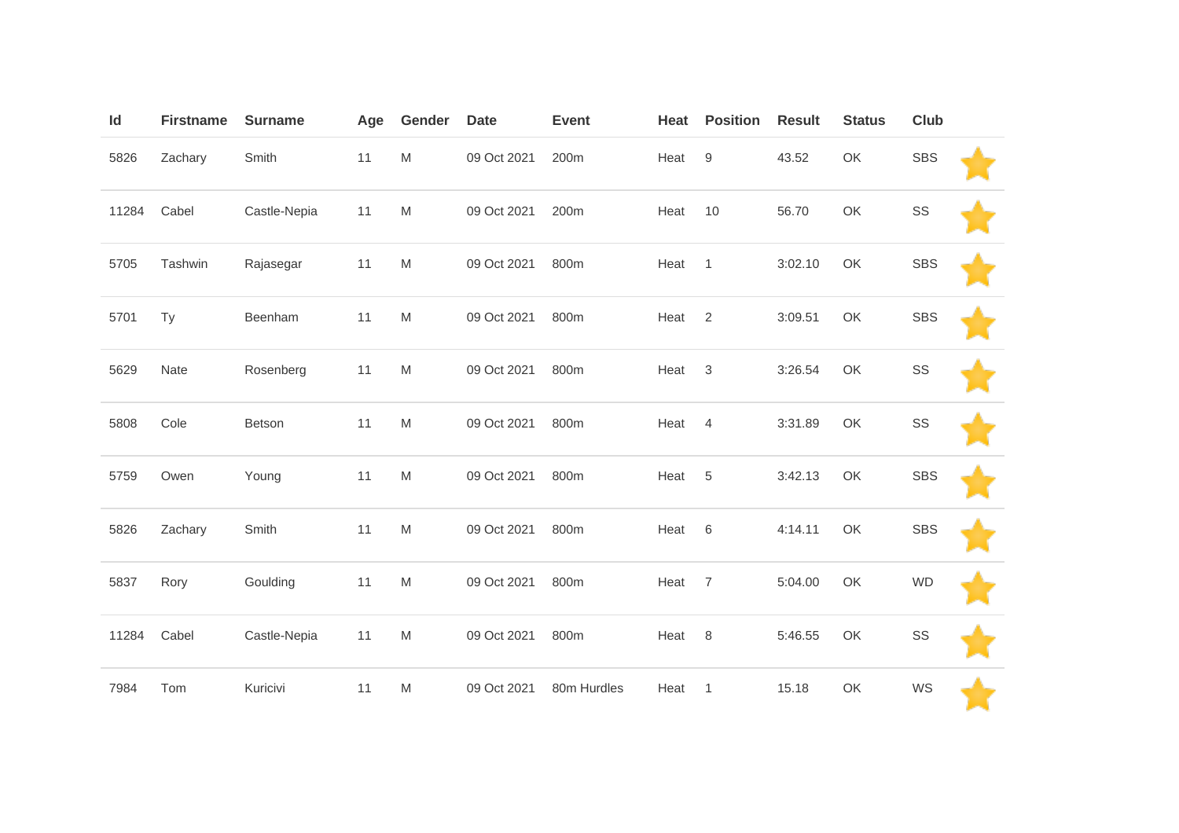| Id | Firstname | Surname | Age | Gender | Date | Event | Heat | Position | Result | Status | Club | |
|---|---|---|---|---|---|---|---|---|---|---|---|---|
| 5826 | Zachary | Smith | 11 | M | 09 Oct 2021 | 200m | Heat | 9 | 43.52 | OK | SBS | |
| 11284 | Cabel | Castle-Nepia | 11 | M | 09 Oct 2021 | 200m | Heat | 10 | 56.70 | OK | SS | |
| 5705 | Tashwin | Rajasegar | 11 | M | 09 Oct 2021 | 800m | Heat | 1 | 3:02.10 | OK | SBS | |
| 5701 | Ty | Beenham | 11 | M | 09 Oct 2021 | 800m | Heat | 2 | 3:09.51 | OK | SBS | |
| 5629 | Nate | Rosenberg | 11 | M | 09 Oct 2021 | 800m | Heat | 3 | 3:26.54 | OK | SS | |
| 5808 | Cole | Betson | 11 | M | 09 Oct 2021 | 800m | Heat | 4 | 3:31.89 | OK | SS | |
| 5759 | Owen | Young | 11 | M | 09 Oct 2021 | 800m | Heat | 5 | 3:42.13 | OK | SBS | |
| 5826 | Zachary | Smith | 11 | M | 09 Oct 2021 | 800m | Heat | 6 | 4:14.11 | OK | SBS | |
| 5837 | Rory | Goulding | 11 | M | 09 Oct 2021 | 800m | Heat | 7 | 5:04.00 | OK | WD | |
| 11284 | Cabel | Castle-Nepia | 11 | M | 09 Oct 2021 | 800m | Heat | 8 | 5:46.55 | OK | SS | |
| 7984 | Tom | Kuricivi | 11 | M | 09 Oct 2021 | 80m Hurdles | Heat | 1 | 15.18 | OK | WS | |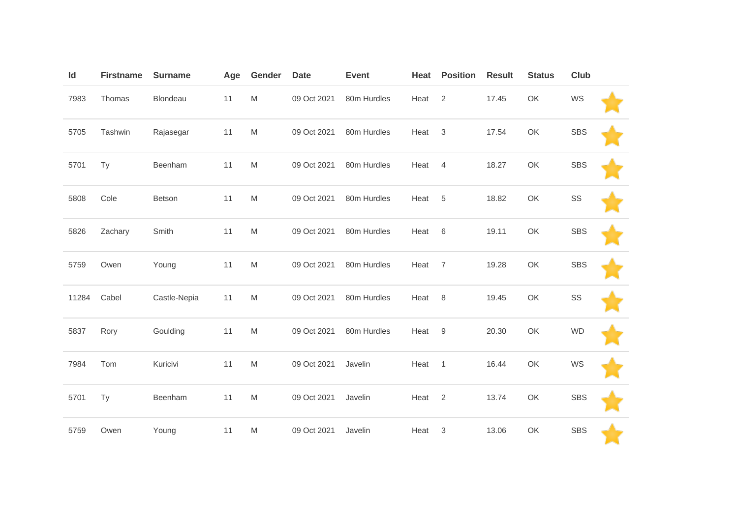| Id | Firstname | Surname | Age | Gender | Date | Event | Heat | Position | Result | Status | Club | |
|---|---|---|---|---|---|---|---|---|---|---|---|---|
| 7983 | Thomas | Blondeau | 11 | M | 09 Oct 2021 | 80m Hurdles | Heat | 2 | 17.45 | OK | WS | |
| 5705 | Tashwin | Rajasegar | 11 | M | 09 Oct 2021 | 80m Hurdles | Heat | 3 | 17.54 | OK | SBS | |
| 5701 | Ty | Beenham | 11 | M | 09 Oct 2021 | 80m Hurdles | Heat | 4 | 18.27 | OK | SBS | |
| 5808 | Cole | Betson | 11 | M | 09 Oct 2021 | 80m Hurdles | Heat | 5 | 18.82 | OK | SS | |
| 5826 | Zachary | Smith | 11 | M | 09 Oct 2021 | 80m Hurdles | Heat | 6 | 19.11 | OK | SBS | |
| 5759 | Owen | Young | 11 | M | 09 Oct 2021 | 80m Hurdles | Heat | 7 | 19.28 | OK | SBS | |
| 11284 | Cabel | Castle-Nepia | 11 | M | 09 Oct 2021 | 80m Hurdles | Heat | 8 | 19.45 | OK | SS | |
| 5837 | Rory | Goulding | 11 | M | 09 Oct 2021 | 80m Hurdles | Heat | 9 | 20.30 | OK | WD | |
| 7984 | Tom | Kuricivi | 11 | M | 09 Oct 2021 | Javelin | Heat | 1 | 16.44 | OK | WS | |
| 5701 | Ty | Beenham | 11 | M | 09 Oct 2021 | Javelin | Heat | 2 | 13.74 | OK | SBS | |
| 5759 | Owen | Young | 11 | M | 09 Oct 2021 | Javelin | Heat | 3 | 13.06 | OK | SBS | |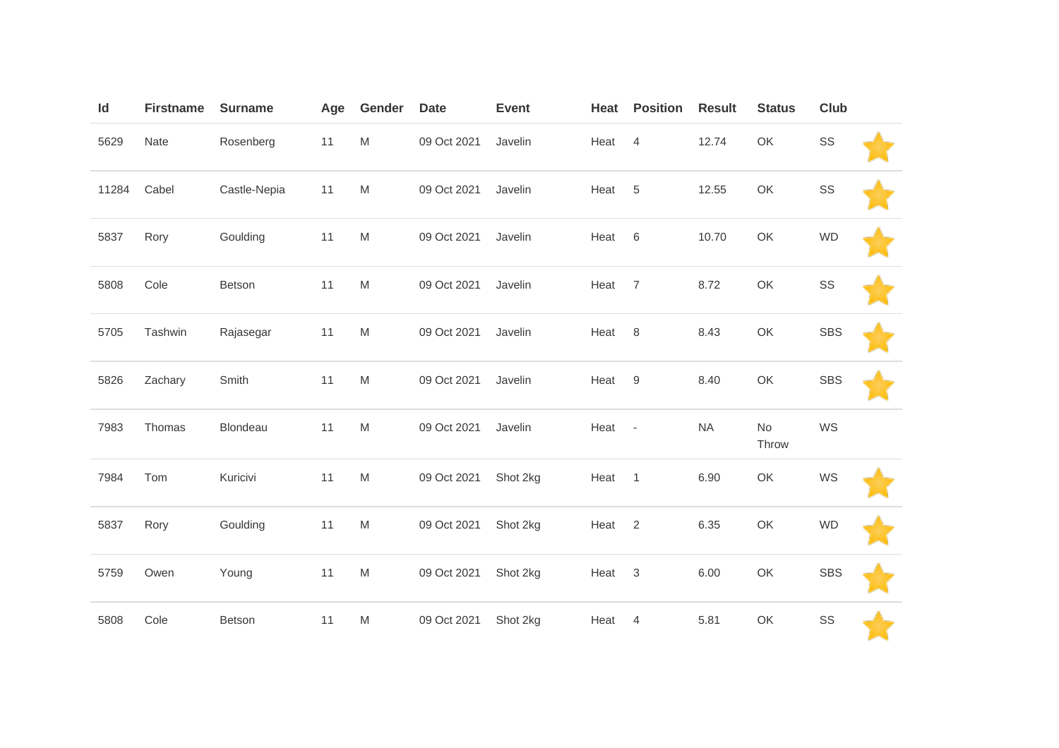| Id | Firstname | Surname | Age | Gender | Date | Event | Heat | Position | Result | Status | Club | |
|---|---|---|---|---|---|---|---|---|---|---|---|---|
| 5629 | Nate | Rosenberg | 11 | M | 09 Oct 2021 | Javelin | Heat | 4 | 12.74 | OK | SS | ⭐ |
| 11284 | Cabel | Castle-Nepia | 11 | M | 09 Oct 2021 | Javelin | Heat | 5 | 12.55 | OK | SS | ⭐ |
| 5837 | Rory | Goulding | 11 | M | 09 Oct 2021 | Javelin | Heat | 6 | 10.70 | OK | WD | ⭐ |
| 5808 | Cole | Betson | 11 | M | 09 Oct 2021 | Javelin | Heat | 7 | 8.72 | OK | SS | ⭐ |
| 5705 | Tashwin | Rajasegar | 11 | M | 09 Oct 2021 | Javelin | Heat | 8 | 8.43 | OK | SBS | ⭐ |
| 5826 | Zachary | Smith | 11 | M | 09 Oct 2021 | Javelin | Heat | 9 | 8.40 | OK | SBS | ⭐ |
| 7983 | Thomas | Blondeau | 11 | M | 09 Oct 2021 | Javelin | Heat | - | NA | No Throw | WS | |
| 7984 | Tom | Kuricivi | 11 | M | 09 Oct 2021 | Shot 2kg | Heat | 1 | 6.90 | OK | WS | ⭐ |
| 5837 | Rory | Goulding | 11 | M | 09 Oct 2021 | Shot 2kg | Heat | 2 | 6.35 | OK | WD | ⭐ |
| 5759 | Owen | Young | 11 | M | 09 Oct 2021 | Shot 2kg | Heat | 3 | 6.00 | OK | SBS | ⭐ |
| 5808 | Cole | Betson | 11 | M | 09 Oct 2021 | Shot 2kg | Heat | 4 | 5.81 | OK | SS | ⭐ |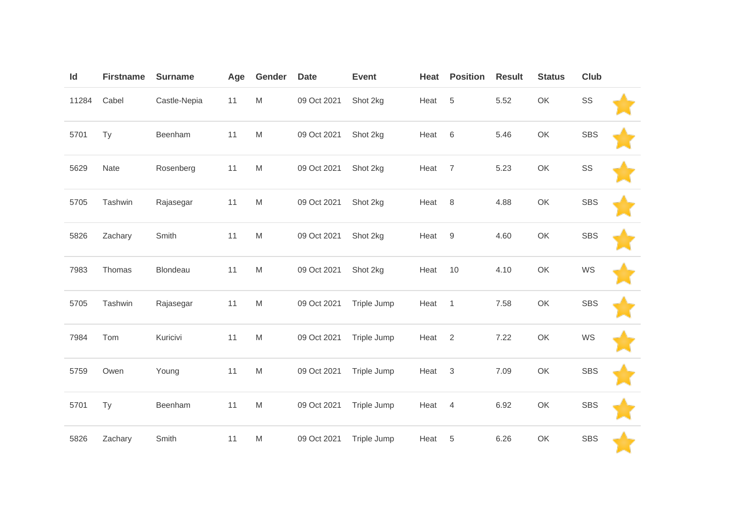| Id | Firstname | Surname | Age | Gender | Date | Event | Heat | Position | Result | Status | Club | |
|---|---|---|---|---|---|---|---|---|---|---|---|---|
| 11284 | Cabel | Castle-Nepia | 11 | M | 09 Oct 2021 | Shot 2kg | Heat | 5 | 5.52 | OK | SS | ⭐ |
| 5701 | Ty | Beenham | 11 | M | 09 Oct 2021 | Shot 2kg | Heat | 6 | 5.46 | OK | SBS | ⭐ |
| 5629 | Nate | Rosenberg | 11 | M | 09 Oct 2021 | Shot 2kg | Heat | 7 | 5.23 | OK | SS | ⭐ |
| 5705 | Tashwin | Rajasegar | 11 | M | 09 Oct 2021 | Shot 2kg | Heat | 8 | 4.88 | OK | SBS | ⭐ |
| 5826 | Zachary | Smith | 11 | M | 09 Oct 2021 | Shot 2kg | Heat | 9 | 4.60 | OK | SBS | ⭐ |
| 7983 | Thomas | Blondeau | 11 | M | 09 Oct 2021 | Shot 2kg | Heat | 10 | 4.10 | OK | WS | ⭐ |
| 5705 | Tashwin | Rajasegar | 11 | M | 09 Oct 2021 | Triple Jump | Heat | 1 | 7.58 | OK | SBS | ⭐ |
| 7984 | Tom | Kuricivi | 11 | M | 09 Oct 2021 | Triple Jump | Heat | 2 | 7.22 | OK | WS | ⭐ |
| 5759 | Owen | Young | 11 | M | 09 Oct 2021 | Triple Jump | Heat | 3 | 7.09 | OK | SBS | ⭐ |
| 5701 | Ty | Beenham | 11 | M | 09 Oct 2021 | Triple Jump | Heat | 4 | 6.92 | OK | SBS | ⭐ |
| 5826 | Zachary | Smith | 11 | M | 09 Oct 2021 | Triple Jump | Heat | 5 | 6.26 | OK | SBS | ⭐ |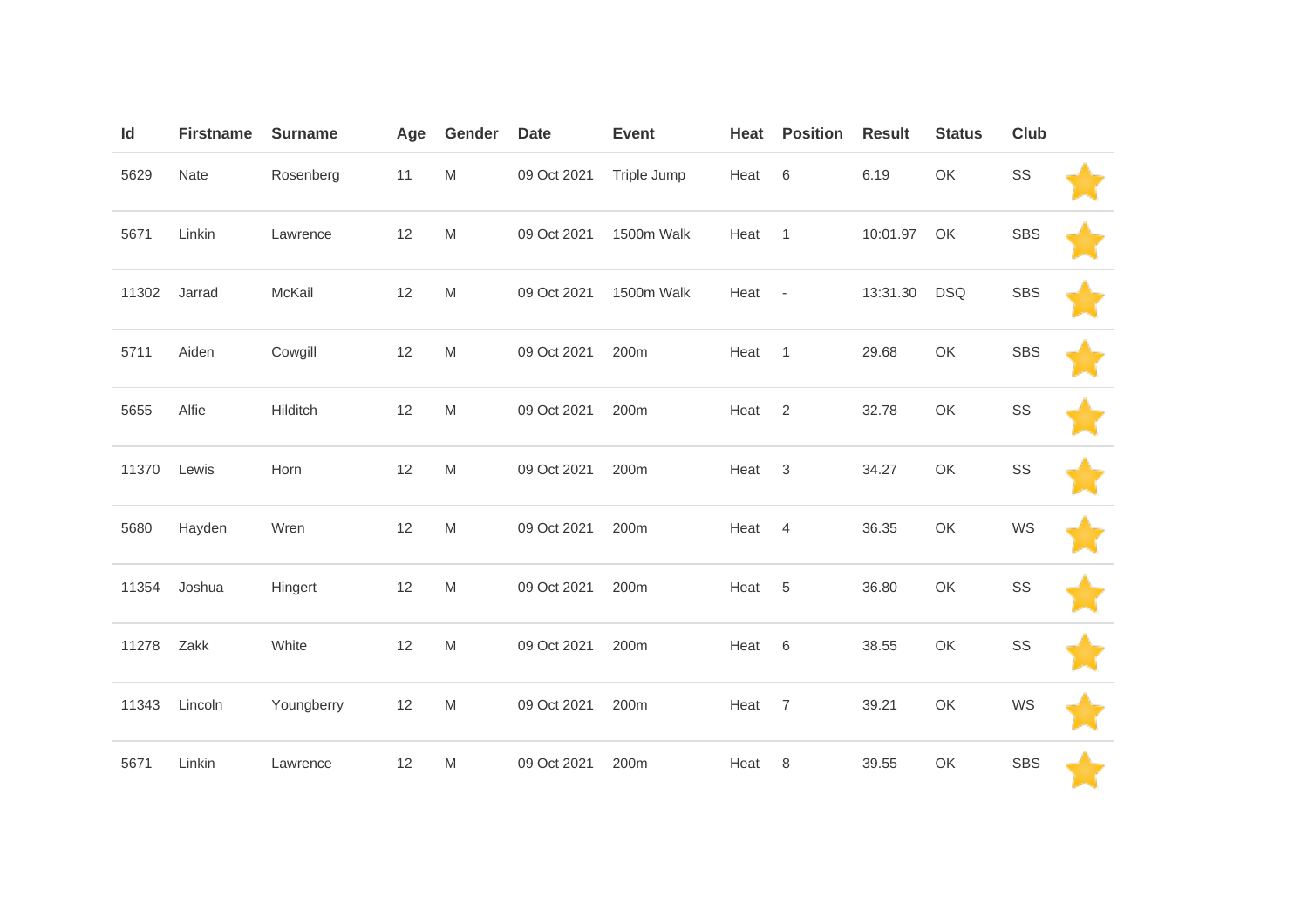| Id | Firstname | Surname | Age | Gender | Date | Event | Heat | Position | Result | Status | Club | |
|---|---|---|---|---|---|---|---|---|---|---|---|---|
| 5629 | Nate | Rosenberg | 11 | M | 09 Oct 2021 | Triple Jump | Heat | 6 | 6.19 | OK | SS | |
| 5671 | Linkin | Lawrence | 12 | M | 09 Oct 2021 | 1500m Walk | Heat | 1 | 10:01.97 | OK | SBS | |
| 11302 | Jarrad | McKail | 12 | M | 09 Oct 2021 | 1500m Walk | Heat | - | 13:31.30 | DSQ | SBS | |
| 5711 | Aiden | Cowgill | 12 | M | 09 Oct 2021 | 200m | Heat | 1 | 29.68 | OK | SBS | |
| 5655 | Alfie | Hilditch | 12 | M | 09 Oct 2021 | 200m | Heat | 2 | 32.78 | OK | SS | |
| 11370 | Lewis | Horn | 12 | M | 09 Oct 2021 | 200m | Heat | 3 | 34.27 | OK | SS | |
| 5680 | Hayden | Wren | 12 | M | 09 Oct 2021 | 200m | Heat | 4 | 36.35 | OK | WS | |
| 11354 | Joshua | Hingert | 12 | M | 09 Oct 2021 | 200m | Heat | 5 | 36.80 | OK | SS | |
| 11278 | Zakk | White | 12 | M | 09 Oct 2021 | 200m | Heat | 6 | 38.55 | OK | SS | |
| 11343 | Lincoln | Youngberry | 12 | M | 09 Oct 2021 | 200m | Heat | 7 | 39.21 | OK | WS | |
| 5671 | Linkin | Lawrence | 12 | M | 09 Oct 2021 | 200m | Heat | 8 | 39.55 | OK | SBS | |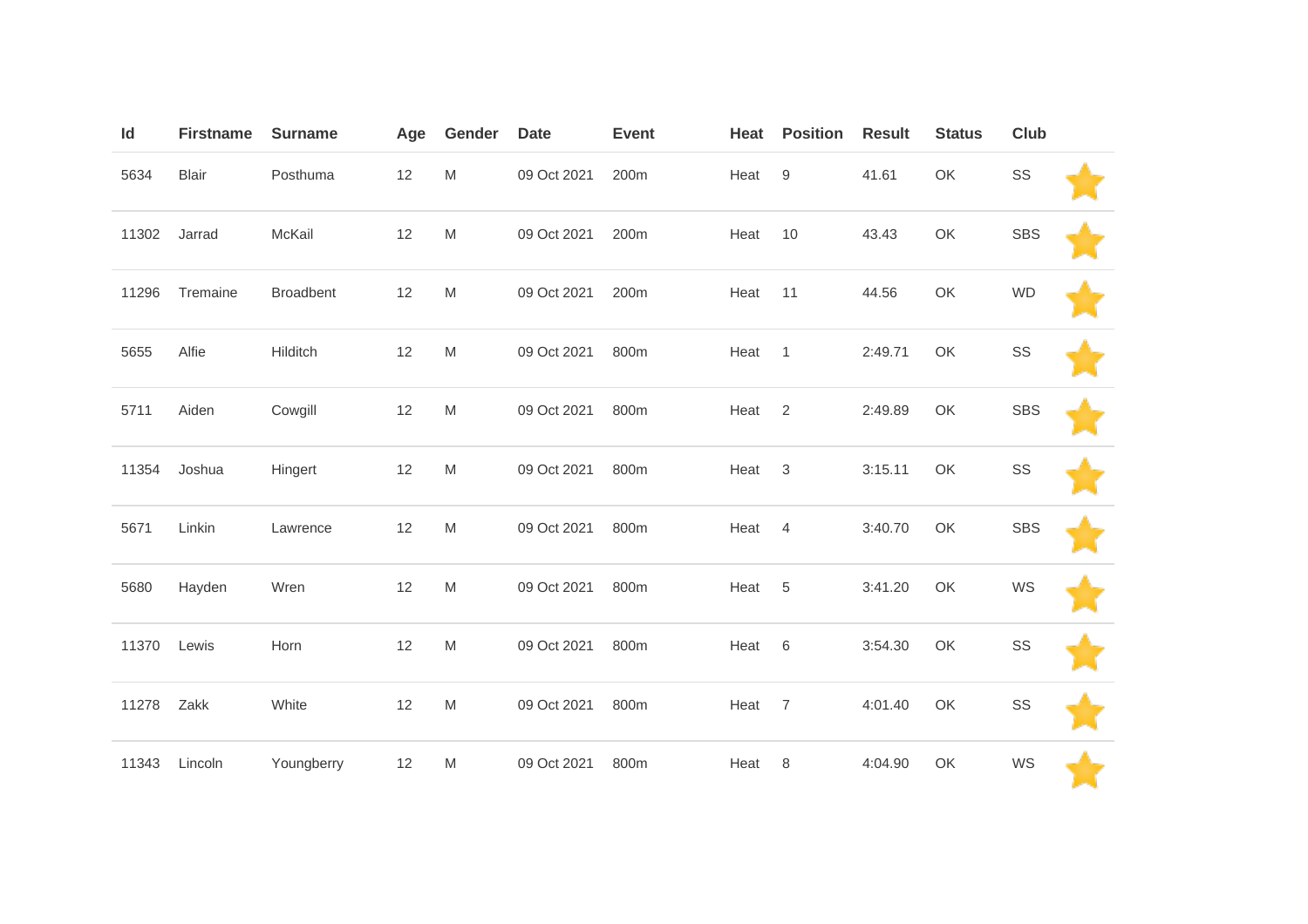| Id | Firstname | Surname | Age | Gender | Date | Event | Heat | Position | Result | Status | Club | |
|---|---|---|---|---|---|---|---|---|---|---|---|---|
| 5634 | Blair | Posthuma | 12 | M | 09 Oct 2021 | 200m | Heat | 9 | 41.61 | OK | SS | |
| 11302 | Jarrad | McKail | 12 | M | 09 Oct 2021 | 200m | Heat | 10 | 43.43 | OK | SBS | |
| 11296 | Tremaine | Broadbent | 12 | M | 09 Oct 2021 | 200m | Heat | 11 | 44.56 | OK | WD | |
| 5655 | Alfie | Hilditch | 12 | M | 09 Oct 2021 | 800m | Heat | 1 | 2:49.71 | OK | SS | |
| 5711 | Aiden | Cowgill | 12 | M | 09 Oct 2021 | 800m | Heat | 2 | 2:49.89 | OK | SBS | |
| 11354 | Joshua | Hingert | 12 | M | 09 Oct 2021 | 800m | Heat | 3 | 3:15.11 | OK | SS | |
| 5671 | Linkin | Lawrence | 12 | M | 09 Oct 2021 | 800m | Heat | 4 | 3:40.70 | OK | SBS | |
| 5680 | Hayden | Wren | 12 | M | 09 Oct 2021 | 800m | Heat | 5 | 3:41.20 | OK | WS | |
| 11370 | Lewis | Horn | 12 | M | 09 Oct 2021 | 800m | Heat | 6 | 3:54.30 | OK | SS | |
| 11278 | Zakk | White | 12 | M | 09 Oct 2021 | 800m | Heat | 7 | 4:01.40 | OK | SS | |
| 11343 | Lincoln | Youngberry | 12 | M | 09 Oct 2021 | 800m | Heat | 8 | 4:04.90 | OK | WS | |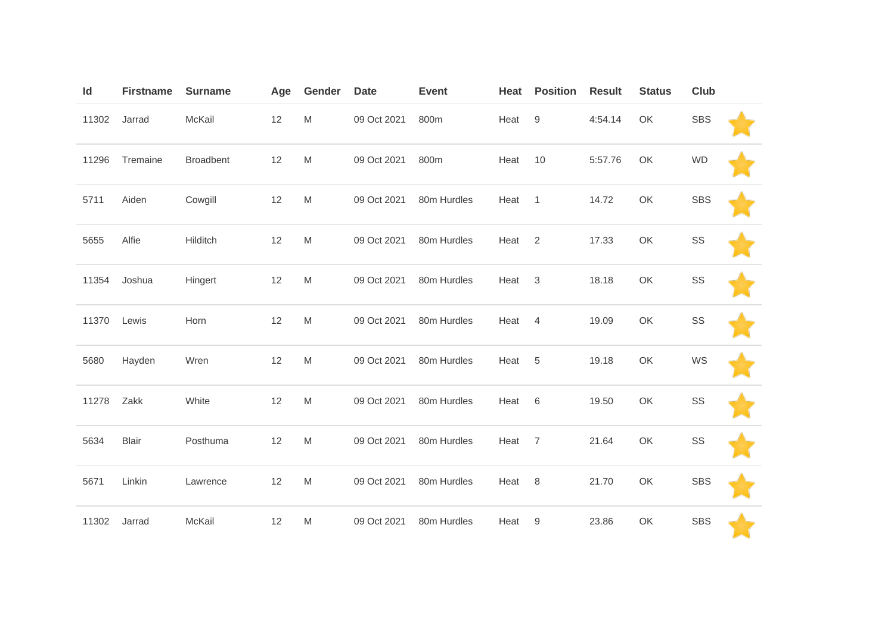| Id | Firstname | Surname | Age | Gender | Date | Event | Heat | Position | Result | Status | Club | |
|---|---|---|---|---|---|---|---|---|---|---|---|---|
| 11302 | Jarrad | McKail | 12 | M | 09 Oct 2021 | 800m | Heat | 9 | 4:54.14 | OK | SBS | |
| 11296 | Tremaine | Broadbent | 12 | M | 09 Oct 2021 | 800m | Heat | 10 | 5:57.76 | OK | WD | |
| 5711 | Aiden | Cowgill | 12 | M | 09 Oct 2021 | 80m Hurdles | Heat | 1 | 14.72 | OK | SBS | |
| 5655 | Alfie | Hilditch | 12 | M | 09 Oct 2021 | 80m Hurdles | Heat | 2 | 17.33 | OK | SS | |
| 11354 | Joshua | Hingert | 12 | M | 09 Oct 2021 | 80m Hurdles | Heat | 3 | 18.18 | OK | SS | |
| 11370 | Lewis | Horn | 12 | M | 09 Oct 2021 | 80m Hurdles | Heat | 4 | 19.09 | OK | SS | |
| 5680 | Hayden | Wren | 12 | M | 09 Oct 2021 | 80m Hurdles | Heat | 5 | 19.18 | OK | WS | |
| 11278 | Zakk | White | 12 | M | 09 Oct 2021 | 80m Hurdles | Heat | 6 | 19.50 | OK | SS | |
| 5634 | Blair | Posthuma | 12 | M | 09 Oct 2021 | 80m Hurdles | Heat | 7 | 21.64 | OK | SS | |
| 5671 | Linkin | Lawrence | 12 | M | 09 Oct 2021 | 80m Hurdles | Heat | 8 | 21.70 | OK | SBS | |
| 11302 | Jarrad | McKail | 12 | M | 09 Oct 2021 | 80m Hurdles | Heat | 9 | 23.86 | OK | SBS | |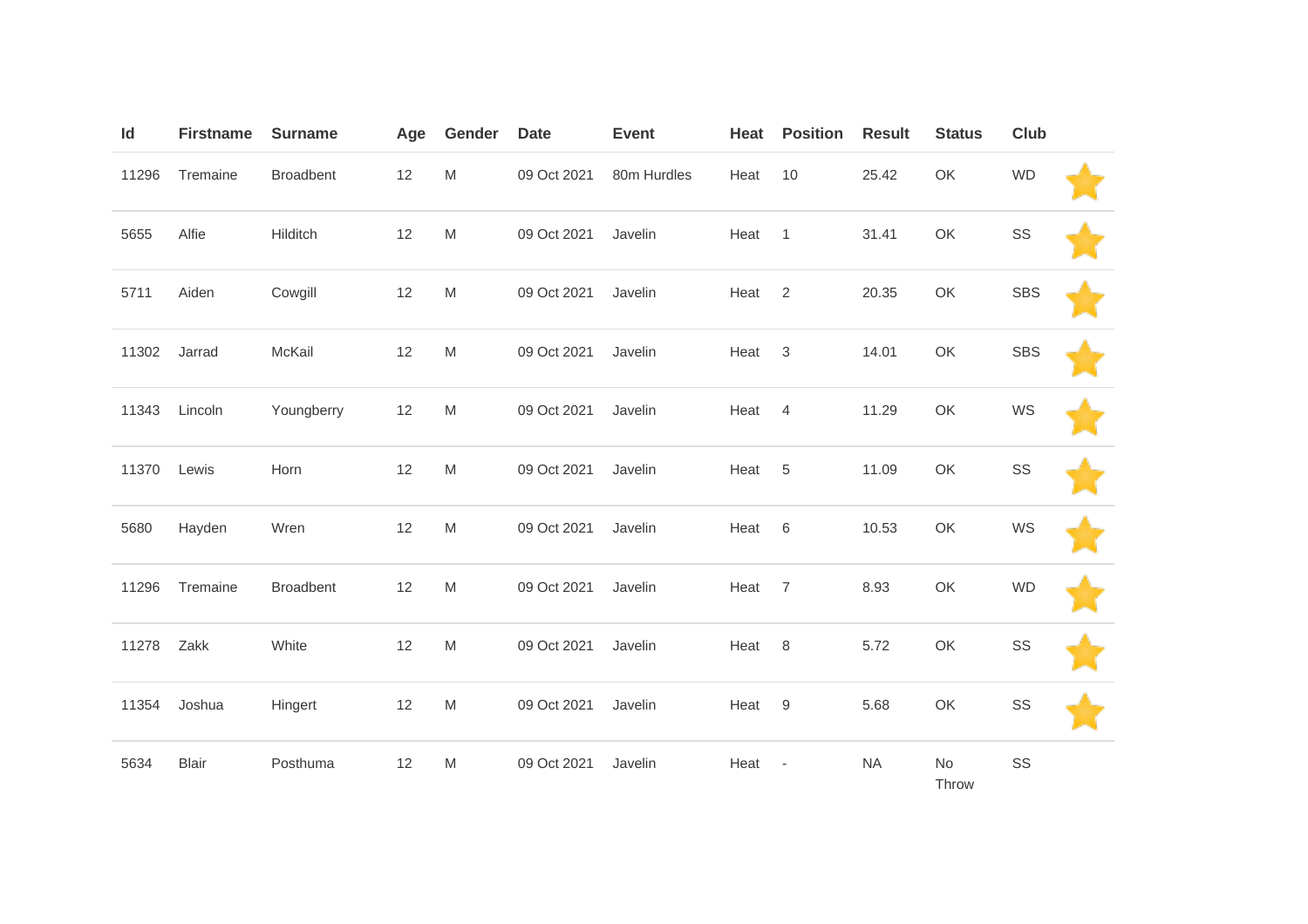| Id | Firstname | Surname | Age | Gender | Date | Event | Heat | Position | Result | Status | Club | |
|---|---|---|---|---|---|---|---|---|---|---|---|---|
| 11296 | Tremaine | Broadbent | 12 | M | 09 Oct 2021 | 80m Hurdles | Heat | 10 | 25.42 | OK | WD | ⭐ |
| 5655 | Alfie | Hilditch | 12 | M | 09 Oct 2021 | Javelin | Heat | 1 | 31.41 | OK | SS | ⭐ |
| 5711 | Aiden | Cowgill | 12 | M | 09 Oct 2021 | Javelin | Heat | 2 | 20.35 | OK | SBS | ⭐ |
| 11302 | Jarrad | McKail | 12 | M | 09 Oct 2021 | Javelin | Heat | 3 | 14.01 | OK | SBS | ⭐ |
| 11343 | Lincoln | Youngberry | 12 | M | 09 Oct 2021 | Javelin | Heat | 4 | 11.29 | OK | WS | ⭐ |
| 11370 | Lewis | Horn | 12 | M | 09 Oct 2021 | Javelin | Heat | 5 | 11.09 | OK | SS | ⭐ |
| 5680 | Hayden | Wren | 12 | M | 09 Oct 2021 | Javelin | Heat | 6 | 10.53 | OK | WS | ⭐ |
| 11296 | Tremaine | Broadbent | 12 | M | 09 Oct 2021 | Javelin | Heat | 7 | 8.93 | OK | WD | ⭐ |
| 11278 | Zakk | White | 12 | M | 09 Oct 2021 | Javelin | Heat | 8 | 5.72 | OK | SS | ⭐ |
| 11354 | Joshua | Hingert | 12 | M | 09 Oct 2021 | Javelin | Heat | 9 | 5.68 | OK | SS | ⭐ |
| 5634 | Blair | Posthuma | 12 | M | 09 Oct 2021 | Javelin | Heat | - | NA | No Throw | SS | |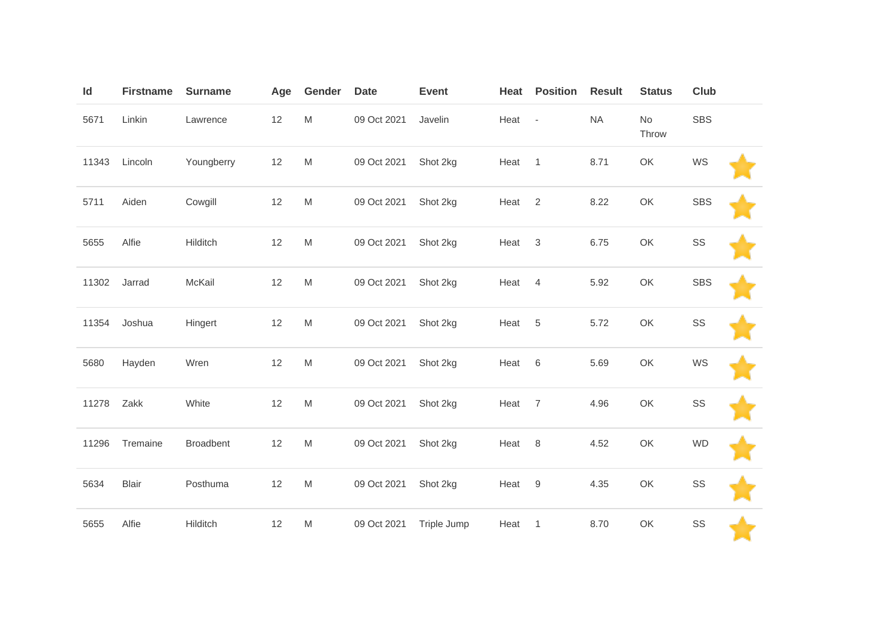| Id | Firstname | Surname | Age | Gender | Date | Event | Heat | Position | Result | Status | Club | |
|---|---|---|---|---|---|---|---|---|---|---|---|---|
| 5671 | Linkin | Lawrence | 12 | M | 09 Oct 2021 | Javelin | Heat | - | NA | No Throw | SBS | |
| 11343 | Lincoln | Youngberry | 12 | M | 09 Oct 2021 | Shot 2kg | Heat | 1 | 8.71 | OK | WS | |
| 5711 | Aiden | Cowgill | 12 | M | 09 Oct 2021 | Shot 2kg | Heat | 2 | 8.22 | OK | SBS | |
| 5655 | Alfie | Hilditch | 12 | M | 09 Oct 2021 | Shot 2kg | Heat | 3 | 6.75 | OK | SS | |
| 11302 | Jarrad | McKail | 12 | M | 09 Oct 2021 | Shot 2kg | Heat | 4 | 5.92 | OK | SBS | |
| 11354 | Joshua | Hingert | 12 | M | 09 Oct 2021 | Shot 2kg | Heat | 5 | 5.72 | OK | SS | |
| 5680 | Hayden | Wren | 12 | M | 09 Oct 2021 | Shot 2kg | Heat | 6 | 5.69 | OK | WS | |
| 11278 | Zakk | White | 12 | M | 09 Oct 2021 | Shot 2kg | Heat | 7 | 4.96 | OK | SS | |
| 11296 | Tremaine | Broadbent | 12 | M | 09 Oct 2021 | Shot 2kg | Heat | 8 | 4.52 | OK | WD | |
| 5634 | Blair | Posthuma | 12 | M | 09 Oct 2021 | Shot 2kg | Heat | 9 | 4.35 | OK | SS | |
| 5655 | Alfie | Hilditch | 12 | M | 09 Oct 2021 | Triple Jump | Heat | 1 | 8.70 | OK | SS | |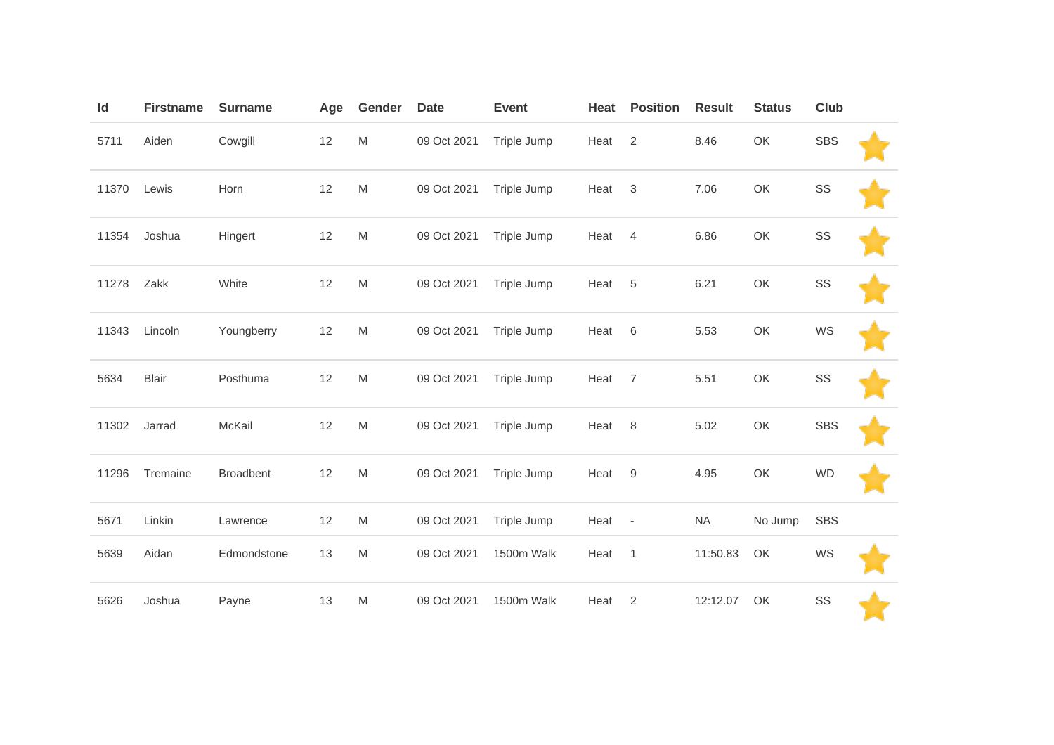| Id | Firstname | Surname | Age | Gender | Date | Event | Heat | Position | Result | Status | Club | |
|---|---|---|---|---|---|---|---|---|---|---|---|---|
| 5711 | Aiden | Cowgill | 12 | M | 09 Oct 2021 | Triple Jump | Heat | 2 | 8.46 | OK | SBS | |
| 11370 | Lewis | Horn | 12 | M | 09 Oct 2021 | Triple Jump | Heat | 3 | 7.06 | OK | SS | |
| 11354 | Joshua | Hingert | 12 | M | 09 Oct 2021 | Triple Jump | Heat | 4 | 6.86 | OK | SS | |
| 11278 | Zakk | White | 12 | M | 09 Oct 2021 | Triple Jump | Heat | 5 | 6.21 | OK | SS | |
| 11343 | Lincoln | Youngberry | 12 | M | 09 Oct 2021 | Triple Jump | Heat | 6 | 5.53 | OK | WS | |
| 5634 | Blair | Posthuma | 12 | M | 09 Oct 2021 | Triple Jump | Heat | 7 | 5.51 | OK | SS | |
| 11302 | Jarrad | McKail | 12 | M | 09 Oct 2021 | Triple Jump | Heat | 8 | 5.02 | OK | SBS | |
| 11296 | Tremaine | Broadbent | 12 | M | 09 Oct 2021 | Triple Jump | Heat | 9 | 4.95 | OK | WD | |
| 5671 | Linkin | Lawrence | 12 | M | 09 Oct 2021 | Triple Jump | Heat | - | NA | No Jump | SBS | |
| 5639 | Aidan | Edmondstone | 13 | M | 09 Oct 2021 | 1500m Walk | Heat | 1 | 11:50.83 | OK | WS | |
| 5626 | Joshua | Payne | 13 | M | 09 Oct 2021 | 1500m Walk | Heat | 2 | 12:12.07 | OK | SS | |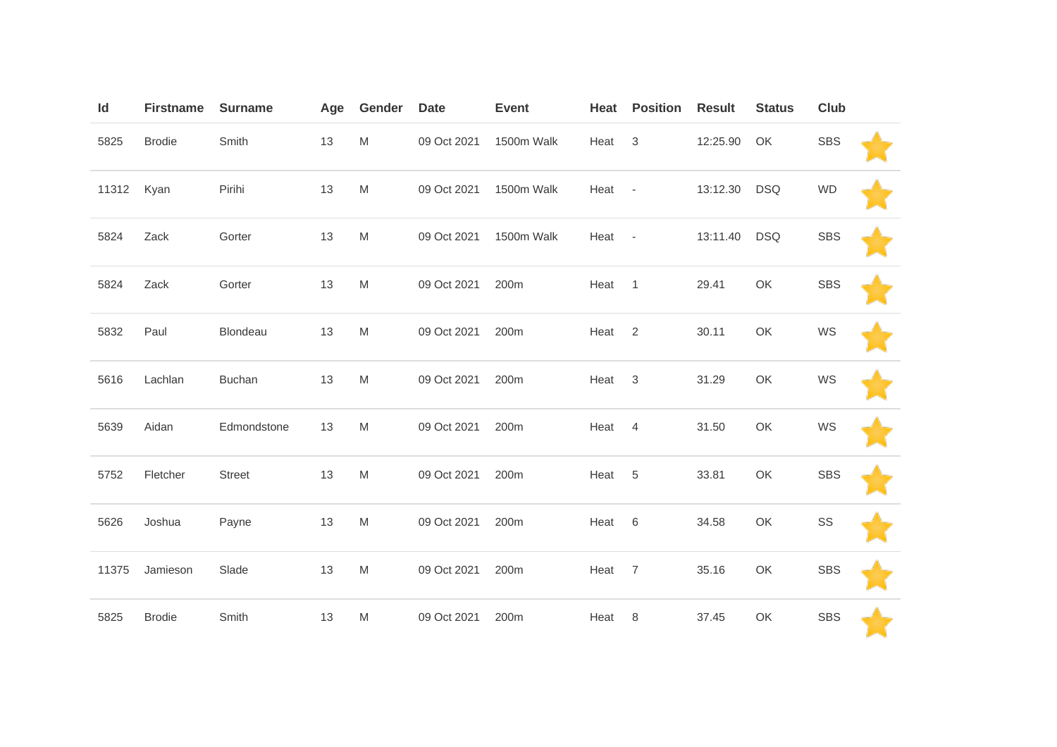| Id | Firstname | Surname | Age | Gender | Date | Event | Heat | Position | Result | Status | Club |  |
|---|---|---|---|---|---|---|---|---|---|---|---|---|
| 5825 | Brodie | Smith | 13 | M | 09 Oct 2021 | 1500m Walk | Heat | 3 | 12:25.90 | OK | SBS |  |
| 11312 | Kyan | Pirihi | 13 | M | 09 Oct 2021 | 1500m Walk | Heat | - | 13:12.30 | DSQ | WD |  |
| 5824 | Zack | Gorter | 13 | M | 09 Oct 2021 | 1500m Walk | Heat | - | 13:11.40 | DSQ | SBS |  |
| 5824 | Zack | Gorter | 13 | M | 09 Oct 2021 | 200m | Heat | 1 | 29.41 | OK | SBS |  |
| 5832 | Paul | Blondeau | 13 | M | 09 Oct 2021 | 200m | Heat | 2 | 30.11 | OK | WS |  |
| 5616 | Lachlan | Buchan | 13 | M | 09 Oct 2021 | 200m | Heat | 3 | 31.29 | OK | WS |  |
| 5639 | Aidan | Edmondstone | 13 | M | 09 Oct 2021 | 200m | Heat | 4 | 31.50 | OK | WS |  |
| 5752 | Fletcher | Street | 13 | M | 09 Oct 2021 | 200m | Heat | 5 | 33.81 | OK | SBS |  |
| 5626 | Joshua | Payne | 13 | M | 09 Oct 2021 | 200m | Heat | 6 | 34.58 | OK | SS |  |
| 11375 | Jamieson | Slade | 13 | M | 09 Oct 2021 | 200m | Heat | 7 | 35.16 | OK | SBS |  |
| 5825 | Brodie | Smith | 13 | M | 09 Oct 2021 | 200m | Heat | 8 | 37.45 | OK | SBS |  |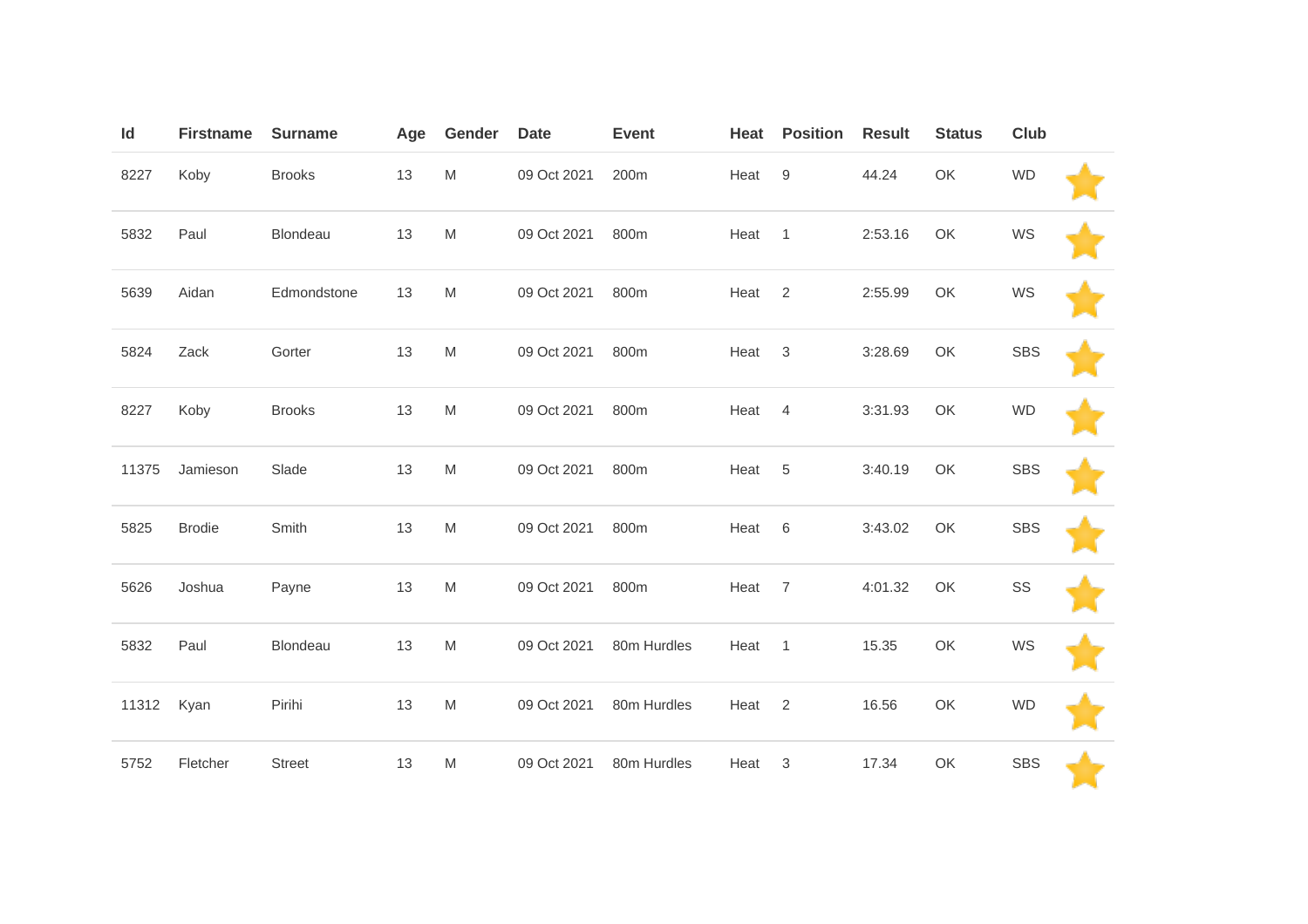| Id | Firstname | Surname | Age | Gender | Date | Event | Heat | Position | Result | Status | Club | |
|---|---|---|---|---|---|---|---|---|---|---|---|---|
| 8227 | Koby | Brooks | 13 | M | 09 Oct 2021 | 200m | Heat | 9 | 44.24 | OK | WD | |
| 5832 | Paul | Blondeau | 13 | M | 09 Oct 2021 | 800m | Heat | 1 | 2:53.16 | OK | WS | |
| 5639 | Aidan | Edmondstone | 13 | M | 09 Oct 2021 | 800m | Heat | 2 | 2:55.99 | OK | WS | |
| 5824 | Zack | Gorter | 13 | M | 09 Oct 2021 | 800m | Heat | 3 | 3:28.69 | OK | SBS | |
| 8227 | Koby | Brooks | 13 | M | 09 Oct 2021 | 800m | Heat | 4 | 3:31.93 | OK | WD | |
| 11375 | Jamieson | Slade | 13 | M | 09 Oct 2021 | 800m | Heat | 5 | 3:40.19 | OK | SBS | |
| 5825 | Brodie | Smith | 13 | M | 09 Oct 2021 | 800m | Heat | 6 | 3:43.02 | OK | SBS | |
| 5626 | Joshua | Payne | 13 | M | 09 Oct 2021 | 800m | Heat | 7 | 4:01.32 | OK | SS | |
| 5832 | Paul | Blondeau | 13 | M | 09 Oct 2021 | 80m Hurdles | Heat | 1 | 15.35 | OK | WS | |
| 11312 | Kyan | Pirihi | 13 | M | 09 Oct 2021 | 80m Hurdles | Heat | 2 | 16.56 | OK | WD | |
| 5752 | Fletcher | Street | 13 | M | 09 Oct 2021 | 80m Hurdles | Heat | 3 | 17.34 | OK | SBS | |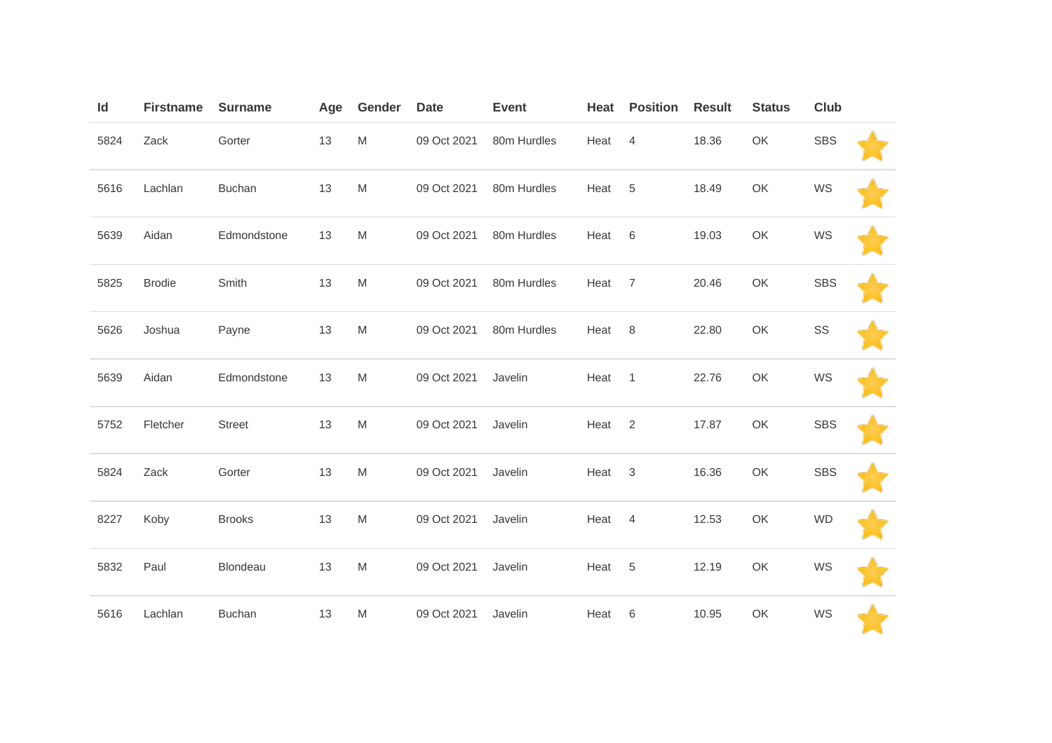| Id | Firstname | Surname | Age | Gender | Date | Event | Heat | Position | Result | Status | Club | |
|---|---|---|---|---|---|---|---|---|---|---|---|---|
| 5824 | Zack | Gorter | 13 | M | 09 Oct 2021 | 80m Hurdles | Heat | 4 | 18.36 | OK | SBS | ⭐ |
| 5616 | Lachlan | Buchan | 13 | M | 09 Oct 2021 | 80m Hurdles | Heat | 5 | 18.49 | OK | WS | ⭐ |
| 5639 | Aidan | Edmondstone | 13 | M | 09 Oct 2021 | 80m Hurdles | Heat | 6 | 19.03 | OK | WS | ⭐ |
| 5825 | Brodie | Smith | 13 | M | 09 Oct 2021 | 80m Hurdles | Heat | 7 | 20.46 | OK | SBS | ⭐ |
| 5626 | Joshua | Payne | 13 | M | 09 Oct 2021 | 80m Hurdles | Heat | 8 | 22.80 | OK | SS | ⭐ |
| 5639 | Aidan | Edmondstone | 13 | M | 09 Oct 2021 | Javelin | Heat | 1 | 22.76 | OK | WS | ⭐ |
| 5752 | Fletcher | Street | 13 | M | 09 Oct 2021 | Javelin | Heat | 2 | 17.87 | OK | SBS | ⭐ |
| 5824 | Zack | Gorter | 13 | M | 09 Oct 2021 | Javelin | Heat | 3 | 16.36 | OK | SBS | ⭐ |
| 8227 | Koby | Brooks | 13 | M | 09 Oct 2021 | Javelin | Heat | 4 | 12.53 | OK | WD | ⭐ |
| 5832 | Paul | Blondeau | 13 | M | 09 Oct 2021 | Javelin | Heat | 5 | 12.19 | OK | WS | ⭐ |
| 5616 | Lachlan | Buchan | 13 | M | 09 Oct 2021 | Javelin | Heat | 6 | 10.95 | OK | WS | ⭐ |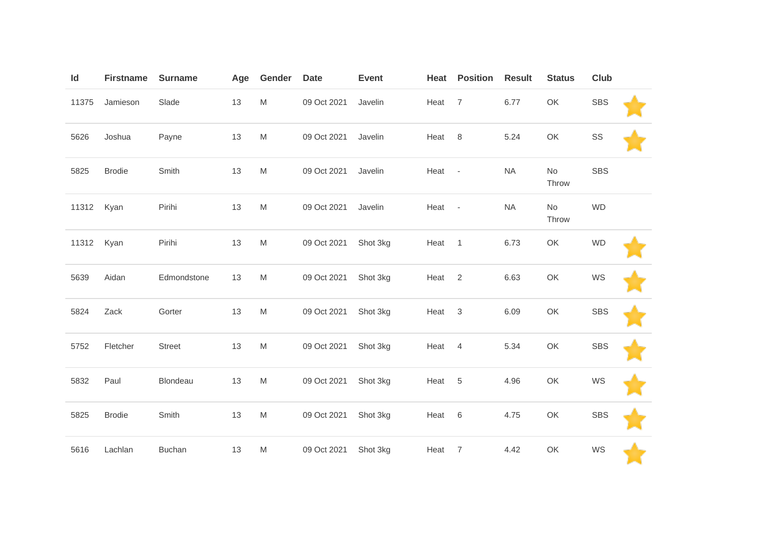| Id | Firstname | Surname | Age | Gender | Date | Event | Heat | Position | Result | Status | Club | |
|---|---|---|---|---|---|---|---|---|---|---|---|---|
| 11375 | Jamieson | Slade | 13 | M | 09 Oct 2021 | Javelin | Heat | 7 | 6.77 | OK | SBS | |
| 5626 | Joshua | Payne | 13 | M | 09 Oct 2021 | Javelin | Heat | 8 | 5.24 | OK | SS | |
| 5825 | Brodie | Smith | 13 | M | 09 Oct 2021 | Javelin | Heat | - | NA | No Throw | SBS | |
| 11312 | Kyan | Pirihi | 13 | M | 09 Oct 2021 | Javelin | Heat | - | NA | No Throw | WD | |
| 11312 | Kyan | Pirihi | 13 | M | 09 Oct 2021 | Shot 3kg | Heat | 1 | 6.73 | OK | WD | |
| 5639 | Aidan | Edmondstone | 13 | M | 09 Oct 2021 | Shot 3kg | Heat | 2 | 6.63 | OK | WS | |
| 5824 | Zack | Gorter | 13 | M | 09 Oct 2021 | Shot 3kg | Heat | 3 | 6.09 | OK | SBS | |
| 5752 | Fletcher | Street | 13 | M | 09 Oct 2021 | Shot 3kg | Heat | 4 | 5.34 | OK | SBS | |
| 5832 | Paul | Blondeau | 13 | M | 09 Oct 2021 | Shot 3kg | Heat | 5 | 4.96 | OK | WS | |
| 5825 | Brodie | Smith | 13 | M | 09 Oct 2021 | Shot 3kg | Heat | 6 | 4.75 | OK | SBS | |
| 5616 | Lachlan | Buchan | 13 | M | 09 Oct 2021 | Shot 3kg | Heat | 7 | 4.42 | OK | WS | |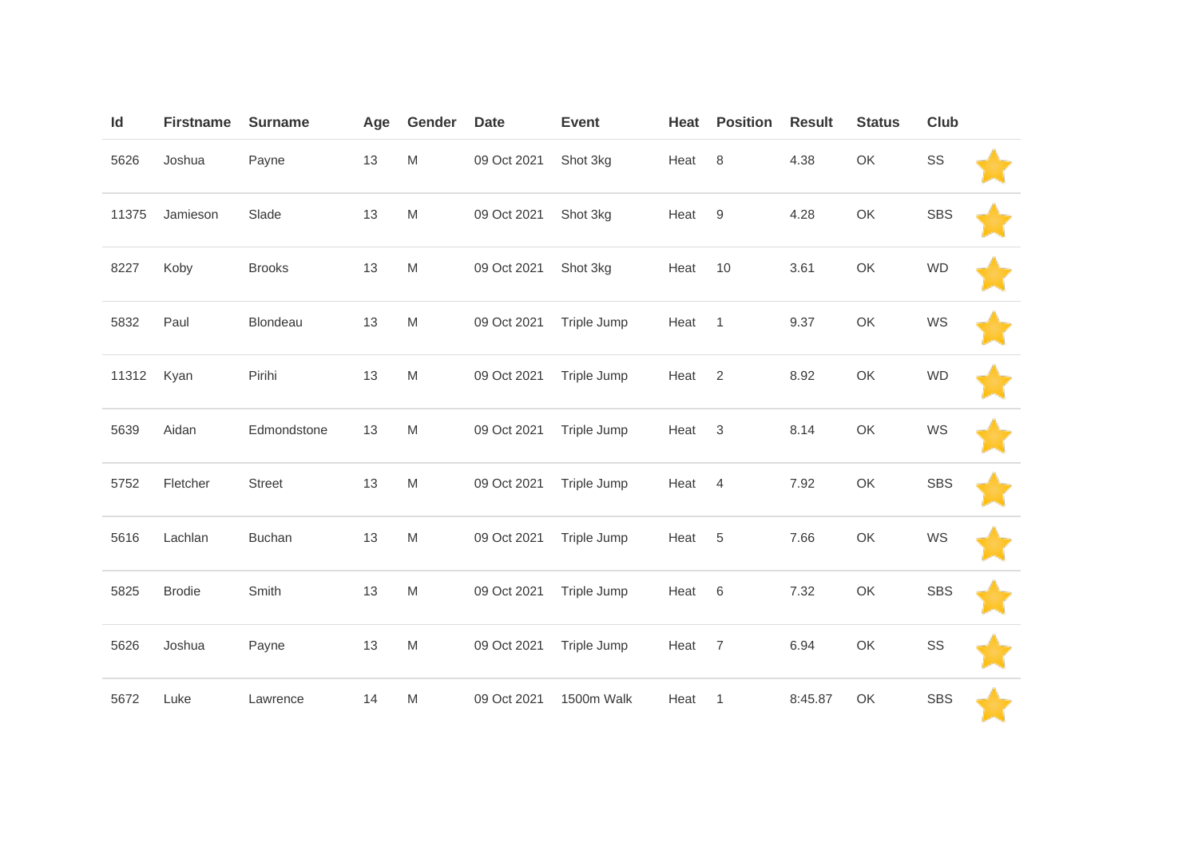| Id | Firstname | Surname | Age | Gender | Date | Event | Heat | Position | Result | Status | Club | |
|---|---|---|---|---|---|---|---|---|---|---|---|---|
| 5626 | Joshua | Payne | 13 | M | 09 Oct 2021 | Shot 3kg | Heat | 8 | 4.38 | OK | SS | |
| 11375 | Jamieson | Slade | 13 | M | 09 Oct 2021 | Shot 3kg | Heat | 9 | 4.28 | OK | SBS | |
| 8227 | Koby | Brooks | 13 | M | 09 Oct 2021 | Shot 3kg | Heat | 10 | 3.61 | OK | WD | |
| 5832 | Paul | Blondeau | 13 | M | 09 Oct 2021 | Triple Jump | Heat | 1 | 9.37 | OK | WS | |
| 11312 | Kyan | Pirihi | 13 | M | 09 Oct 2021 | Triple Jump | Heat | 2 | 8.92 | OK | WD | |
| 5639 | Aidan | Edmondstone | 13 | M | 09 Oct 2021 | Triple Jump | Heat | 3 | 8.14 | OK | WS | |
| 5752 | Fletcher | Street | 13 | M | 09 Oct 2021 | Triple Jump | Heat | 4 | 7.92 | OK | SBS | |
| 5616 | Lachlan | Buchan | 13 | M | 09 Oct 2021 | Triple Jump | Heat | 5 | 7.66 | OK | WS | |
| 5825 | Brodie | Smith | 13 | M | 09 Oct 2021 | Triple Jump | Heat | 6 | 7.32 | OK | SBS | |
| 5626 | Joshua | Payne | 13 | M | 09 Oct 2021 | Triple Jump | Heat | 7 | 6.94 | OK | SS | |
| 5672 | Luke | Lawrence | 14 | M | 09 Oct 2021 | 1500m Walk | Heat | 1 | 8:45.87 | OK | SBS | |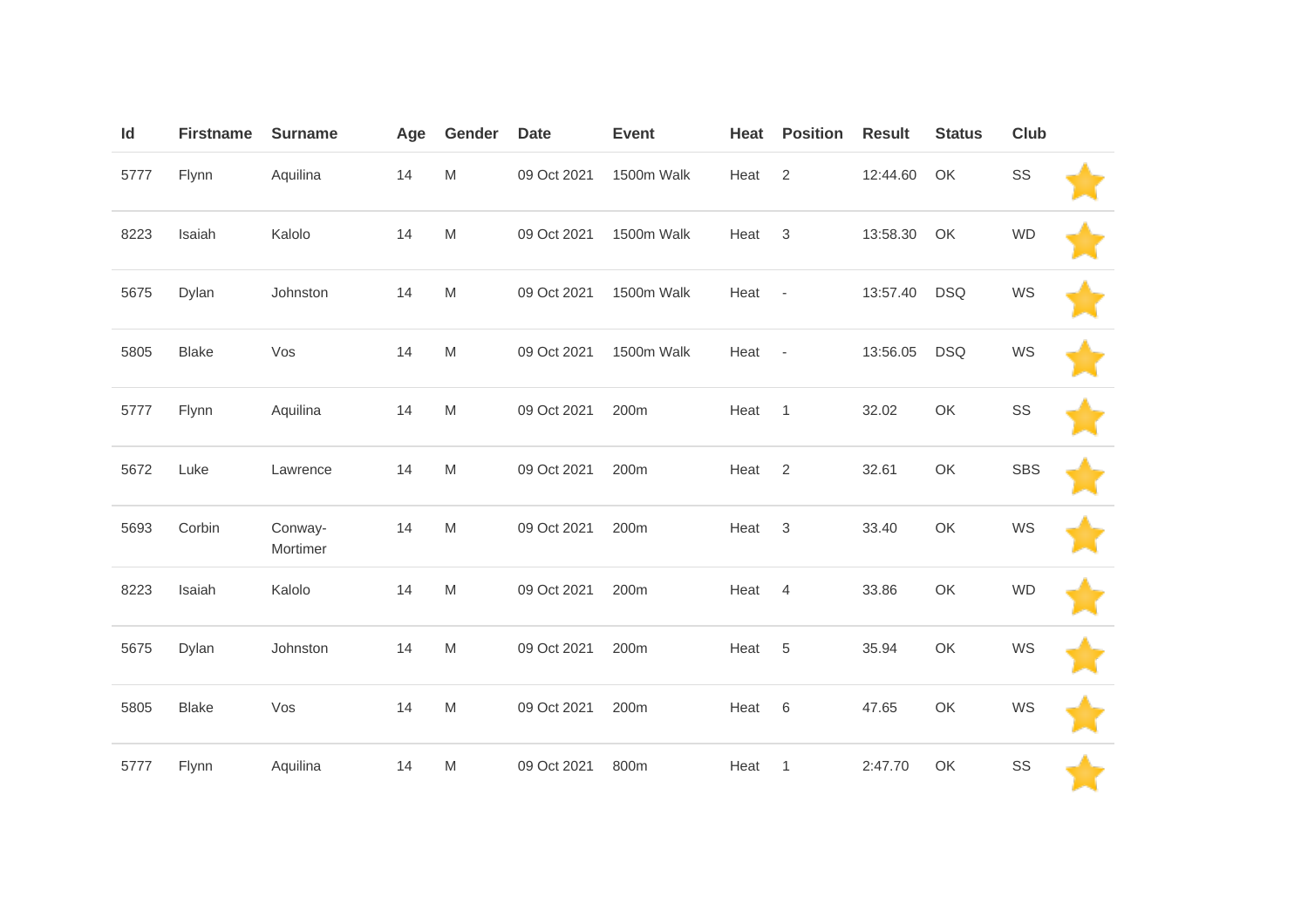| Id | Firstname | Surname | Age | Gender | Date | Event | Heat | Position | Result | Status | Club | |
|---|---|---|---|---|---|---|---|---|---|---|---|---|
| 5777 | Flynn | Aquilina | 14 | M | 09 Oct 2021 | 1500m Walk | Heat | 2 | 12:44.60 | OK | SS | ⭐ |
| 8223 | Isaiah | Kalolo | 14 | M | 09 Oct 2021 | 1500m Walk | Heat | 3 | 13:58.30 | OK | WD | ⭐ |
| 5675 | Dylan | Johnston | 14 | M | 09 Oct 2021 | 1500m Walk | Heat | - | 13:57.40 | DSQ | WS | ⭐ |
| 5805 | Blake | Vos | 14 | M | 09 Oct 2021 | 1500m Walk | Heat | - | 13:56.05 | DSQ | WS | ⭐ |
| 5777 | Flynn | Aquilina | 14 | M | 09 Oct 2021 | 200m | Heat | 1 | 32.02 | OK | SS | ⭐ |
| 5672 | Luke | Lawrence | 14 | M | 09 Oct 2021 | 200m | Heat | 2 | 32.61 | OK | SBS | ⭐ |
| 5693 | Corbin | Conway-Mortimer | 14 | M | 09 Oct 2021 | 200m | Heat | 3 | 33.40 | OK | WS | ⭐ |
| 8223 | Isaiah | Kalolo | 14 | M | 09 Oct 2021 | 200m | Heat | 4 | 33.86 | OK | WD | ⭐ |
| 5675 | Dylan | Johnston | 14 | M | 09 Oct 2021 | 200m | Heat | 5 | 35.94 | OK | WS | ⭐ |
| 5805 | Blake | Vos | 14 | M | 09 Oct 2021 | 200m | Heat | 6 | 47.65 | OK | WS | ⭐ |
| 5777 | Flynn | Aquilina | 14 | M | 09 Oct 2021 | 800m | Heat | 1 | 2:47.70 | OK | SS | ⭐ |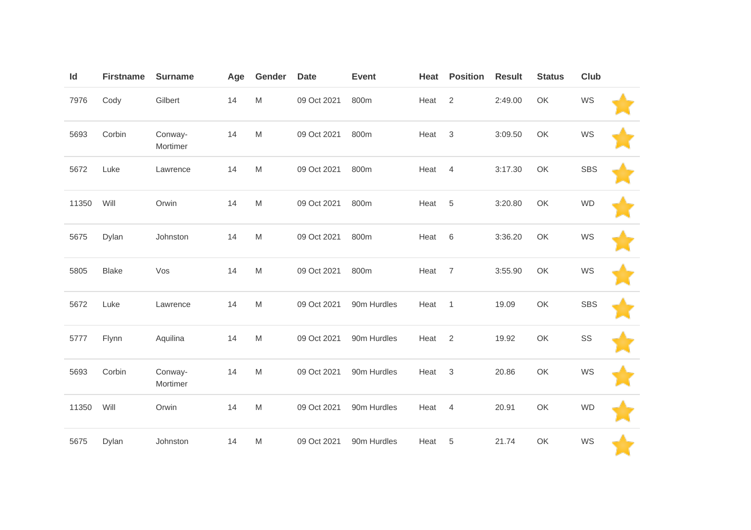| Id | Firstname | Surname | Age | Gender | Date | Event | Heat | Position | Result | Status | Club | |
|---|---|---|---|---|---|---|---|---|---|---|---|---|
| 7976 | Cody | Gilbert | 14 | M | 09 Oct 2021 | 800m | Heat | 2 | 2:49.00 | OK | WS | |
| 5693 | Corbin | Conway-Mortimer | 14 | M | 09 Oct 2021 | 800m | Heat | 3 | 3:09.50 | OK | WS | |
| 5672 | Luke | Lawrence | 14 | M | 09 Oct 2021 | 800m | Heat | 4 | 3:17.30 | OK | SBS | |
| 11350 | Will | Orwin | 14 | M | 09 Oct 2021 | 800m | Heat | 5 | 3:20.80 | OK | WD | |
| 5675 | Dylan | Johnston | 14 | M | 09 Oct 2021 | 800m | Heat | 6 | 3:36.20 | OK | WS | |
| 5805 | Blake | Vos | 14 | M | 09 Oct 2021 | 800m | Heat | 7 | 3:55.90 | OK | WS | |
| 5672 | Luke | Lawrence | 14 | M | 09 Oct 2021 | 90m Hurdles | Heat | 1 | 19.09 | OK | SBS | |
| 5777 | Flynn | Aquilina | 14 | M | 09 Oct 2021 | 90m Hurdles | Heat | 2 | 19.92 | OK | SS | |
| 5693 | Corbin | Conway-Mortimer | 14 | M | 09 Oct 2021 | 90m Hurdles | Heat | 3 | 20.86 | OK | WS | |
| 11350 | Will | Orwin | 14 | M | 09 Oct 2021 | 90m Hurdles | Heat | 4 | 20.91 | OK | WD | |
| 5675 | Dylan | Johnston | 14 | M | 09 Oct 2021 | 90m Hurdles | Heat | 5 | 21.74 | OK | WS | |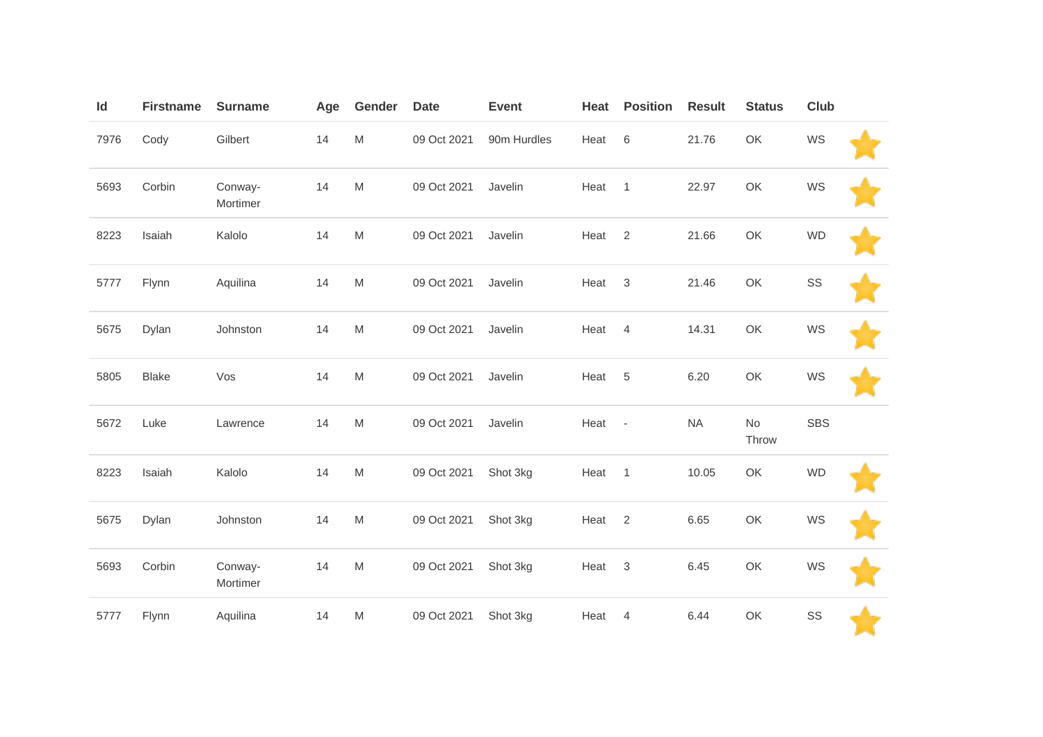| Id | Firstname | Surname | Age | Gender | Date | Event | Heat | Position | Result | Status | Club | |
|---|---|---|---|---|---|---|---|---|---|---|---|---|
| 7976 | Cody | Gilbert | 14 | M | 09 Oct 2021 | 90m Hurdles | Heat | 6 | 21.76 | OK | WS | ⭐ |
| 5693 | Corbin | Conway-Mortimer | 14 | M | 09 Oct 2021 | Javelin | Heat | 1 | 22.97 | OK | WS | ⭐ |
| 8223 | Isaiah | Kalolo | 14 | M | 09 Oct 2021 | Javelin | Heat | 2 | 21.66 | OK | WD | ⭐ |
| 5777 | Flynn | Aquilina | 14 | M | 09 Oct 2021 | Javelin | Heat | 3 | 21.46 | OK | SS | ⭐ |
| 5675 | Dylan | Johnston | 14 | M | 09 Oct 2021 | Javelin | Heat | 4 | 14.31 | OK | WS | ⭐ |
| 5805 | Blake | Vos | 14 | M | 09 Oct 2021 | Javelin | Heat | 5 | 6.20 | OK | WS | ⭐ |
| 5672 | Luke | Lawrence | 14 | M | 09 Oct 2021 | Javelin | Heat | - | NA | No Throw | SBS | |
| 8223 | Isaiah | Kalolo | 14 | M | 09 Oct 2021 | Shot 3kg | Heat | 1 | 10.05 | OK | WD | ⭐ |
| 5675 | Dylan | Johnston | 14 | M | 09 Oct 2021 | Shot 3kg | Heat | 2 | 6.65 | OK | WS | ⭐ |
| 5693 | Corbin | Conway-Mortimer | 14 | M | 09 Oct 2021 | Shot 3kg | Heat | 3 | 6.45 | OK | WS | ⭐ |
| 5777 | Flynn | Aquilina | 14 | M | 09 Oct 2021 | Shot 3kg | Heat | 4 | 6.44 | OK | SS | ⭐ |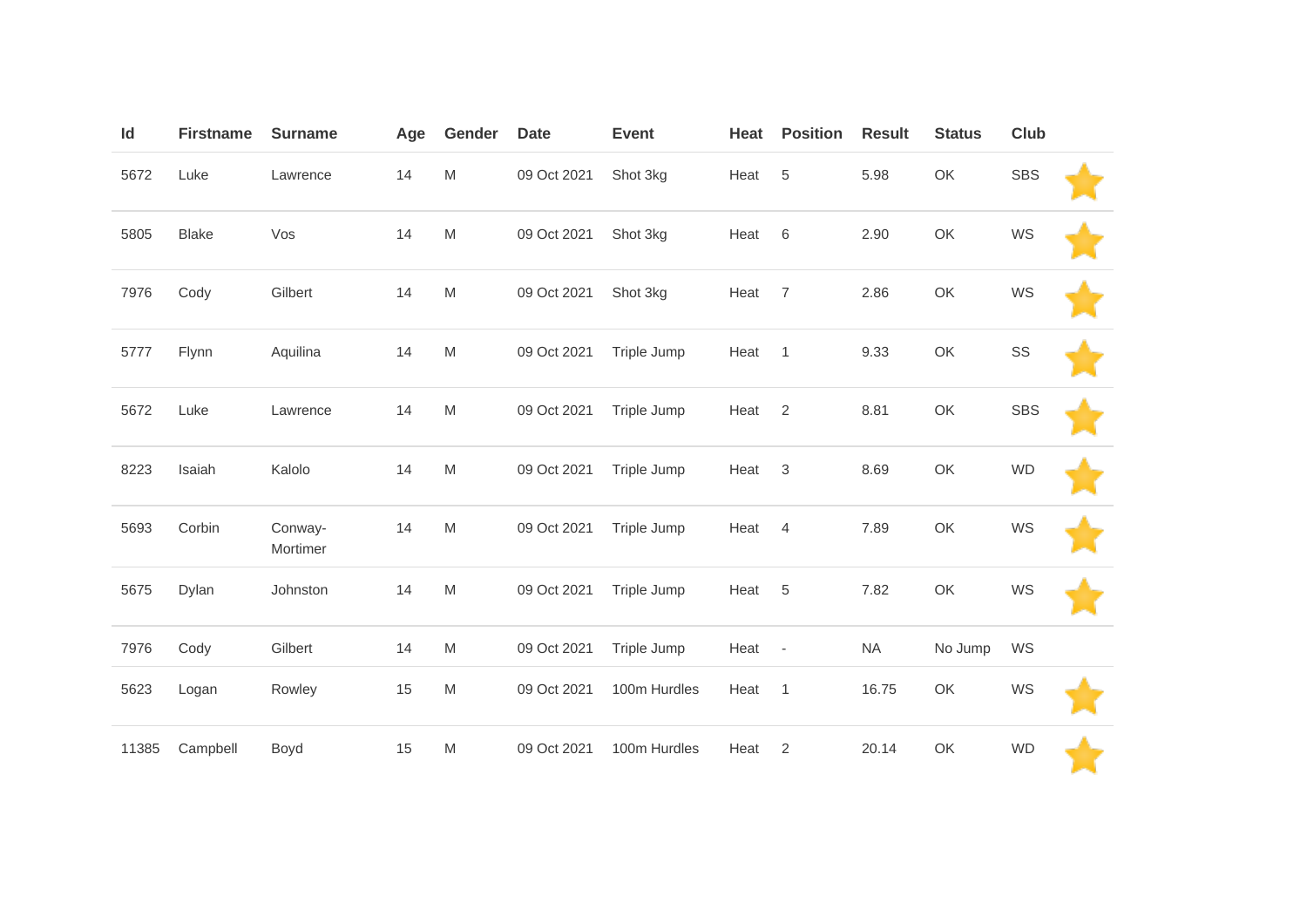| Id | Firstname | Surname | Age | Gender | Date | Event | Heat | Position | Result | Status | Club | |
|---|---|---|---|---|---|---|---|---|---|---|---|---|
| 5672 | Luke | Lawrence | 14 | M | 09 Oct 2021 | Shot 3kg | Heat | 5 | 5.98 | OK | SBS | ⭐ |
| 5805 | Blake | Vos | 14 | M | 09 Oct 2021 | Shot 3kg | Heat | 6 | 2.90 | OK | WS | ⭐ |
| 7976 | Cody | Gilbert | 14 | M | 09 Oct 2021 | Shot 3kg | Heat | 7 | 2.86 | OK | WS | ⭐ |
| 5777 | Flynn | Aquilina | 14 | M | 09 Oct 2021 | Triple Jump | Heat | 1 | 9.33 | OK | SS | ⭐ |
| 5672 | Luke | Lawrence | 14 | M | 09 Oct 2021 | Triple Jump | Heat | 2 | 8.81 | OK | SBS | ⭐ |
| 8223 | Isaiah | Kalolo | 14 | M | 09 Oct 2021 | Triple Jump | Heat | 3 | 8.69 | OK | WD | ⭐ |
| 5693 | Corbin | Conway-Mortimer | 14 | M | 09 Oct 2021 | Triple Jump | Heat | 4 | 7.89 | OK | WS | ⭐ |
| 5675 | Dylan | Johnston | 14 | M | 09 Oct 2021 | Triple Jump | Heat | 5 | 7.82 | OK | WS | ⭐ |
| 7976 | Cody | Gilbert | 14 | M | 09 Oct 2021 | Triple Jump | Heat | - | NA | No Jump | WS | |
| 5623 | Logan | Rowley | 15 | M | 09 Oct 2021 | 100m Hurdles | Heat | 1 | 16.75 | OK | WS | ⭐ |
| 11385 | Campbell | Boyd | 15 | M | 09 Oct 2021 | 100m Hurdles | Heat | 2 | 20.14 | OK | WD | ⭐ |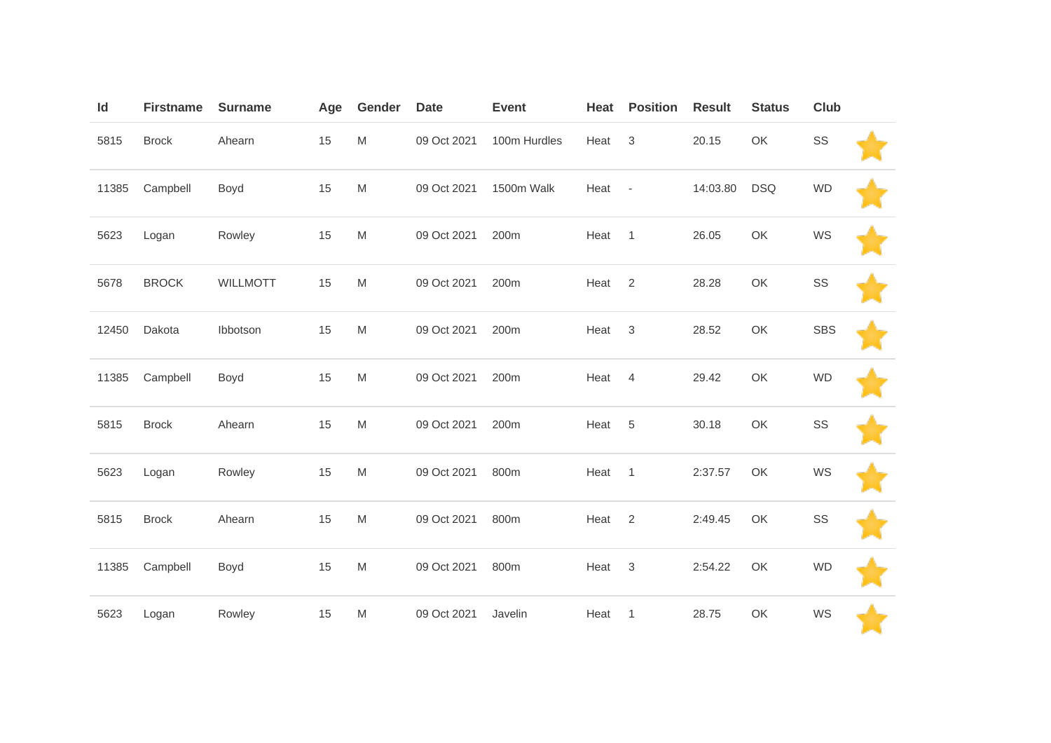| Id | Firstname | Surname | Age | Gender | Date | Event | Heat | Position | Result | Status | Club | |
|---|---|---|---|---|---|---|---|---|---|---|---|---|
| 5815 | Brock | Ahearn | 15 | M | 09 Oct 2021 | 100m Hurdles | Heat | 3 | 20.15 | OK | SS | |
| 11385 | Campbell | Boyd | 15 | M | 09 Oct 2021 | 1500m Walk | Heat | - | 14:03.80 | DSQ | WD | |
| 5623 | Logan | Rowley | 15 | M | 09 Oct 2021 | 200m | Heat | 1 | 26.05 | OK | WS | |
| 5678 | BROCK | WILLMOTT | 15 | M | 09 Oct 2021 | 200m | Heat | 2 | 28.28 | OK | SS | |
| 12450 | Dakota | Ibbotson | 15 | M | 09 Oct 2021 | 200m | Heat | 3 | 28.52 | OK | SBS | |
| 11385 | Campbell | Boyd | 15 | M | 09 Oct 2021 | 200m | Heat | 4 | 29.42 | OK | WD | |
| 5815 | Brock | Ahearn | 15 | M | 09 Oct 2021 | 200m | Heat | 5 | 30.18 | OK | SS | |
| 5623 | Logan | Rowley | 15 | M | 09 Oct 2021 | 800m | Heat | 1 | 2:37.57 | OK | WS | |
| 5815 | Brock | Ahearn | 15 | M | 09 Oct 2021 | 800m | Heat | 2 | 2:49.45 | OK | SS | |
| 11385 | Campbell | Boyd | 15 | M | 09 Oct 2021 | 800m | Heat | 3 | 2:54.22 | OK | WD | |
| 5623 | Logan | Rowley | 15 | M | 09 Oct 2021 | Javelin | Heat | 1 | 28.75 | OK | WS | |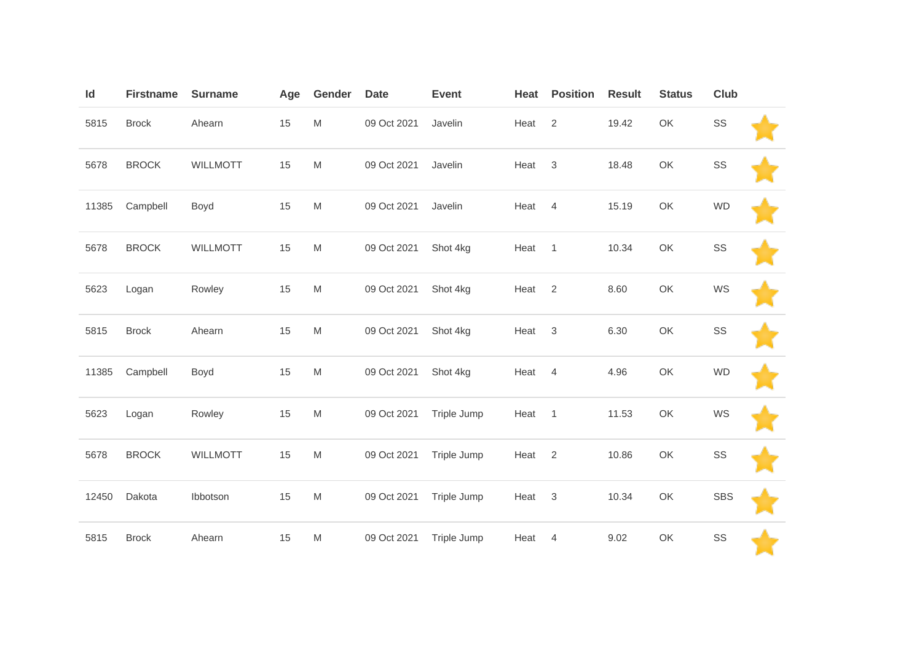| Id | Firstname | Surname | Age | Gender | Date | Event | Heat | Position | Result | Status | Club | |
|---|---|---|---|---|---|---|---|---|---|---|---|---|
| 5815 | Brock | Ahearn | 15 | M | 09 Oct 2021 | Javelin | Heat | 2 | 19.42 | OK | SS | |
| 5678 | BROCK | WILLMOTT | 15 | M | 09 Oct 2021 | Javelin | Heat | 3 | 18.48 | OK | SS | |
| 11385 | Campbell | Boyd | 15 | M | 09 Oct 2021 | Javelin | Heat | 4 | 15.19 | OK | WD | |
| 5678 | BROCK | WILLMOTT | 15 | M | 09 Oct 2021 | Shot 4kg | Heat | 1 | 10.34 | OK | SS | |
| 5623 | Logan | Rowley | 15 | M | 09 Oct 2021 | Shot 4kg | Heat | 2 | 8.60 | OK | WS | |
| 5815 | Brock | Ahearn | 15 | M | 09 Oct 2021 | Shot 4kg | Heat | 3 | 6.30 | OK | SS | |
| 11385 | Campbell | Boyd | 15 | M | 09 Oct 2021 | Shot 4kg | Heat | 4 | 4.96 | OK | WD | |
| 5623 | Logan | Rowley | 15 | M | 09 Oct 2021 | Triple Jump | Heat | 1 | 11.53 | OK | WS | |
| 5678 | BROCK | WILLMOTT | 15 | M | 09 Oct 2021 | Triple Jump | Heat | 2 | 10.86 | OK | SS | |
| 12450 | Dakota | Ibbotson | 15 | M | 09 Oct 2021 | Triple Jump | Heat | 3 | 10.34 | OK | SBS | |
| 5815 | Brock | Ahearn | 15 | M | 09 Oct 2021 | Triple Jump | Heat | 4 | 9.02 | OK | SS | |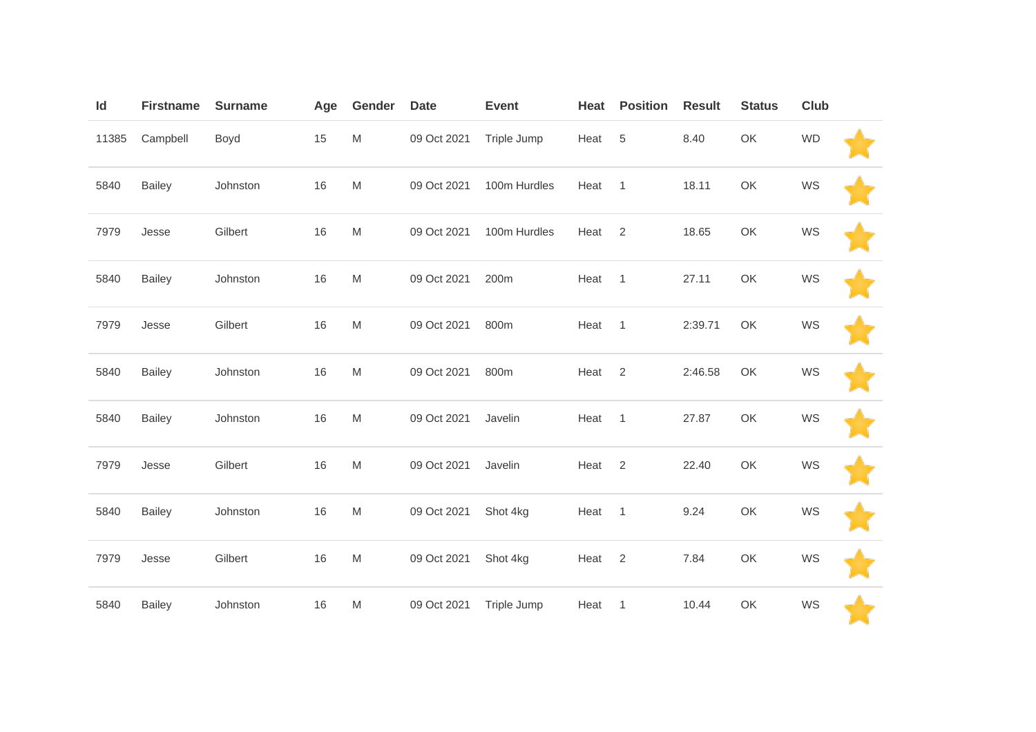| Id | Firstname | Surname | Age | Gender | Date | Event | Heat | Position | Result | Status | Club | |
|---|---|---|---|---|---|---|---|---|---|---|---|---|
| 11385 | Campbell | Boyd | 15 | M | 09 Oct 2021 | Triple Jump | Heat | 5 | 8.40 | OK | WD | |
| 5840 | Bailey | Johnston | 16 | M | 09 Oct 2021 | 100m Hurdles | Heat | 1 | 18.11 | OK | WS | |
| 7979 | Jesse | Gilbert | 16 | M | 09 Oct 2021 | 100m Hurdles | Heat | 2 | 18.65 | OK | WS | |
| 5840 | Bailey | Johnston | 16 | M | 09 Oct 2021 | 200m | Heat | 1 | 27.11 | OK | WS | |
| 7979 | Jesse | Gilbert | 16 | M | 09 Oct 2021 | 800m | Heat | 1 | 2:39.71 | OK | WS | |
| 5840 | Bailey | Johnston | 16 | M | 09 Oct 2021 | 800m | Heat | 2 | 2:46.58 | OK | WS | |
| 5840 | Bailey | Johnston | 16 | M | 09 Oct 2021 | Javelin | Heat | 1 | 27.87 | OK | WS | |
| 7979 | Jesse | Gilbert | 16 | M | 09 Oct 2021 | Javelin | Heat | 2 | 22.40 | OK | WS | |
| 5840 | Bailey | Johnston | 16 | M | 09 Oct 2021 | Shot 4kg | Heat | 1 | 9.24 | OK | WS | |
| 7979 | Jesse | Gilbert | 16 | M | 09 Oct 2021 | Shot 4kg | Heat | 2 | 7.84 | OK | WS | |
| 5840 | Bailey | Johnston | 16 | M | 09 Oct 2021 | Triple Jump | Heat | 1 | 10.44 | OK | WS | |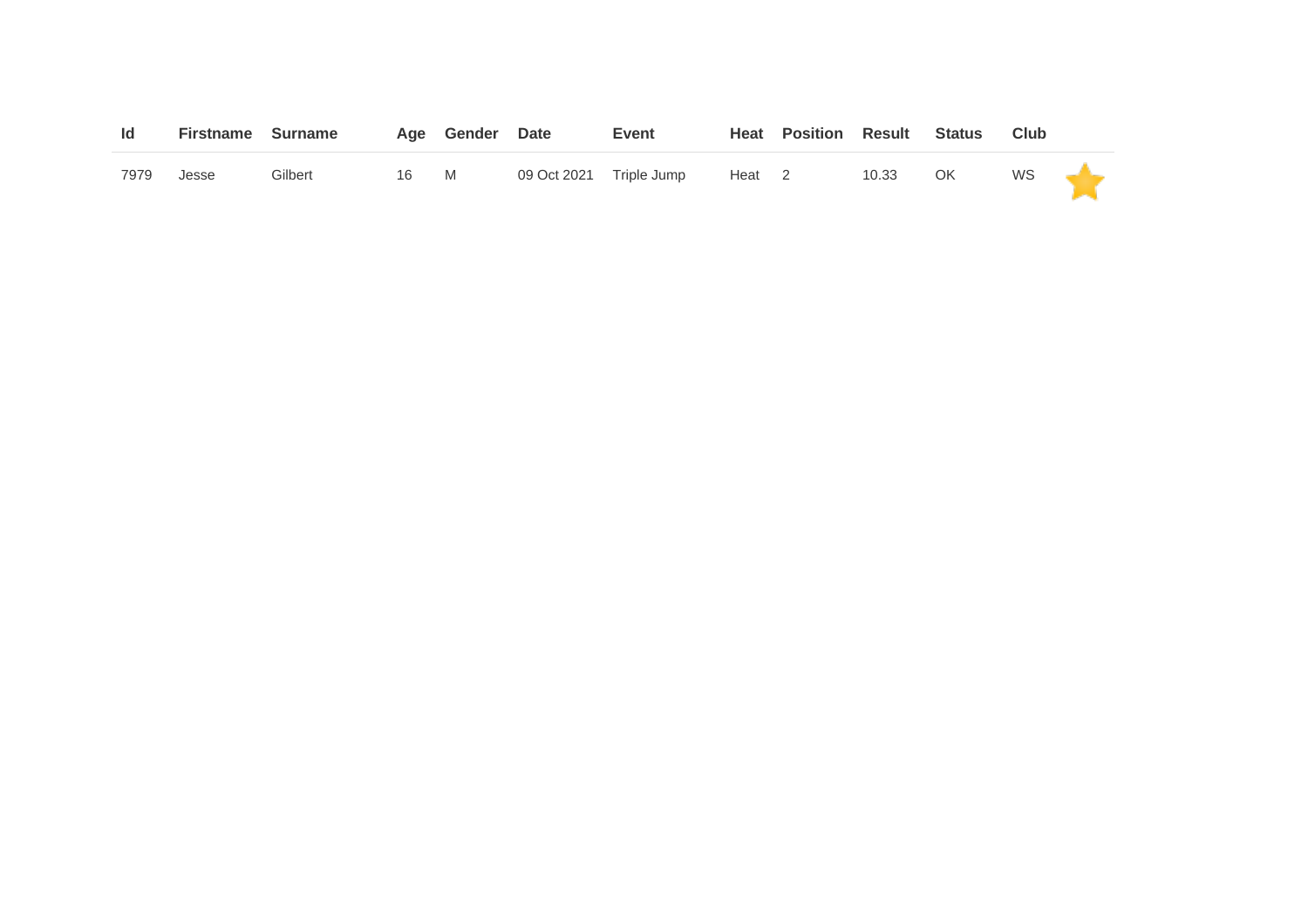| Id | Firstname | Surname | Age | Gender | Date | Event | Heat | Position | Result | Status | Club | |
|---|---|---|---|---|---|---|---|---|---|---|---|---|
| 7979 | Jesse | Gilbert | 16 | M | 09 Oct 2021 | Triple Jump | Heat | 2 | 10.33 | OK | WS | ⭐ |